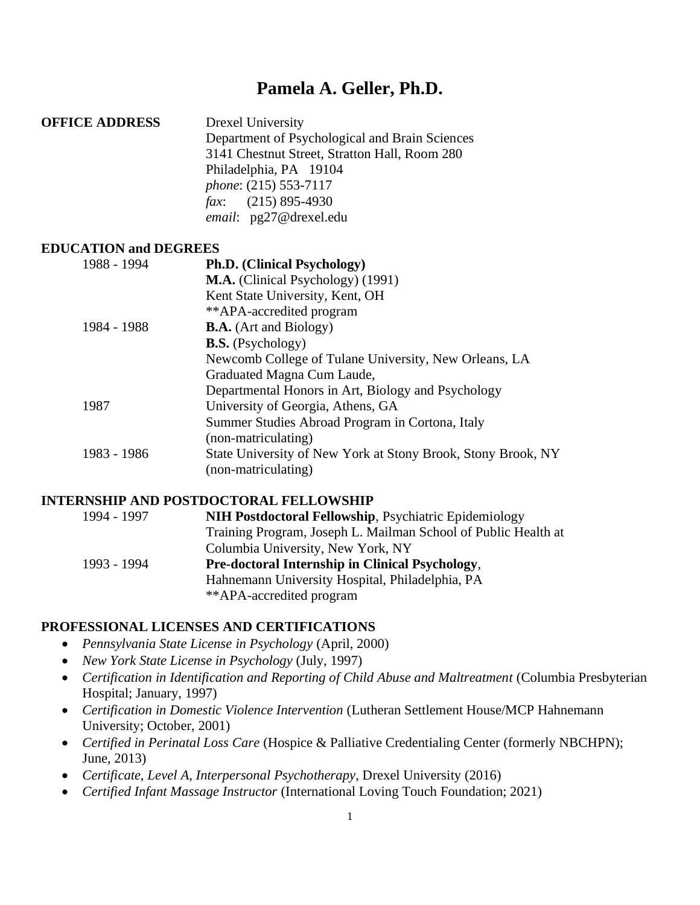# Pamela A. Geller, Ph.D.

**OFFICE ADDRESS**

Drexel University
Department of Psychological and Brain Sciences
3141 Chestnut Street, Stratton Hall, Room 280
Philadelphia, PA 19104
*phone*: (215) 553-7117
*fax*: (215) 895-4930
*email*: pg27@drexel.edu

## EDUCATION and DEGREES

| | |
|---|---|
| 1988 - 1994 | **Ph.D. (Clinical Psychology)**<br>**M.A.** (Clinical Psychology) (1991)<br>Kent State University, Kent, OH<br>**APA-accredited program |
| 1984 - 1988 | **B.A.** (Art and Biology)<br>**B.S.** (Psychology)<br>Newcomb College of Tulane University, New Orleans, LA<br>Graduated Magna Cum Laude,<br>Departmental Honors in Art, Biology and Psychology |
| 1987 | University of Georgia, Athens, GA<br>Summer Studies Abroad Program in Cortona, Italy<br>(non-matriculating) |
| 1983 - 1986 | State University of New York at Stony Brook, Stony Brook, NY<br>(non-matriculating) |

## INTERNSHIP AND POSTDOCTORAL FELLOWSHIP

| | |
|---|---|
| 1994 - 1997 | **NIH Postdoctoral Fellowship**, Psychiatric Epidemiology Training Program, Joseph L. Mailman School of Public Health at Columbia University, New York, NY |
| 1993 - 1994 | **Pre-doctoral Internship in Clinical Psychology**,<br>Hahnemann University Hospital, Philadelphia, PA<br>**APA-accredited program |

## PROFESSIONAL LICENSES AND CERTIFICATIONS

- *Pennsylvania State License in Psychology* (April, 2000)
- *New York State License in Psychology* (July, 1997)
- *Certification in Identification and Reporting of Child Abuse and Maltreatment* (Columbia Presbyterian Hospital; January, 1997)
- *Certification in Domestic Violence Intervention* (Lutheran Settlement House/MCP Hahnemann University; October, 2001)
- *Certified in Perinatal Loss Care* (Hospice & Palliative Credentialing Center (formerly NBCHPN); June, 2013)
- *Certificate, Level A, Interpersonal Psychotherapy*, Drexel University (2016)
- *Certified Infant Massage Instructor* (International Loving Touch Foundation; 2021)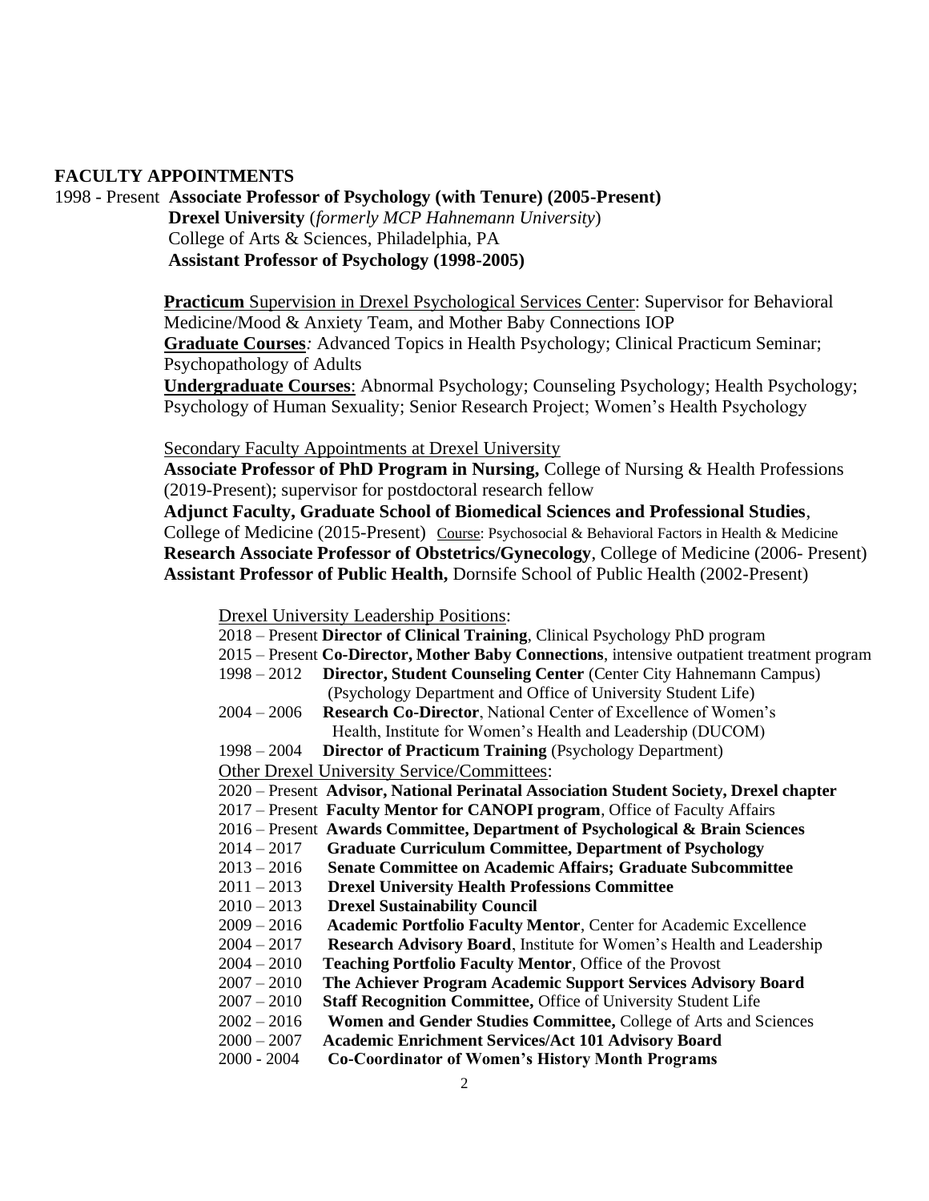## FACULTY APPOINTMENTS

1998 - Present **Associate Professor of Psychology (with Tenure) (2005-Present)**
**Drexel University** (*formerly MCP Hahnemann University*)
College of Arts & Sciences, Philadelphia, PA
**Assistant Professor of Psychology (1998-2005)**

**Practicum** Supervision in Drexel Psychological Services Center: Supervisor for Behavioral Medicine/Mood & Anxiety Team, and Mother Baby Connections IOP
**Graduate Courses**: Advanced Topics in Health Psychology; Clinical Practicum Seminar; Psychopathology of Adults
**Undergraduate Courses**: Abnormal Psychology; Counseling Psychology; Health Psychology; Psychology of Human Sexuality; Senior Research Project; Women's Health Psychology

Secondary Faculty Appointments at Drexel University

**Associate Professor of PhD Program in Nursing,** College of Nursing & Health Professions (2019-Present); supervisor for postdoctoral research fellow
**Adjunct Faculty, Graduate School of Biomedical Sciences and Professional Studies**, College of Medicine (2015-Present) Course: Psychosocial & Behavioral Factors in Health & Medicine
**Research Associate Professor of Obstetrics/Gynecology**, College of Medicine (2006- Present)
**Assistant Professor of Public Health,** Dornsife School of Public Health (2002-Present)

Drexel University Leadership Positions:

- 2018 – Present **Director of Clinical Training**, Clinical Psychology PhD program
- 2015 – Present **Co-Director, Mother Baby Connections**, intensive outpatient treatment program
- 1998 – 2012 **Director, Student Counseling Center** (Center City Hahnemann Campus) (Psychology Department and Office of University Student Life)
- 2004 – 2006 **Research Co-Director**, National Center of Excellence of Women's Health, Institute for Women's Health and Leadership (DUCOM)
- 1998 – 2004 **Director of Practicum Training** (Psychology Department)

Other Drexel University Service/Committees:

- 2020 – Present **Advisor, National Perinatal Association Student Society, Drexel chapter**
- 2017 – Present **Faculty Mentor for CANOPI program**, Office of Faculty Affairs
- 2016 – Present **Awards Committee, Department of Psychological & Brain Sciences**
- 2014 – 2017 **Graduate Curriculum Committee, Department of Psychology**
- 2013 – 2016 **Senate Committee on Academic Affairs; Graduate Subcommittee**
- 2011 – 2013 **Drexel University Health Professions Committee**
- 2010 – 2013 **Drexel Sustainability Council**
- 2009 – 2016 **Academic Portfolio Faculty Mentor**, Center for Academic Excellence
- 2004 – 2017 **Research Advisory Board**, Institute for Women's Health and Leadership
- 2004 – 2010 **Teaching Portfolio Faculty Mentor**, Office of the Provost
- 2007 – 2010 **The Achiever Program Academic Support Services Advisory Board**
- 2007 – 2010 **Staff Recognition Committee,** Office of University Student Life
- 2002 – 2016 **Women and Gender Studies Committee,** College of Arts and Sciences
- 2000 – 2007 **Academic Enrichment Services/Act 101 Advisory Board**
- 2000 - 2004 **Co-Coordinator of Women's History Month Programs**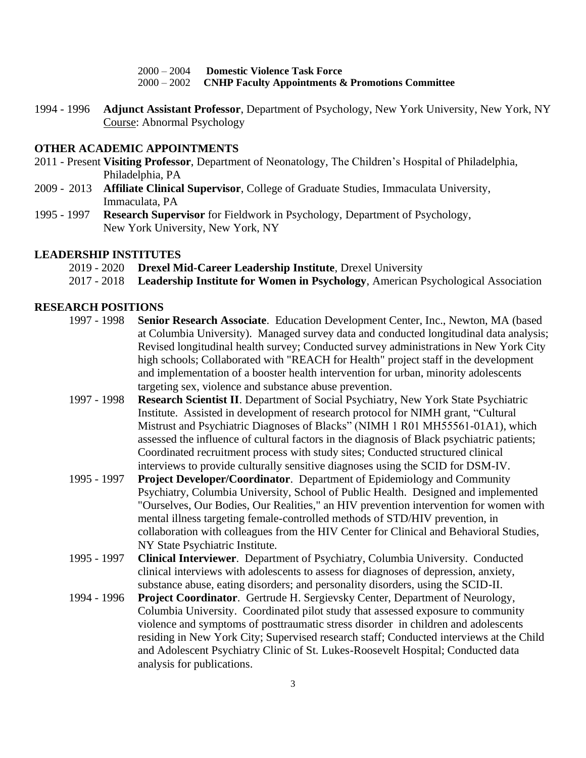2000 – 2004 **Domestic Violence Task Force**
2000 – 2002 **CNHP Faculty Appointments & Promotions Committee**

1994 - 1996 **Adjunct Assistant Professor**, Department of Psychology, New York University, New York, NY
Course: Abnormal Psychology

## OTHER ACADEMIC APPOINTMENTS

2011 - Present **Visiting Professor**, Department of Neonatology, The Children's Hospital of Philadelphia, Philadelphia, PA

2009 - 2013 **Affiliate Clinical Supervisor**, College of Graduate Studies, Immaculata University, Immaculata, PA

1995 - 1997 **Research Supervisor** for Fieldwork in Psychology, Department of Psychology, New York University, New York, NY

## LEADERSHIP INSTITUTES

2019 - 2020 **Drexel Mid-Career Leadership Institute**, Drexel University

2017 - 2018 **Leadership Institute for Women in Psychology**, American Psychological Association

## RESEARCH POSITIONS

1997 - 1998 **Senior Research Associate**. Education Development Center, Inc., Newton, MA (based at Columbia University). Managed survey data and conducted longitudinal data analysis; Revised longitudinal health survey; Conducted survey administrations in New York City high schools; Collaborated with "REACH for Health" project staff in the development and implementation of a booster health intervention for urban, minority adolescents targeting sex, violence and substance abuse prevention.

1997 - 1998 **Research Scientist II**. Department of Social Psychiatry, New York State Psychiatric Institute. Assisted in development of research protocol for NIMH grant, "Cultural Mistrust and Psychiatric Diagnoses of Blacks" (NIMH 1 R01 MH55561-01A1), which assessed the influence of cultural factors in the diagnosis of Black psychiatric patients; Coordinated recruitment process with study sites; Conducted structured clinical interviews to provide culturally sensitive diagnoses using the SCID for DSM-IV.

1995 - 1997 **Project Developer/Coordinator**. Department of Epidemiology and Community Psychiatry, Columbia University, School of Public Health. Designed and implemented "Ourselves, Our Bodies, Our Realities," an HIV prevention intervention for women with mental illness targeting female-controlled methods of STD/HIV prevention, in collaboration with colleagues from the HIV Center for Clinical and Behavioral Studies, NY State Psychiatric Institute.

1995 - 1997 **Clinical Interviewer**. Department of Psychiatry, Columbia University. Conducted clinical interviews with adolescents to assess for diagnoses of depression, anxiety, substance abuse, eating disorders; and personality disorders, using the SCID-II.

1994 - 1996 **Project Coordinator**. Gertrude H. Sergievsky Center, Department of Neurology, Columbia University. Coordinated pilot study that assessed exposure to community violence and symptoms of posttraumatic stress disorder in children and adolescents residing in New York City; Supervised research staff; Conducted interviews at the Child and Adolescent Psychiatry Clinic of St. Lukes-Roosevelt Hospital; Conducted data analysis for publications.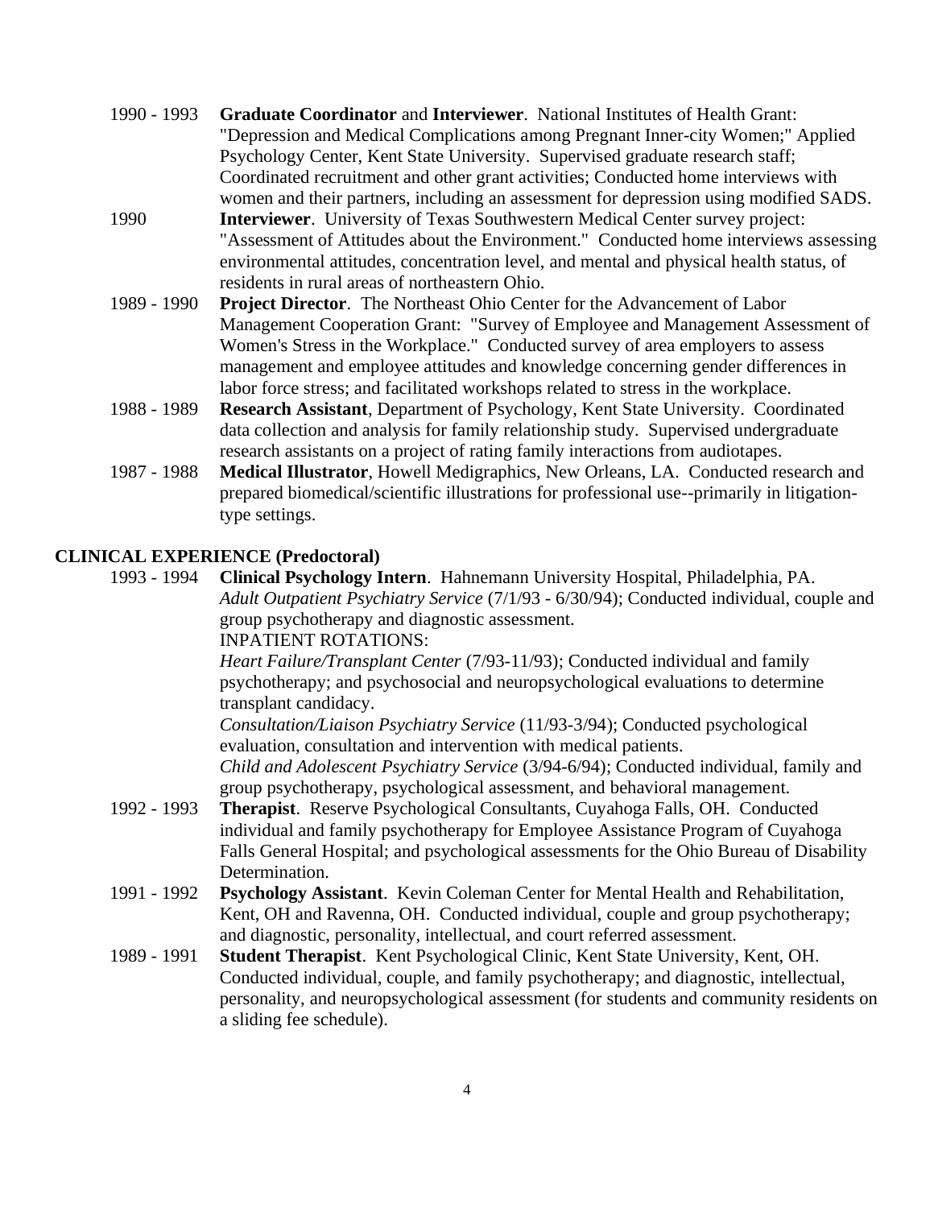1990 - 1993 **Graduate Coordinator** and **Interviewer**. National Institutes of Health Grant: "Depression and Medical Complications among Pregnant Inner-city Women;" Applied Psychology Center, Kent State University. Supervised graduate research staff; Coordinated recruitment and other grant activities; Conducted home interviews with women and their partners, including an assessment for depression using modified SADS.

1990 **Interviewer**. University of Texas Southwestern Medical Center survey project: "Assessment of Attitudes about the Environment." Conducted home interviews assessing environmental attitudes, concentration level, and mental and physical health status, of residents in rural areas of northeastern Ohio.

1989 - 1990 **Project Director**. The Northeast Ohio Center for the Advancement of Labor Management Cooperation Grant: "Survey of Employee and Management Assessment of Women's Stress in the Workplace." Conducted survey of area employers to assess management and employee attitudes and knowledge concerning gender differences in labor force stress; and facilitated workshops related to stress in the workplace.

1988 - 1989 **Research Assistant**, Department of Psychology, Kent State University. Coordinated data collection and analysis for family relationship study. Supervised undergraduate research assistants on a project of rating family interactions from audiotapes.

1987 - 1988 **Medical Illustrator**, Howell Medigraphics, New Orleans, LA. Conducted research and prepared biomedical/scientific illustrations for professional use--primarily in litigation-type settings.

## CLINICAL EXPERIENCE (Predoctoral)

1993 - 1994 **Clinical Psychology Intern**. Hahnemann University Hospital, Philadelphia, PA.
*Adult Outpatient Psychiatry Service* (7/1/93 - 6/30/94); Conducted individual, couple and group psychotherapy and diagnostic assessment.
INPATIENT ROTATIONS:
*Heart Failure/Transplant Center* (7/93-11/93); Conducted individual and family psychotherapy; and psychosocial and neuropsychological evaluations to determine transplant candidacy.
*Consultation/Liaison Psychiatry Service* (11/93-3/94); Conducted psychological evaluation, consultation and intervention with medical patients.
*Child and Adolescent Psychiatry Service* (3/94-6/94); Conducted individual, family and group psychotherapy, psychological assessment, and behavioral management.

1992 - 1993 **Therapist**. Reserve Psychological Consultants, Cuyahoga Falls, OH. Conducted individual and family psychotherapy for Employee Assistance Program of Cuyahoga Falls General Hospital; and psychological assessments for the Ohio Bureau of Disability Determination.

1991 - 1992 **Psychology Assistant**. Kevin Coleman Center for Mental Health and Rehabilitation, Kent, OH and Ravenna, OH. Conducted individual, couple and group psychotherapy; and diagnostic, personality, intellectual, and court referred assessment.

1989 - 1991 **Student Therapist**. Kent Psychological Clinic, Kent State University, Kent, OH. Conducted individual, couple, and family psychotherapy; and diagnostic, intellectual, personality, and neuropsychological assessment (for students and community residents on a sliding fee schedule).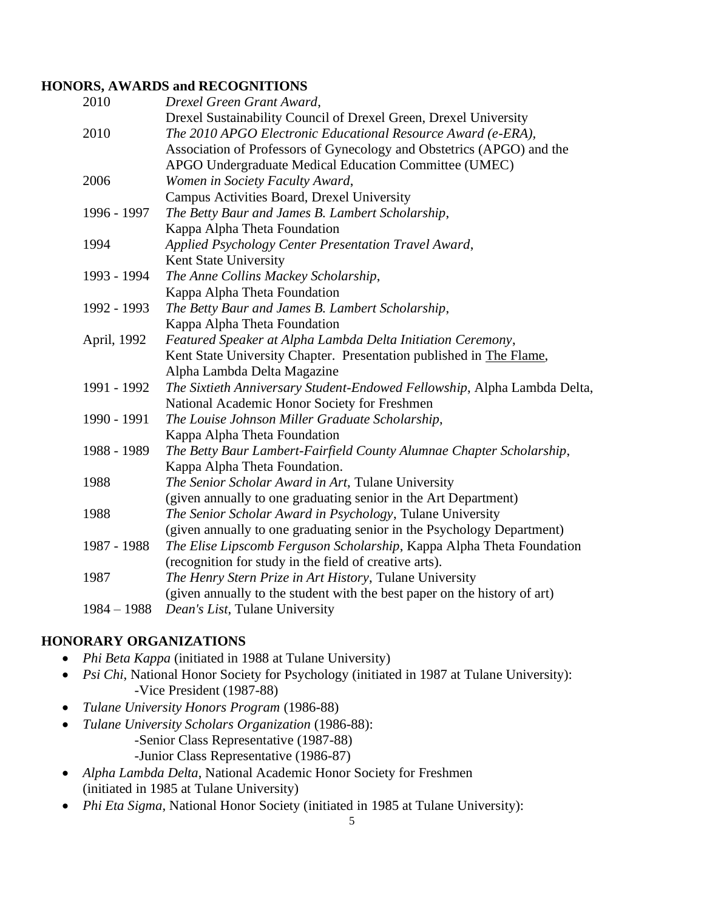## HONORS, AWARDS and RECOGNITIONS

| | |
|---|---|
| 2010 | *Drexel Green Grant Award*, Drexel Sustainability Council of Drexel Green, Drexel University |
| 2010 | *The 2010 APGO Electronic Educational Resource Award (e-ERA),* Association of Professors of Gynecology and Obstetrics (APGO) and the APGO Undergraduate Medical Education Committee (UMEC) |
| 2006 | *Women in Society Faculty Award*, Campus Activities Board, Drexel University |
| 1996 - 1997 | *The Betty Baur and James B. Lambert Scholarship*, Kappa Alpha Theta Foundation |
| 1994 | *Applied Psychology Center Presentation Travel Award*, Kent State University |
| 1993 - 1994 | *The Anne Collins Mackey Scholarship*, Kappa Alpha Theta Foundation |
| 1992 - 1993 | *The Betty Baur and James B. Lambert Scholarship*, Kappa Alpha Theta Foundation |
| April, 1992 | *Featured Speaker at Alpha Lambda Delta Initiation Ceremony*, Kent State University Chapter. Presentation published in The Flame, Alpha Lambda Delta Magazine |
| 1991 - 1992 | *The Sixtieth Anniversary Student-Endowed Fellowship*, Alpha Lambda Delta, National Academic Honor Society for Freshmen |
| 1990 - 1991 | *The Louise Johnson Miller Graduate Scholarship*, Kappa Alpha Theta Foundation |
| 1988 - 1989 | *The Betty Baur Lambert-Fairfield County Alumnae Chapter Scholarship*, Kappa Alpha Theta Foundation. |
| 1988 | *The Senior Scholar Award in Art*, Tulane University (given annually to one graduating senior in the Art Department) |
| 1988 | *The Senior Scholar Award in Psychology*, Tulane University (given annually to one graduating senior in the Psychology Department) |
| 1987 - 1988 | *The Elise Lipscomb Ferguson Scholarship*, Kappa Alpha Theta Foundation (recognition for study in the field of creative arts). |
| 1987 | *The Henry Stern Prize in Art History*, Tulane University (given annually to the student with the best paper on the history of art) |
| 1984 – 1988 | *Dean's List*, Tulane University |

## HONORARY ORGANIZATIONS

- *Phi Beta Kappa* (initiated in 1988 at Tulane University)
- *Psi Chi*, National Honor Society for Psychology (initiated in 1987 at Tulane University):
  - -Vice President (1987-88)
- *Tulane University Honors Program* (1986-88)
- *Tulane University Scholars Organization* (1986-88):
  - -Senior Class Representative (1987-88)
  - -Junior Class Representative (1986-87)
- *Alpha Lambda Delta*, National Academic Honor Society for Freshmen (initiated in 1985 at Tulane University)
- *Phi Eta Sigma*, National Honor Society (initiated in 1985 at Tulane University):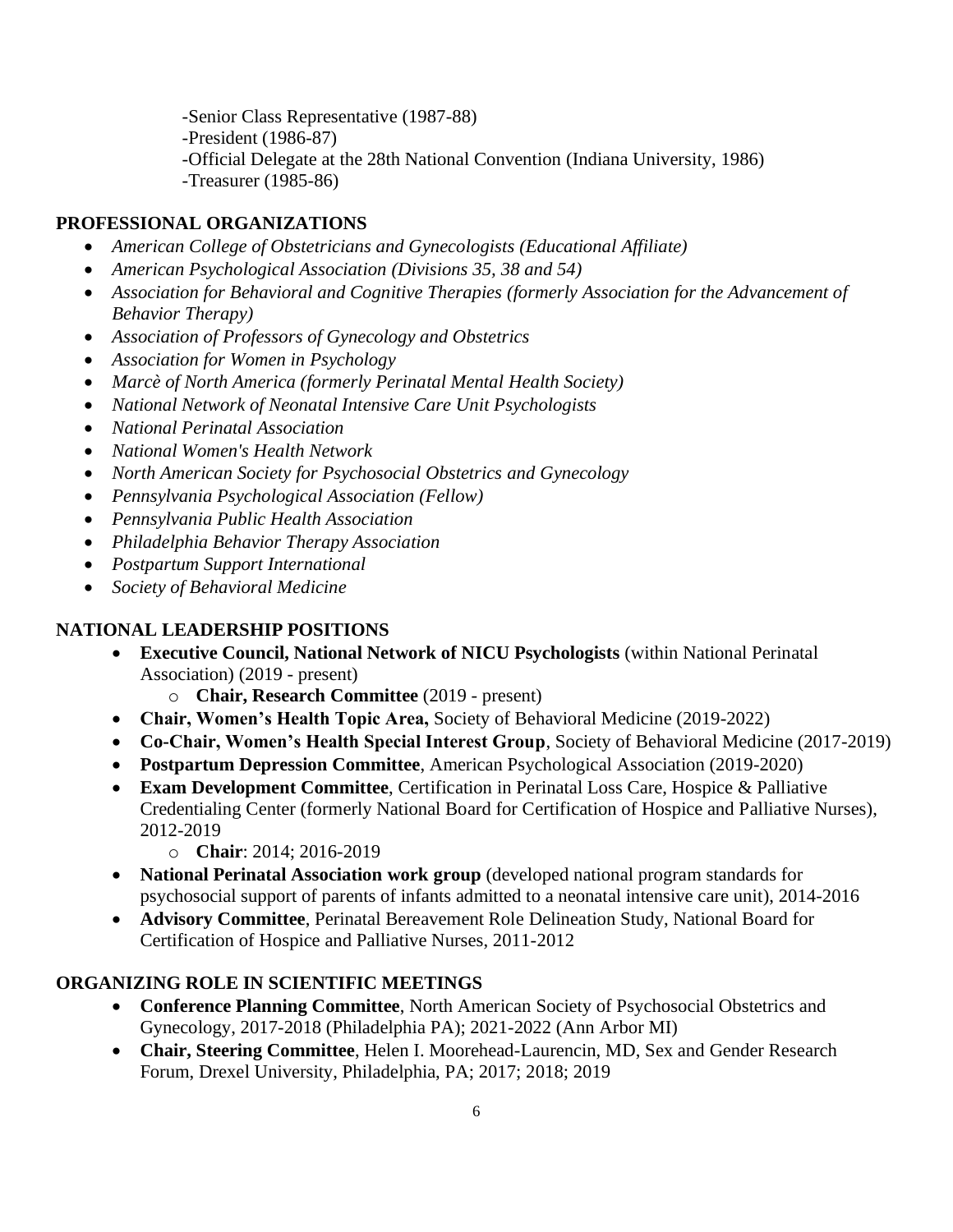-Senior Class Representative (1987-88)
-President (1986-87)
-Official Delegate at the 28th National Convention (Indiana University, 1986)
-Treasurer (1985-86)

## PROFESSIONAL ORGANIZATIONS

- *American College of Obstetricians and Gynecologists (Educational Affiliate)*
- *American Psychological Association (Divisions 35, 38 and 54)*
- *Association for Behavioral and Cognitive Therapies (formerly Association for the Advancement of Behavior Therapy)*
- *Association of Professors of Gynecology and Obstetrics*
- *Association for Women in Psychology*
- *Marcè of North America (formerly Perinatal Mental Health Society)*
- *National Network of Neonatal Intensive Care Unit Psychologists*
- *National Perinatal Association*
- *National Women's Health Network*
- *North American Society for Psychosocial Obstetrics and Gynecology*
- *Pennsylvania Psychological Association (Fellow)*
- *Pennsylvania Public Health Association*
- *Philadelphia Behavior Therapy Association*
- *Postpartum Support International*
- *Society of Behavioral Medicine*

## NATIONAL LEADERSHIP POSITIONS

- **Executive Council, National Network of NICU Psychologists** (within National Perinatal Association) (2019 - present)
    - **Chair, Research Committee** (2019 - present)
- **Chair, Women's Health Topic Area,** Society of Behavioral Medicine (2019-2022)
- **Co-Chair, Women's Health Special Interest Group**, Society of Behavioral Medicine (2017-2019)
- **Postpartum Depression Committee**, American Psychological Association (2019-2020)
- **Exam Development Committee**, Certification in Perinatal Loss Care, Hospice & Palliative Credentialing Center (formerly National Board for Certification of Hospice and Palliative Nurses), 2012-2019
    - **Chair**: 2014; 2016-2019
- **National Perinatal Association work group** (developed national program standards for psychosocial support of parents of infants admitted to a neonatal intensive care unit), 2014-2016
- **Advisory Committee**, Perinatal Bereavement Role Delineation Study, National Board for Certification of Hospice and Palliative Nurses, 2011-2012

## ORGANIZING ROLE IN SCIENTIFIC MEETINGS

- **Conference Planning Committee**, North American Society of Psychosocial Obstetrics and Gynecology, 2017-2018 (Philadelphia PA); 2021-2022 (Ann Arbor MI)
- **Chair, Steering Committee**, Helen I. Moorehead-Laurencin, MD, Sex and Gender Research Forum, Drexel University, Philadelphia, PA; 2017; 2018; 2019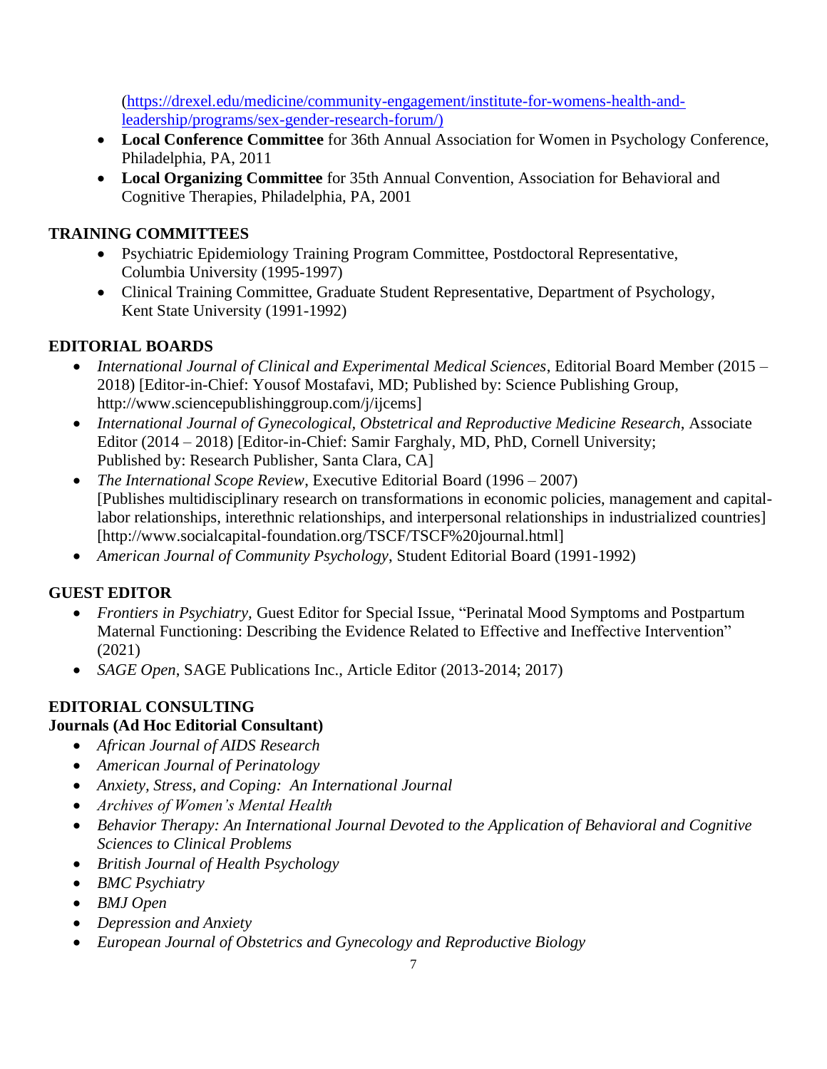(https://drexel.edu/medicine/community-engagement/institute-for-womens-health-and-leadership/programs/sex-gender-research-forum/)

- **Local Conference Committee** for 36th Annual Association for Women in Psychology Conference, Philadelphia, PA, 2011
- **Local Organizing Committee** for 35th Annual Convention, Association for Behavioral and Cognitive Therapies, Philadelphia, PA, 2001

## TRAINING COMMITTEES

- Psychiatric Epidemiology Training Program Committee, Postdoctoral Representative, Columbia University (1995-1997)
- Clinical Training Committee, Graduate Student Representative, Department of Psychology, Kent State University (1991-1992)

## EDITORIAL BOARDS

- *International Journal of Clinical and Experimental Medical Sciences*, Editorial Board Member (2015 – 2018) [Editor-in-Chief: Yousof Mostafavi, MD; Published by: Science Publishing Group, http://www.sciencepublishinggroup.com/j/ijcems]
- *International Journal of Gynecological, Obstetrical and Reproductive Medicine Research*, Associate Editor (2014 – 2018) [Editor-in-Chief: Samir Farghaly, MD, PhD, Cornell University; Published by: Research Publisher, Santa Clara, CA]
- *The International Scope Review*, Executive Editorial Board (1996 – 2007) [Publishes multidisciplinary research on transformations in economic policies, management and capital-labor relationships, interethnic relationships, and interpersonal relationships in industrialized countries] [http://www.socialcapital-foundation.org/TSCF/TSCF%20journal.html]
- *American Journal of Community Psychology*, Student Editorial Board (1991-1992)

## GUEST EDITOR

- *Frontiers in Psychiatry*, Guest Editor for Special Issue, "Perinatal Mood Symptoms and Postpartum Maternal Functioning: Describing the Evidence Related to Effective and Ineffective Intervention" (2021)
- *SAGE Open*, SAGE Publications Inc., Article Editor (2013-2014; 2017)

## EDITORIAL CONSULTING

### Journals (Ad Hoc Editorial Consultant)

- *African Journal of AIDS Research*
- *American Journal of Perinatology*
- *Anxiety, Stress, and Coping: An International Journal*
- *Archives of Women's Mental Health*
- *Behavior Therapy: An International Journal Devoted to the Application of Behavioral and Cognitive Sciences to Clinical Problems*
- *British Journal of Health Psychology*
- *BMC Psychiatry*
- *BMJ Open*
- *Depression and Anxiety*
- *European Journal of Obstetrics and Gynecology and Reproductive Biology*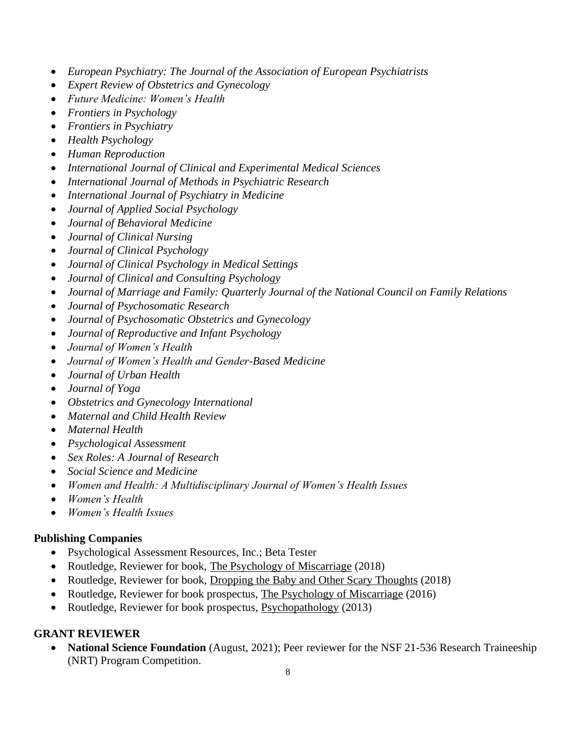- *European Psychiatry: The Journal of the Association of European Psychiatrists*
- *Expert Review of Obstetrics and Gynecology*
- *Future Medicine: Women's Health*
- *Frontiers in Psychology*
- *Frontiers in Psychiatry*
- *Health Psychology*
- *Human Reproduction*
- *International Journal of Clinical and Experimental Medical Sciences*
- *International Journal of Methods in Psychiatric Research*
- *International Journal of Psychiatry in Medicine*
- *Journal of Applied Social Psychology*
- *Journal of Behavioral Medicine*
- *Journal of Clinical Nursing*
- *Journal of Clinical Psychology*
- *Journal of Clinical Psychology in Medical Settings*
- *Journal of Clinical and Consulting Psychology*
- *Journal of Marriage and Family: Quarterly Journal of the National Council on Family Relations*
- *Journal of Psychosomatic Research*
- *Journal of Psychosomatic Obstetrics and Gynecology*
- *Journal of Reproductive and Infant Psychology*
- *Journal of Women's Health*
- *Journal of Women's Health and Gender-Based Medicine*
- *Journal of Urban Health*
- *Journal of Yoga*
- *Obstetrics and Gynecology International*
- *Maternal and Child Health Review*
- *Maternal Health*
- *Psychological Assessment*
- *Sex Roles: A Journal of Research*
- *Social Science and Medicine*
- *Women and Health: A Multidisciplinary Journal of Women's Health Issues*
- *Women's Health*
- *Women's Health Issues*

**Publishing Companies**

- Psychological Assessment Resources, Inc.; Beta Tester
- Routledge, Reviewer for book, The Psychology of Miscarriage (2018)
- Routledge, Reviewer for book, Dropping the Baby and Other Scary Thoughts (2018)
- Routledge, Reviewer for book prospectus, The Psychology of Miscarriage (2016)
- Routledge, Reviewer for book prospectus, Psychopathology (2013)

## GRANT REVIEWER

- **National Science Foundation** (August, 2021); Peer reviewer for the NSF 21-536 Research Traineeship (NRT) Program Competition.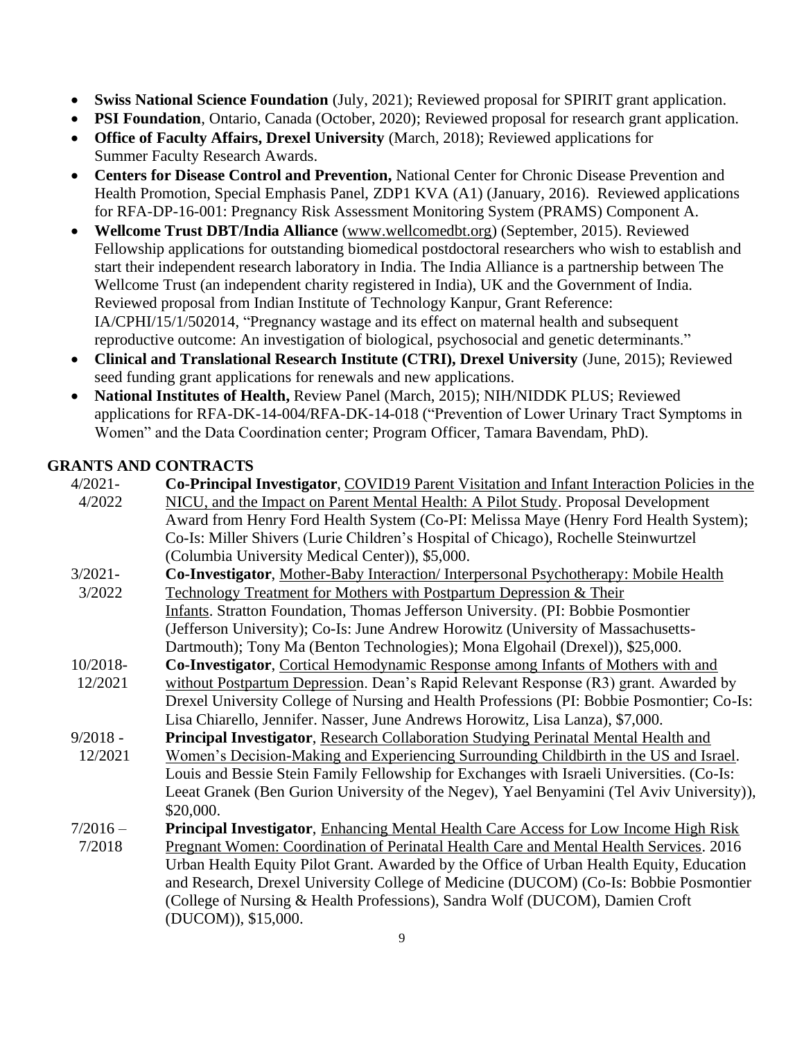- **Swiss National Science Foundation** (July, 2021); Reviewed proposal for SPIRIT grant application.
- **PSI Foundation**, Ontario, Canada (October, 2020); Reviewed proposal for research grant application.
- **Office of Faculty Affairs, Drexel University** (March, 2018); Reviewed applications for Summer Faculty Research Awards.
- **Centers for Disease Control and Prevention,** National Center for Chronic Disease Prevention and Health Promotion, Special Emphasis Panel, ZDP1 KVA (A1) (January, 2016). Reviewed applications for RFA-DP-16-001: Pregnancy Risk Assessment Monitoring System (PRAMS) Component A.
- **Wellcome Trust DBT/India Alliance** (www.wellcomedbt.org) (September, 2015). Reviewed Fellowship applications for outstanding biomedical postdoctoral researchers who wish to establish and start their independent research laboratory in India. The India Alliance is a partnership between The Wellcome Trust (an independent charity registered in India), UK and the Government of India. Reviewed proposal from Indian Institute of Technology Kanpur, Grant Reference: IA/CPHI/15/1/502014, "Pregnancy wastage and its effect on maternal health and subsequent reproductive outcome: An investigation of biological, psychosocial and genetic determinants."
- **Clinical and Translational Research Institute (CTRI), Drexel University** (June, 2015); Reviewed seed funding grant applications for renewals and new applications.
- **National Institutes of Health,** Review Panel (March, 2015); NIH/NIDDK PLUS; Reviewed applications for RFA-DK-14-004/RFA-DK-14-018 ("Prevention of Lower Urinary Tract Symptoms in Women" and the Data Coordination center; Program Officer, Tamara Bavendam, PhD).

## GRANTS AND CONTRACTS

4/2021-4/2022 — **Co-Principal Investigator**, COVID19 Parent Visitation and Infant Interaction Policies in the NICU, and the Impact on Parent Mental Health: A Pilot Study. Proposal Development Award from Henry Ford Health System (Co-PI: Melissa Maye (Henry Ford Health System); Co-Is: Miller Shivers (Lurie Children's Hospital of Chicago), Rochelle Steinwurtzel (Columbia University Medical Center)), $5,000.

3/2021-3/2022 — **Co-Investigator**, Mother-Baby Interaction/ Interpersonal Psychotherapy: Mobile Health Technology Treatment for Mothers with Postpartum Depression & Their Infants. Stratton Foundation, Thomas Jefferson University. (PI: Bobbie Posmontier (Jefferson University); Co-Is: June Andrew Horowitz (University of Massachusetts-Dartmouth); Tony Ma (Benton Technologies); Mona Elgohail (Drexel)), $25,000.

10/2018-12/2021 — **Co-Investigator**, Cortical Hemodynamic Response among Infants of Mothers with and without Postpartum Depression. Dean's Rapid Relevant Response (R3) grant. Awarded by Drexel University College of Nursing and Health Professions (PI: Bobbie Posmontier; Co-Is: Lisa Chiarello, Jennifer. Nasser, June Andrews Horowitz, Lisa Lanza), $7,000.

9/2018 - 12/2021 — **Principal Investigator**, Research Collaboration Studying Perinatal Mental Health and Women's Decision-Making and Experiencing Surrounding Childbirth in the US and Israel. Louis and Bessie Stein Family Fellowship for Exchanges with Israeli Universities. (Co-Is: Leeat Granek (Ben Gurion University of the Negev), Yael Benyamini (Tel Aviv University)), $20,000.

7/2016 – 7/2018 — **Principal Investigator**, Enhancing Mental Health Care Access for Low Income High Risk Pregnant Women: Coordination of Perinatal Health Care and Mental Health Services. 2016 Urban Health Equity Pilot Grant. Awarded by the Office of Urban Health Equity, Education and Research, Drexel University College of Medicine (DUCOM) (Co-Is: Bobbie Posmontier (College of Nursing & Health Professions), Sandra Wolf (DUCOM), Damien Croft (DUCOM)), $15,000.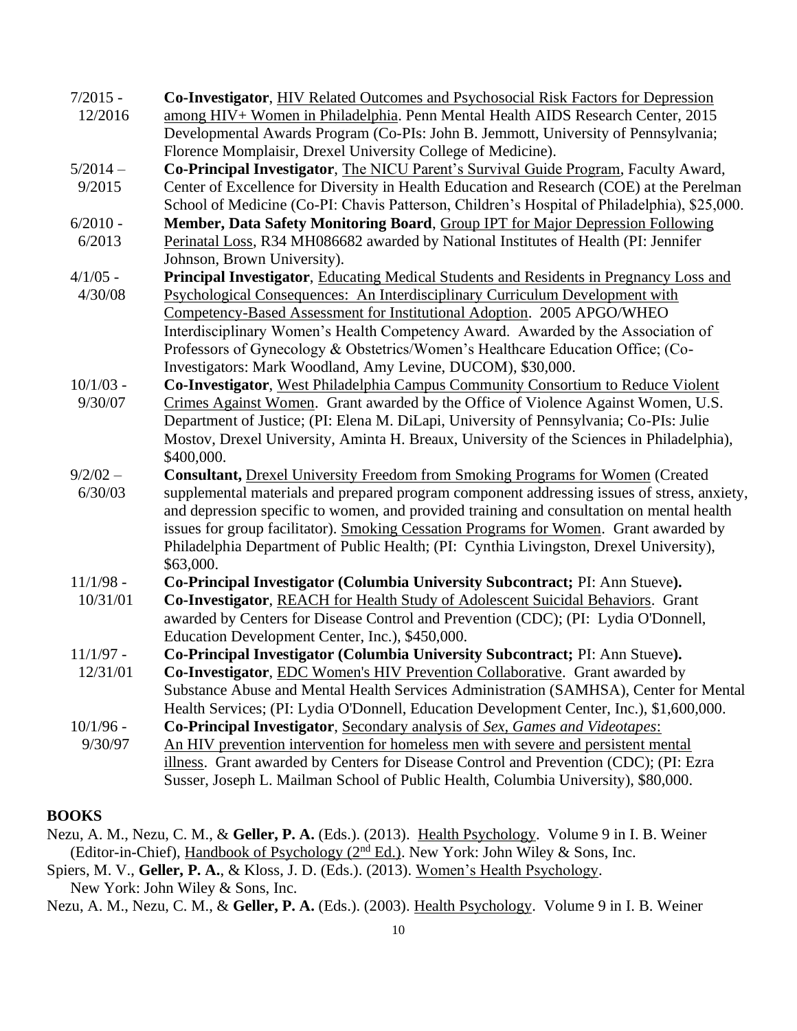7/2015 - 12/2016 **Co-Investigator**, HIV Related Outcomes and Psychosocial Risk Factors for Depression among HIV+ Women in Philadelphia. Penn Mental Health AIDS Research Center, 2015 Developmental Awards Program (Co-PIs: John B. Jemmott, University of Pennsylvania; Florence Momplaisir, Drexel University College of Medicine).

5/2014 – 9/2015 **Co-Principal Investigator**, The NICU Parent's Survival Guide Program, Faculty Award, Center of Excellence for Diversity in Health Education and Research (COE) at the Perelman School of Medicine (Co-PI: Chavis Patterson, Children's Hospital of Philadelphia), $25,000.

6/2010 - 6/2013 **Member, Data Safety Monitoring Board**, Group IPT for Major Depression Following Perinatal Loss, R34 MH086682 awarded by National Institutes of Health (PI: Jennifer Johnson, Brown University).

4/1/05 - 4/30/08 **Principal Investigator**, Educating Medical Students and Residents in Pregnancy Loss and Psychological Consequences: An Interdisciplinary Curriculum Development with Competency-Based Assessment for Institutional Adoption. 2005 APGO/WHEO Interdisciplinary Women's Health Competency Award. Awarded by the Association of Professors of Gynecology & Obstetrics/Women's Healthcare Education Office; (Co-Investigators: Mark Woodland, Amy Levine, DUCOM), $30,000.

10/1/03 - 9/30/07 **Co-Investigator**, West Philadelphia Campus Community Consortium to Reduce Violent Crimes Against Women. Grant awarded by the Office of Violence Against Women, U.S. Department of Justice; (PI: Elena M. DiLapi, University of Pennsylvania; Co-PIs: Julie Mostov, Drexel University, Aminta H. Breaux, University of the Sciences in Philadelphia), $400,000.

9/2/02 – 6/30/03 **Consultant,** Drexel University Freedom from Smoking Programs for Women (Created supplemental materials and prepared program component addressing issues of stress, anxiety, and depression specific to women, and provided training and consultation on mental health issues for group facilitator). Smoking Cessation Programs for Women. Grant awarded by Philadelphia Department of Public Health; (PI: Cynthia Livingston, Drexel University), $63,000.

11/1/98 - 10/31/01 **Co-Principal Investigator (Columbia University Subcontract;** PI: Ann Stueve**).**
**Co-Investigator**, REACH for Health Study of Adolescent Suicidal Behaviors. Grant awarded by Centers for Disease Control and Prevention (CDC); (PI: Lydia O'Donnell, Education Development Center, Inc.), $450,000.

11/1/97 - 12/31/01 **Co-Principal Investigator (Columbia University Subcontract;** PI: Ann Stueve**).**
**Co-Investigator**, EDC Women's HIV Prevention Collaborative. Grant awarded by Substance Abuse and Mental Health Services Administration (SAMHSA), Center for Mental Health Services; (PI: Lydia O'Donnell, Education Development Center, Inc.), $1,600,000.

10/1/96 - 9/30/97 **Co-Principal Investigator**, Secondary analysis of *Sex, Games and Videotapes*: An HIV prevention intervention for homeless men with severe and persistent mental illness. Grant awarded by Centers for Disease Control and Prevention (CDC); (PI: Ezra Susser, Joseph L. Mailman School of Public Health, Columbia University), $80,000.

## BOOKS

Nezu, A. M., Nezu, C. M., & **Geller, P. A.** (Eds.). (2013). Health Psychology. Volume 9 in I. B. Weiner (Editor-in-Chief), Handbook of Psychology (2nd Ed.). New York: John Wiley & Sons, Inc.

Spiers, M. V., **Geller, P. A.**, & Kloss, J. D. (Eds.). (2013). Women's Health Psychology. New York: John Wiley & Sons, Inc.

Nezu, A. M., Nezu, C. M., & **Geller, P. A.** (Eds.). (2003). Health Psychology. Volume 9 in I. B. Weiner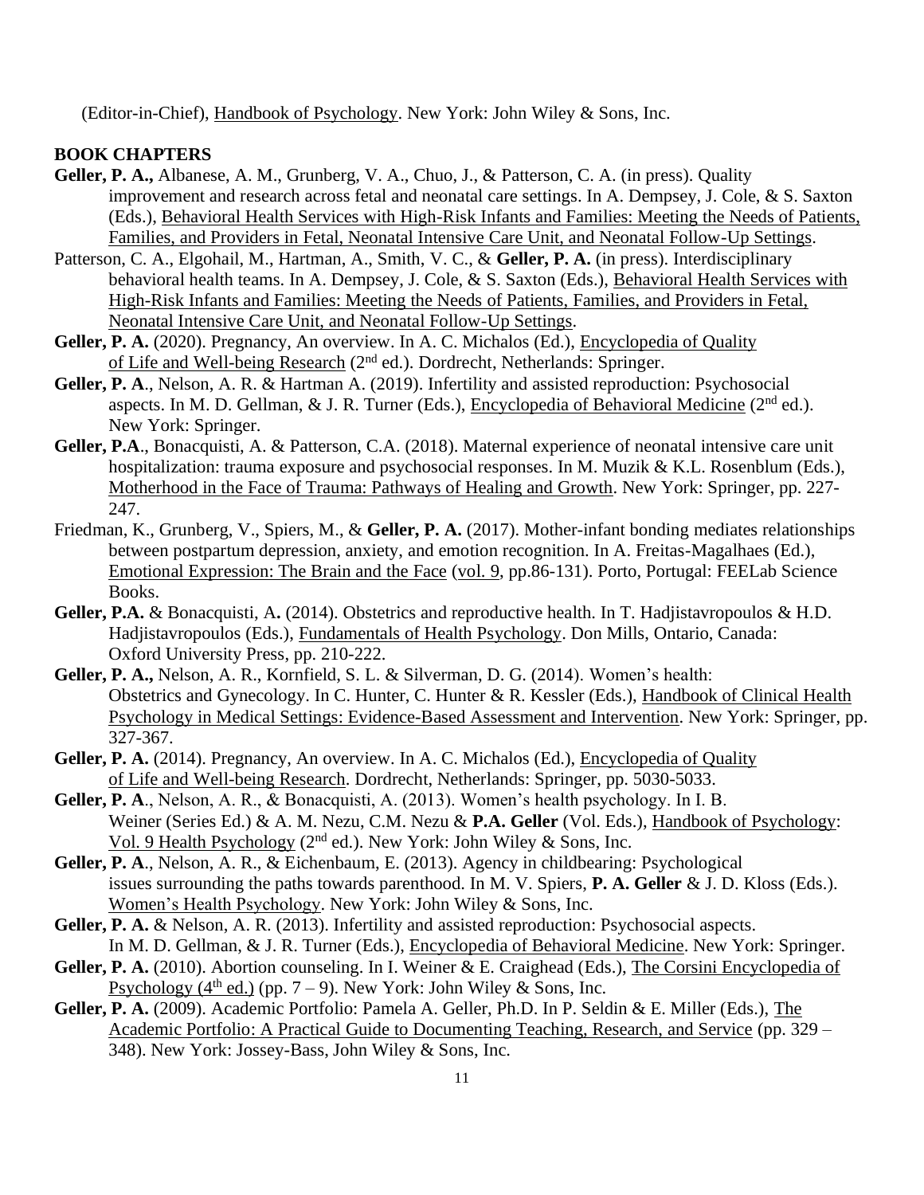(Editor-in-Chief), Handbook of Psychology. New York: John Wiley & Sons, Inc.

**BOOK CHAPTERS**

**Geller, P. A.,** Albanese, A. M., Grunberg, V. A., Chuo, J., & Patterson, C. A. (in press). Quality improvement and research across fetal and neonatal care settings. In A. Dempsey, J. Cole, & S. Saxton (Eds.), Behavioral Health Services with High-Risk Infants and Families: Meeting the Needs of Patients, Families, and Providers in Fetal, Neonatal Intensive Care Unit, and Neonatal Follow-Up Settings.

Patterson, C. A., Elgohail, M., Hartman, A., Smith, V. C., & **Geller, P. A.** (in press). Interdisciplinary behavioral health teams. In A. Dempsey, J. Cole, & S. Saxton (Eds.), Behavioral Health Services with High-Risk Infants and Families: Meeting the Needs of Patients, Families, and Providers in Fetal, Neonatal Intensive Care Unit, and Neonatal Follow-Up Settings.

**Geller, P. A.** (2020). Pregnancy, An overview. In A. C. Michalos (Ed.), Encyclopedia of Quality of Life and Well-being Research (2nd ed.). Dordrecht, Netherlands: Springer.

**Geller, P. A**., Nelson, A. R. & Hartman A. (2019). Infertility and assisted reproduction: Psychosocial aspects. In M. D. Gellman, & J. R. Turner (Eds.), Encyclopedia of Behavioral Medicine (2nd ed.). New York: Springer.

**Geller, P.A**., Bonacquisti, A. & Patterson, C.A. (2018). Maternal experience of neonatal intensive care unit hospitalization: trauma exposure and psychosocial responses. In M. Muzik & K.L. Rosenblum (Eds.), Motherhood in the Face of Trauma: Pathways of Healing and Growth. New York: Springer, pp. 227-247.

Friedman, K., Grunberg, V., Spiers, M., & **Geller, P. A.** (2017). Mother-infant bonding mediates relationships between postpartum depression, anxiety, and emotion recognition. In A. Freitas-Magalhaes (Ed.), Emotional Expression: The Brain and the Face (vol. 9, pp.86-131). Porto, Portugal: FEELab Science Books.

**Geller, P.A.** & Bonacquisti, A**.** (2014). Obstetrics and reproductive health. In T. Hadjistavropoulos & H.D. Hadjistavropoulos (Eds.), Fundamentals of Health Psychology. Don Mills, Ontario, Canada: Oxford University Press, pp. 210-222.

**Geller, P. A.,** Nelson, A. R., Kornfield, S. L. & Silverman, D. G. (2014). Women's health: Obstetrics and Gynecology. In C. Hunter, C. Hunter & R. Kessler (Eds.), Handbook of Clinical Health Psychology in Medical Settings: Evidence-Based Assessment and Intervention. New York: Springer, pp. 327-367.

**Geller, P. A.** (2014). Pregnancy, An overview. In A. C. Michalos (Ed.), Encyclopedia of Quality of Life and Well-being Research. Dordrecht, Netherlands: Springer, pp. 5030-5033.

**Geller, P. A**., Nelson, A. R., & Bonacquisti, A. (2013). Women's health psychology. In I. B. Weiner (Series Ed.) & A. M. Nezu, C.M. Nezu & **P.A. Geller** (Vol. Eds.), Handbook of Psychology: Vol. 9 Health Psychology (2nd ed.). New York: John Wiley & Sons, Inc.

**Geller, P. A**., Nelson, A. R., & Eichenbaum, E. (2013). Agency in childbearing: Psychological issues surrounding the paths towards parenthood. In M. V. Spiers, **P. A. Geller** & J. D. Kloss (Eds.). Women's Health Psychology. New York: John Wiley & Sons, Inc.

**Geller, P. A.** & Nelson, A. R. (2013). Infertility and assisted reproduction: Psychosocial aspects. In M. D. Gellman, & J. R. Turner (Eds.), Encyclopedia of Behavioral Medicine. New York: Springer.

**Geller, P. A.** (2010). Abortion counseling. In I. Weiner & E. Craighead (Eds.), The Corsini Encyclopedia of Psychology (4th ed.) (pp. 7 – 9). New York: John Wiley & Sons, Inc.

**Geller, P. A.** (2009). Academic Portfolio: Pamela A. Geller, Ph.D. In P. Seldin & E. Miller (Eds.), The Academic Portfolio: A Practical Guide to Documenting Teaching, Research, and Service (pp. 329 – 348). New York: Jossey-Bass, John Wiley & Sons, Inc.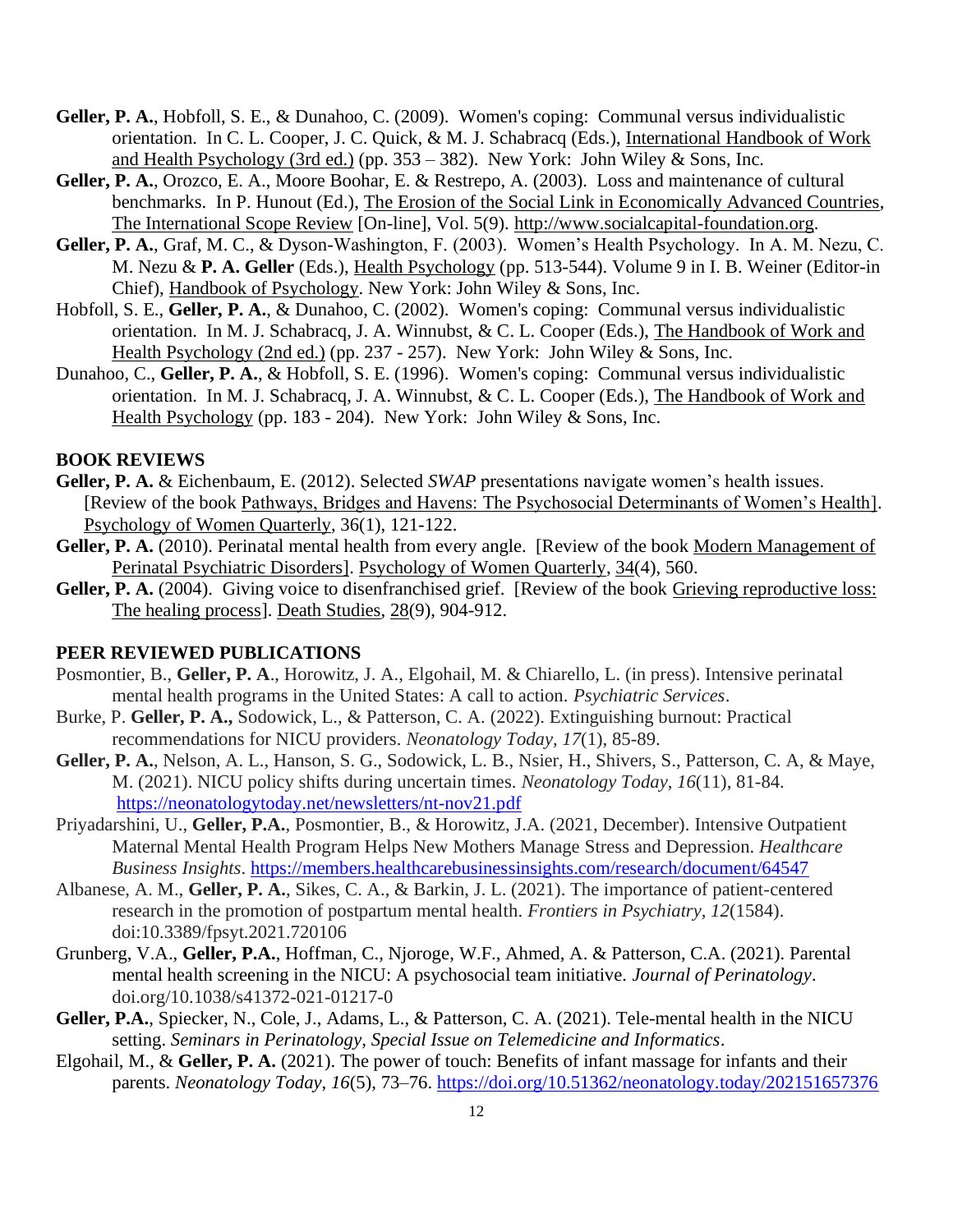**Geller, P. A.**, Hobfoll, S. E., & Dunahoo, C. (2009). Women's coping: Communal versus individualistic orientation. In C. L. Cooper, J. C. Quick, & M. J. Schabracq (Eds.), International Handbook of Work and Health Psychology (3rd ed.) (pp. 353 – 382). New York: John Wiley & Sons, Inc.

**Geller, P. A.**, Orozco, E. A., Moore Boohar, E. & Restrepo, A. (2003). Loss and maintenance of cultural benchmarks. In P. Hunout (Ed.), The Erosion of the Social Link in Economically Advanced Countries, The International Scope Review [On-line], Vol. 5(9). http://www.socialcapital-foundation.org.

**Geller, P. A.**, Graf, M. C., & Dyson-Washington, F. (2003). Women's Health Psychology. In A. M. Nezu, C. M. Nezu & **P. A. Geller** (Eds.), Health Psychology (pp. 513-544). Volume 9 in I. B. Weiner (Editor-in Chief), Handbook of Psychology. New York: John Wiley & Sons, Inc.

Hobfoll, S. E., **Geller, P. A.**, & Dunahoo, C. (2002). Women's coping: Communal versus individualistic orientation. In M. J. Schabracq, J. A. Winnubst, & C. L. Cooper (Eds.), The Handbook of Work and Health Psychology (2nd ed.) (pp. 237 - 257). New York: John Wiley & Sons, Inc.

Dunahoo, C., **Geller, P. A.**, & Hobfoll, S. E. (1996). Women's coping: Communal versus individualistic orientation. In M. J. Schabracq, J. A. Winnubst, & C. L. Cooper (Eds.), The Handbook of Work and Health Psychology (pp. 183 - 204). New York: John Wiley & Sons, Inc.

## BOOK REVIEWS

**Geller, P. A.** & Eichenbaum, E. (2012). Selected *SWAP* presentations navigate women's health issues. [Review of the book Pathways, Bridges and Havens: The Psychosocial Determinants of Women's Health]. Psychology of Women Quarterly, 36(1), 121-122.

**Geller, P. A.** (2010). Perinatal mental health from every angle. [Review of the book Modern Management of Perinatal Psychiatric Disorders]. Psychology of Women Quarterly, 34(4), 560.

**Geller, P. A.** (2004). Giving voice to disenfranchised grief. [Review of the book Grieving reproductive loss: The healing process]. Death Studies, 28(9), 904-912.

## PEER REVIEWED PUBLICATIONS

Posmontier, B., **Geller, P. A**., Horowitz, J. A., Elgohail, M. & Chiarello, L. (in press). Intensive perinatal mental health programs in the United States: A call to action. *Psychiatric Services*.

Burke, P. **Geller, P. A.,** Sodowick, L., & Patterson, C. A. (2022). Extinguishing burnout: Practical recommendations for NICU providers. *Neonatology Today*, *17*(1), 85-89.

**Geller, P. A.**, Nelson, A. L., Hanson, S. G., Sodowick, L. B., Nsier, H., Shivers, S., Patterson, C. A, & Maye, M. (2021). NICU policy shifts during uncertain times. *Neonatology Today*, *16*(11), 81-84. https://neonatologytoday.net/newsletters/nt-nov21.pdf

Priyadarshini, U., **Geller, P.A.**, Posmontier, B., & Horowitz, J.A. (2021, December). Intensive Outpatient Maternal Mental Health Program Helps New Mothers Manage Stress and Depression. *Healthcare Business Insights*. https://members.healthcarebusinessinsights.com/research/document/64547

Albanese, A. M., **Geller, P. A.**, Sikes, C. A., & Barkin, J. L. (2021). The importance of patient-centered research in the promotion of postpartum mental health. *Frontiers in Psychiatry*, *12*(1584). doi:10.3389/fpsyt.2021.720106

Grunberg, V.A., **Geller, P.A.**, Hoffman, C., Njoroge, W.F., Ahmed, A. & Patterson, C.A. (2021). Parental mental health screening in the NICU: A psychosocial team initiative. *Journal of Perinatology*. doi.org/10.1038/s41372-021-01217-0

**Geller, P.A.**, Spiecker, N., Cole, J., Adams, L., & Patterson, C. A. (2021). Tele-mental health in the NICU setting. *Seminars in Perinatology, Special Issue on Telemedicine and Informatics*.

Elgohail, M., & **Geller, P. A.** (2021). The power of touch: Benefits of infant massage for infants and their parents. *Neonatology Today*, *16*(5), 73–76. https://doi.org/10.51362/neonatology.today/202151657376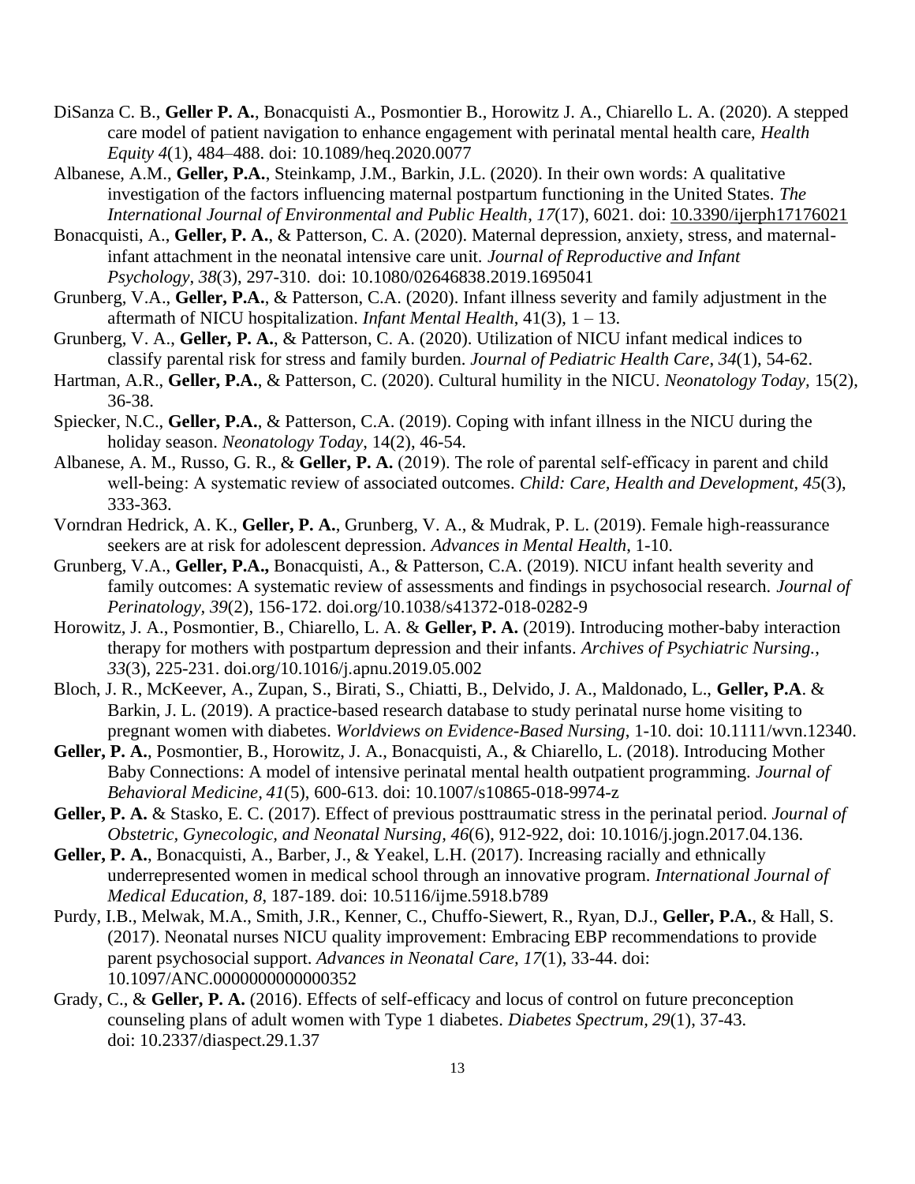DiSanza C. B., **Geller P. A.**, Bonacquisti A., Posmontier B., Horowitz J. A., Chiarello L. A. (2020). A stepped care model of patient navigation to enhance engagement with perinatal mental health care, *Health Equity 4*(1), 484–488. doi: 10.1089/heq.2020.0077

Albanese, A.M., **Geller, P.A.**, Steinkamp, J.M., Barkin, J.L. (2020). In their own words: A qualitative investigation of the factors influencing maternal postpartum functioning in the United States. *The International Journal of Environmental and Public Health*, *17*(17), 6021. doi: 10.3390/ijerph17176021

Bonacquisti, A., **Geller, P. A.**, & Patterson, C. A. (2020). Maternal depression, anxiety, stress, and maternal-infant attachment in the neonatal intensive care unit. *Journal of Reproductive and Infant Psychology*, *38*(3), 297-310. doi: 10.1080/02646838.2019.1695041

Grunberg, V.A., **Geller, P.A.**, & Patterson, C.A. (2020). Infant illness severity and family adjustment in the aftermath of NICU hospitalization. *Infant Mental Health*, 41(3), 1 – 13.

Grunberg, V. A., **Geller, P. A.**, & Patterson, C. A. (2020). Utilization of NICU infant medical indices to classify parental risk for stress and family burden. *Journal of Pediatric Health Care*, *34*(1), 54-62.

Hartman, A.R., **Geller, P.A.**, & Patterson, C. (2020). Cultural humility in the NICU. *Neonatology Today*, 15(2), 36-38.

Spiecker, N.C., **Geller, P.A.**, & Patterson, C.A. (2019). Coping with infant illness in the NICU during the holiday season. *Neonatology Today*, 14(2), 46-54.

Albanese, A. M., Russo, G. R., & **Geller, P. A.** (2019). The role of parental self-efficacy in parent and child well-being: A systematic review of associated outcomes. *Child: Care, Health and Development*, *45*(3), 333-363.

Vorndran Hedrick, A. K., **Geller, P. A.**, Grunberg, V. A., & Mudrak, P. L. (2019). Female high-reassurance seekers are at risk for adolescent depression. *Advances in Mental Health*, 1-10.

Grunberg, V.A., **Geller, P.A.,** Bonacquisti, A., & Patterson, C.A. (2019). NICU infant health severity and family outcomes: A systematic review of assessments and findings in psychosocial research. *Journal of Perinatology*, *39*(2), 156-172. doi.org/10.1038/s41372-018-0282-9

Horowitz, J. A., Posmontier, B., Chiarello, L. A. & **Geller, P. A.** (2019). Introducing mother-baby interaction therapy for mothers with postpartum depression and their infants. *Archives of Psychiatric Nursing.*, *33*(3), 225-231. doi.org/10.1016/j.apnu.2019.05.002

Bloch, J. R., McKeever, A., Zupan, S., Birati, S., Chiatti, B., Delvido, J. A., Maldonado, L., **Geller, P.A**. & Barkin, J. L. (2019). A practice-based research database to study perinatal nurse home visiting to pregnant women with diabetes. *Worldviews on Evidence-Based Nursing*, 1-10. doi: 10.1111/wvn.12340.

**Geller, P. A.**, Posmontier, B., Horowitz, J. A., Bonacquisti, A., & Chiarello, L. (2018). Introducing Mother Baby Connections: A model of intensive perinatal mental health outpatient programming. *Journal of Behavioral Medicine*, *41*(5), 600-613. doi: 10.1007/s10865-018-9974-z

**Geller, P. A.** & Stasko, E. C. (2017). Effect of previous posttraumatic stress in the perinatal period. *Journal of Obstetric, Gynecologic, and Neonatal Nursing*, *46*(6), 912-922, doi: 10.1016/j.jogn.2017.04.136.

**Geller, P. A.**, Bonacquisti, A., Barber, J., & Yeakel, L.H. (2017). Increasing racially and ethnically underrepresented women in medical school through an innovative program. *International Journal of Medical Education*, *8*, 187-189. doi: 10.5116/ijme.5918.b789

Purdy, I.B., Melwak, M.A., Smith, J.R., Kenner, C., Chuffo-Siewert, R., Ryan, D.J., **Geller, P.A.**, & Hall, S. (2017). Neonatal nurses NICU quality improvement: Embracing EBP recommendations to provide parent psychosocial support. *Advances in Neonatal Care*, *17*(1), 33-44. doi: 10.1097/ANC.0000000000000352

Grady, C., & **Geller, P. A.** (2016). Effects of self-efficacy and locus of control on future preconception counseling plans of adult women with Type 1 diabetes. *Diabetes Spectrum*, *29*(1), 37-43. doi: 10.2337/diaspect.29.1.37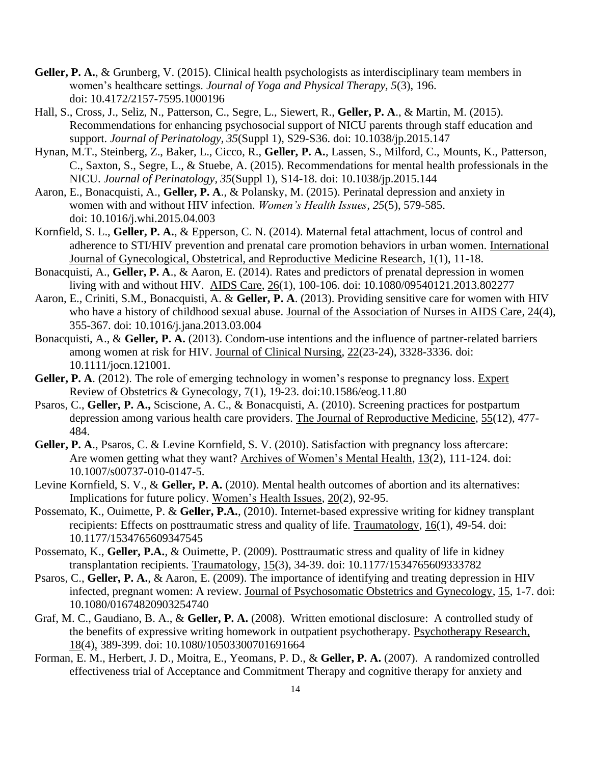**Geller, P. A.**, & Grunberg, V. (2015). Clinical health psychologists as interdisciplinary team members in women's healthcare settings. *Journal of Yoga and Physical Therapy, 5*(3), 196. doi: 10.4172/2157-7595.1000196

Hall, S., Cross, J., Seliz, N., Patterson, C., Segre, L., Siewert, R., **Geller, P. A**., & Martin, M. (2015). Recommendations for enhancing psychosocial support of NICU parents through staff education and support. *Journal of Perinatology, 35*(Suppl 1), S29-S36. doi: 10.1038/jp.2015.147

Hynan, M.T., Steinberg, Z., Baker, L., Cicco, R., **Geller, P. A.**, Lassen, S., Milford, C., Mounts, K., Patterson, C., Saxton, S., Segre, L., & Stuebe, A. (2015). Recommendations for mental health professionals in the NICU. *Journal of Perinatology, 35*(Suppl 1), S14-18. doi: 10.1038/jp.2015.144

Aaron, E., Bonacquisti, A., **Geller, P. A**., & Polansky, M. (2015). Perinatal depression and anxiety in women with and without HIV infection. *Women's Health Issues, 25*(5), 579-585. doi: 10.1016/j.whi.2015.04.003

Kornfield, S. L., **Geller, P. A.**, & Epperson, C. N. (2014). Maternal fetal attachment, locus of control and adherence to STI/HIV prevention and prenatal care promotion behaviors in urban women. International Journal of Gynecological, Obstetrical, and Reproductive Medicine Research, 1(1), 11-18.

Bonacquisti, A., **Geller, P. A**., & Aaron, E. (2014). Rates and predictors of prenatal depression in women living with and without HIV. AIDS Care, 26(1), 100-106. doi: 10.1080/09540121.2013.802277

Aaron, E., Criniti, S.M., Bonacquisti, A. & **Geller, P. A**. (2013). Providing sensitive care for women with HIV who have a history of childhood sexual abuse. Journal of the Association of Nurses in AIDS Care, 24(4), 355-367. doi: 10.1016/j.jana.2013.03.004

Bonacquisti, A., & **Geller, P. A.** (2013). Condom-use intentions and the influence of partner-related barriers among women at risk for HIV. Journal of Clinical Nursing, 22(23-24), 3328-3336. doi: 10.1111/jocn.121001.

**Geller, P. A**. (2012). The role of emerging technology in women's response to pregnancy loss. Expert Review of Obstetrics & Gynecology, 7(1), 19-23. doi:10.1586/eog.11.80

Psaros, C., **Geller, P. A.,** Sciscione, A. C., & Bonacquisti, A. (2010). Screening practices for postpartum depression among various health care providers. The Journal of Reproductive Medicine, 55(12), 477-484.

**Geller, P. A**., Psaros, C. & Levine Kornfield, S. V. (2010). Satisfaction with pregnancy loss aftercare: Are women getting what they want? Archives of Women's Mental Health, 13(2), 111-124. doi: 10.1007/s00737-010-0147-5.

Levine Kornfield, S. V., & **Geller, P. A.** (2010). Mental health outcomes of abortion and its alternatives: Implications for future policy. Women's Health Issues, 20(2), 92-95.

Possemato, K., Ouimette, P. & **Geller, P.A.**, (2010). Internet-based expressive writing for kidney transplant recipients: Effects on posttraumatic stress and quality of life. Traumatology, 16(1), 49-54. doi: 10.1177/1534765609347545

Possemato, K., **Geller, P.A.**, & Ouimette, P. (2009). Posttraumatic stress and quality of life in kidney transplantation recipients. Traumatology, 15(3), 34-39. doi: 10.1177/1534765609333782

Psaros, C., **Geller, P. A.**, & Aaron, E. (2009). The importance of identifying and treating depression in HIV infected, pregnant women: A review. Journal of Psychosomatic Obstetrics and Gynecology, 15, 1-7. doi: 10.1080/01674820903254740

Graf, M. C., Gaudiano, B. A., & **Geller, P. A.** (2008). Written emotional disclosure: A controlled study of the benefits of expressive writing homework in outpatient psychotherapy. Psychotherapy Research, 18(4), 389-399. doi: 10.1080/10503300701691664

Forman, E. M., Herbert, J. D., Moitra, E., Yeomans, P. D., & **Geller, P. A.** (2007). A randomized controlled effectiveness trial of Acceptance and Commitment Therapy and cognitive therapy for anxiety and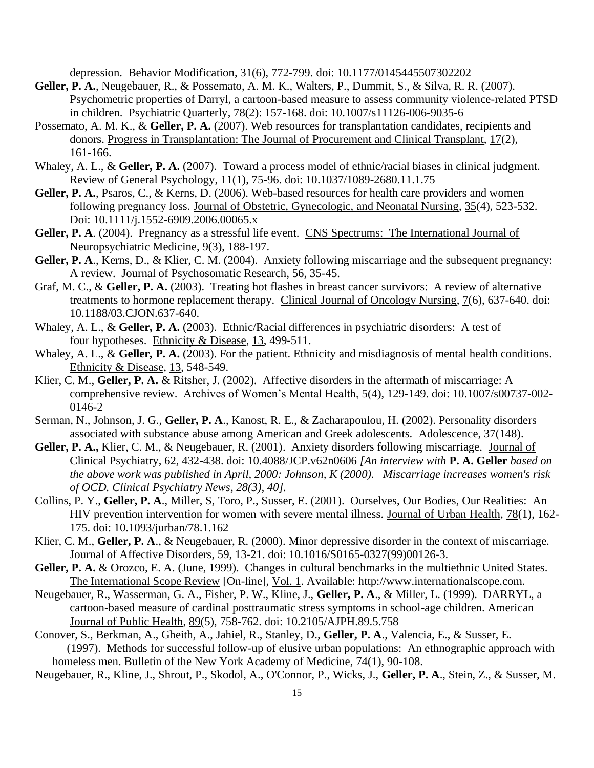depression. Behavior Modification, 31(6), 772-799. doi: 10.1177/0145445507302202

**Geller, P. A.**, Neugebauer, R., & Possemato, A. M. K., Walters, P., Dummit, S., & Silva, R. R. (2007). Psychometric properties of Darryl, a cartoon-based measure to assess community violence-related PTSD in children. Psychiatric Quarterly, 78(2): 157-168. doi: 10.1007/s11126-006-9035-6

Possemato, A. M. K., & **Geller, P. A.** (2007). Web resources for transplantation candidates, recipients and donors. Progress in Transplantation: The Journal of Procurement and Clinical Transplant, 17(2), 161-166.

Whaley, A. L., & **Geller, P. A.** (2007). Toward a process model of ethnic/racial biases in clinical judgment. Review of General Psychology, 11(1), 75-96. doi: 10.1037/1089-2680.11.1.75

**Geller, P. A.**, Psaros, C., & Kerns, D. (2006). Web-based resources for health care providers and women following pregnancy loss. Journal of Obstetric, Gynecologic, and Neonatal Nursing, 35(4), 523-532. Doi: 10.1111/j.1552-6909.2006.00065.x

**Geller, P. A**. (2004). Pregnancy as a stressful life event. CNS Spectrums: The International Journal of Neuropsychiatric Medicine, 9(3), 188-197.

**Geller, P. A**., Kerns, D., & Klier, C. M. (2004). Anxiety following miscarriage and the subsequent pregnancy: A review. Journal of Psychosomatic Research, 56, 35-45.

Graf, M. C., & **Geller, P. A.** (2003). Treating hot flashes in breast cancer survivors: A review of alternative treatments to hormone replacement therapy. Clinical Journal of Oncology Nursing, 7(6), 637-640. doi: 10.1188/03.CJON.637-640.

Whaley, A. L., & **Geller, P. A.** (2003). Ethnic/Racial differences in psychiatric disorders: A test of four hypotheses. Ethnicity & Disease, 13, 499-511.

Whaley, A. L., & **Geller, P. A.** (2003). For the patient. Ethnicity and misdiagnosis of mental health conditions. Ethnicity & Disease, 13, 548-549.

Klier, C. M., **Geller, P. A.** & Ritsher, J. (2002). Affective disorders in the aftermath of miscarriage: A comprehensive review. Archives of Women's Mental Health, 5(4), 129-149. doi: 10.1007/s00737-002-0146-2

Serman, N., Johnson, J. G., **Geller, P. A**., Kanost, R. E., & Zacharapoulou, H. (2002). Personality disorders associated with substance abuse among American and Greek adolescents. Adolescence, 37(148).

**Geller, P. A.,** Klier, C. M., & Neugebauer, R. (2001). Anxiety disorders following miscarriage. Journal of Clinical Psychiatry, 62, 432-438. doi: 10.4088/JCP.v62n0606 *[An interview with* **P. A. Geller** *based on the above work was published in April, 2000: Johnson, K (2000). Miscarriage increases women's risk of OCD. Clinical Psychiatry News, 28(3), 40].*

Collins, P. Y., **Geller, P. A**., Miller, S, Toro, P., Susser, E. (2001). Ourselves, Our Bodies, Our Realities: An HIV prevention intervention for women with severe mental illness. Journal of Urban Health, 78(1), 162-175. doi: 10.1093/jurban/78.1.162

Klier, C. M., **Geller, P. A**., & Neugebauer, R. (2000). Minor depressive disorder in the context of miscarriage. Journal of Affective Disorders, 59, 13-21. doi: 10.1016/S0165-0327(99)00126-3.

**Geller, P. A.** & Orozco, E. A. (June, 1999). Changes in cultural benchmarks in the multiethnic United States. The International Scope Review [On-line], Vol. 1. Available: http://www.internationalscope.com.

Neugebauer, R., Wasserman, G. A., Fisher, P. W., Kline, J., **Geller, P. A**., & Miller, L. (1999). DARRYL, a cartoon-based measure of cardinal posttraumatic stress symptoms in school-age children. American Journal of Public Health, 89(5), 758-762. doi: 10.2105/AJPH.89.5.758

Conover, S., Berkman, A., Gheith, A., Jahiel, R., Stanley, D., **Geller, P. A**., Valencia, E., & Susser, E. (1997). Methods for successful follow-up of elusive urban populations: An ethnographic approach with homeless men. Bulletin of the New York Academy of Medicine, 74(1), 90-108.

Neugebauer, R., Kline, J., Shrout, P., Skodol, A., O'Connor, P., Wicks, J., **Geller, P. A**., Stein, Z., & Susser, M.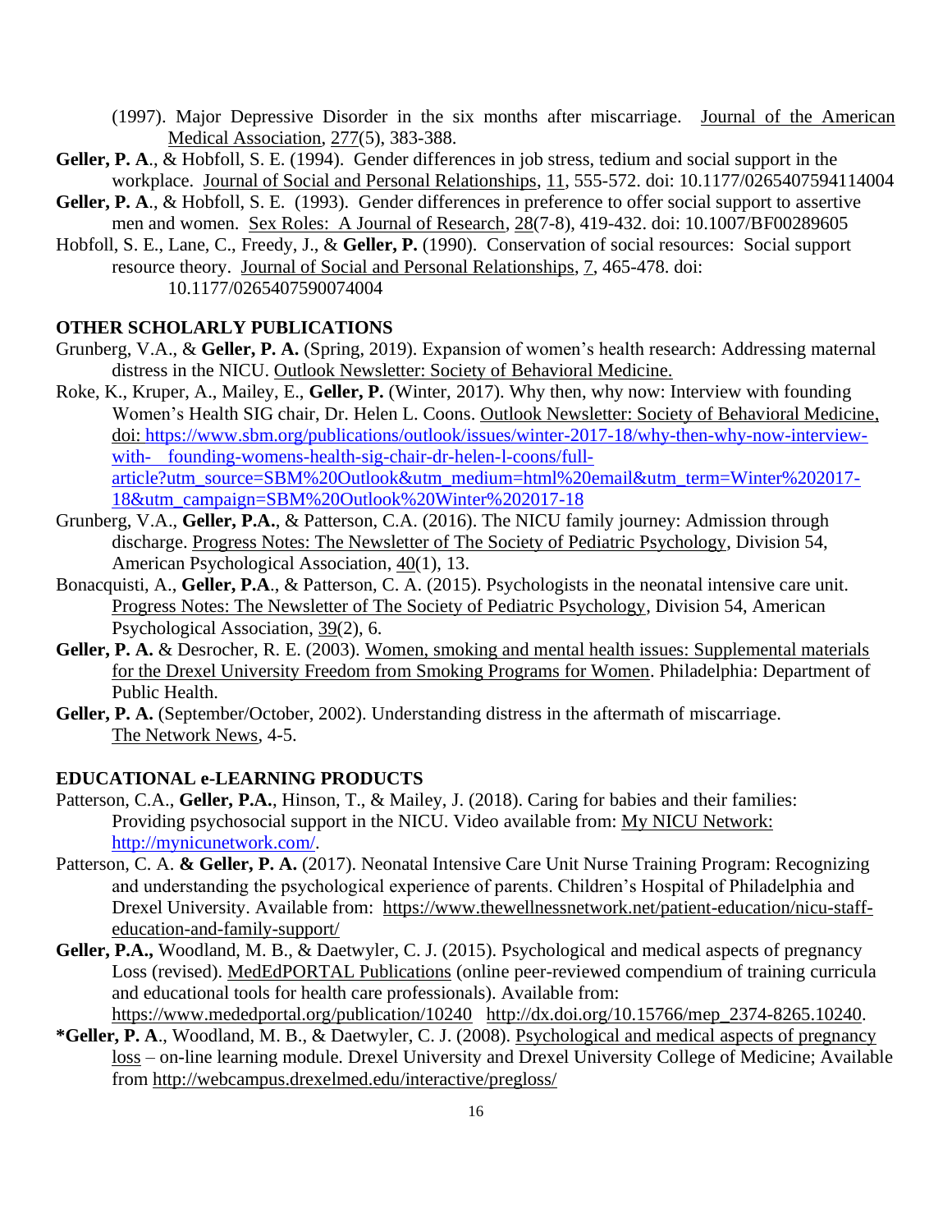(1997). Major Depressive Disorder in the six months after miscarriage. Journal of the American Medical Association, 277(5), 383-388.

**Geller, P. A**., & Hobfoll, S. E. (1994). Gender differences in job stress, tedium and social support in the workplace. Journal of Social and Personal Relationships, 11, 555-572. doi: 10.1177/0265407594114004

**Geller, P. A**., & Hobfoll, S. E. (1993). Gender differences in preference to offer social support to assertive men and women. Sex Roles: A Journal of Research, 28(7-8), 419-432. doi: 10.1007/BF00289605

Hobfoll, S. E., Lane, C., Freedy, J., & **Geller, P.** (1990). Conservation of social resources: Social support resource theory. Journal of Social and Personal Relationships, 7, 465-478. doi: 10.1177/0265407590074004

## OTHER SCHOLARLY PUBLICATIONS

Grunberg, V.A., & **Geller, P. A.** (Spring, 2019). Expansion of women's health research: Addressing maternal distress in the NICU. Outlook Newsletter: Society of Behavioral Medicine.

Roke, K., Kruper, A., Mailey, E., **Geller, P.** (Winter, 2017). Why then, why now: Interview with founding Women's Health SIG chair, Dr. Helen L. Coons. Outlook Newsletter: Society of Behavioral Medicine, doi: https://www.sbm.org/publications/outlook/issues/winter-2017-18/why-then-why-now-interview-with- founding-womens-health-sig-chair-dr-helen-l-coons/full-article?utm_source=SBM%20Outlook&utm_medium=html%20email&utm_term=Winter%202017-18&utm_campaign=SBM%20Outlook%20Winter%202017-18

Grunberg, V.A., **Geller, P.A.**, & Patterson, C.A. (2016). The NICU family journey: Admission through discharge. Progress Notes: The Newsletter of The Society of Pediatric Psychology, Division 54, American Psychological Association, 40(1), 13.

Bonacquisti, A., **Geller, P.A**., & Patterson, C. A. (2015). Psychologists in the neonatal intensive care unit. Progress Notes: The Newsletter of The Society of Pediatric Psychology, Division 54, American Psychological Association, 39(2), 6.

**Geller, P. A.** & Desrocher, R. E. (2003). Women, smoking and mental health issues: Supplemental materials for the Drexel University Freedom from Smoking Programs for Women. Philadelphia: Department of Public Health.

**Geller, P. A.** (September/October, 2002). Understanding distress in the aftermath of miscarriage. The Network News, 4-5.

## EDUCATIONAL e-LEARNING PRODUCTS

Patterson, C.A., **Geller, P.A.**, Hinson, T., & Mailey, J. (2018). Caring for babies and their families: Providing psychosocial support in the NICU. Video available from: My NICU Network: http://mynicunetwork.com/.

Patterson, C. A. **& Geller, P. A.** (2017). Neonatal Intensive Care Unit Nurse Training Program: Recognizing and understanding the psychological experience of parents. Children's Hospital of Philadelphia and Drexel University. Available from: https://www.thewellnessnetwork.net/patient-education/nicu-staff-education-and-family-support/

**Geller, P.A.,** Woodland, M. B., & Daetwyler, C. J. (2015). Psychological and medical aspects of pregnancy Loss (revised). MedEdPORTAL Publications (online peer-reviewed compendium of training curricula and educational tools for health care professionals). Available from: https://www.mededportal.org/publication/10240 http://dx.doi.org/10.15766/mep_2374-8265.10240.

**\*Geller, P. A**., Woodland, M. B., & Daetwyler, C. J. (2008). Psychological and medical aspects of pregnancy loss – on-line learning module. Drexel University and Drexel University College of Medicine; Available from http://webcampus.drexelmed.edu/interactive/pregloss/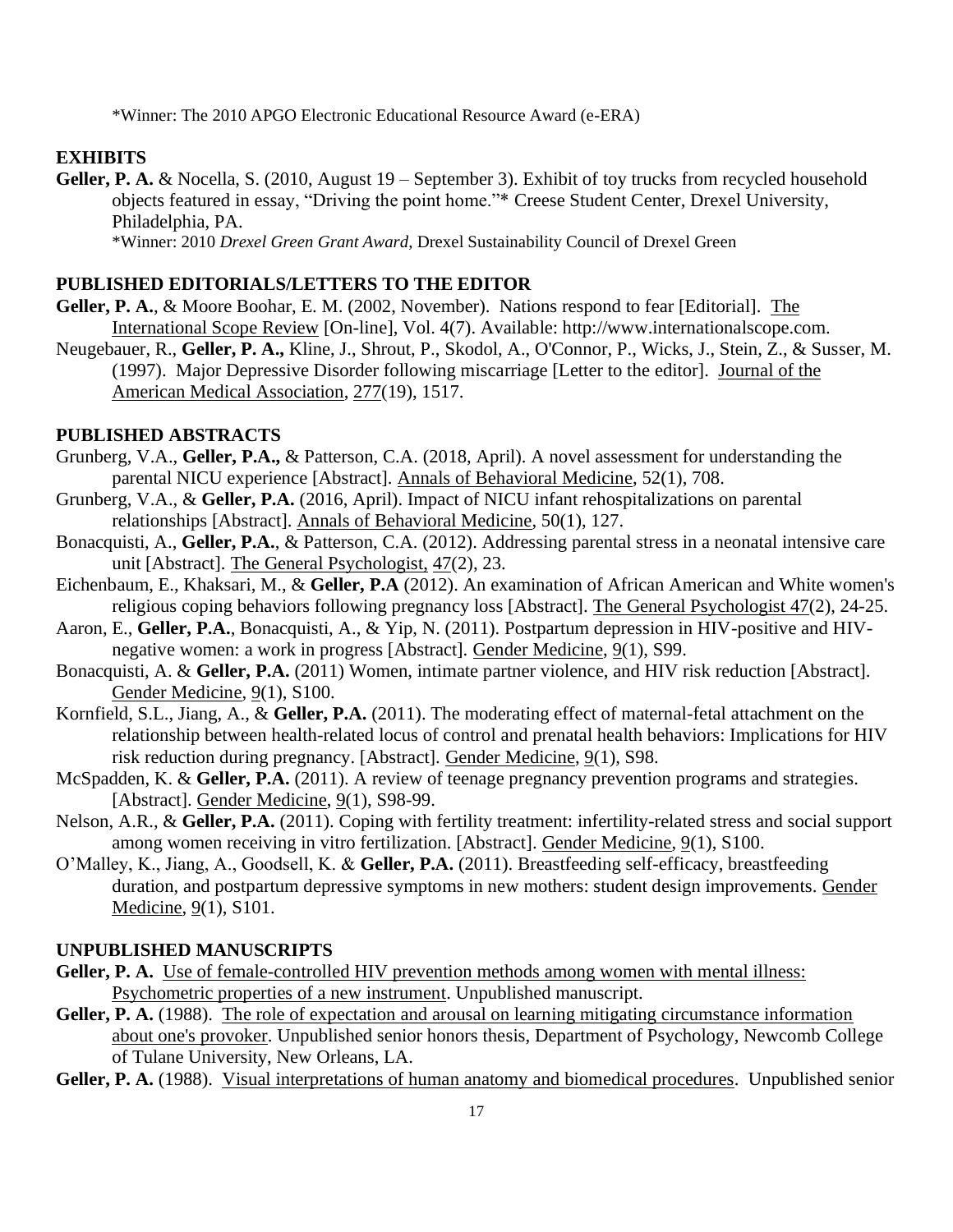*Winner: The 2010 APGO Electronic Educational Resource Award (e-ERA)

## EXHIBITS

**Geller, P. A.** & Nocella, S. (2010, August 19 – September 3). Exhibit of toy trucks from recycled household objects featured in essay, "Driving the point home."* Creese Student Center, Drexel University, Philadelphia, PA.
*Winner: 2010 *Drexel Green Grant Award*, Drexel Sustainability Council of Drexel Green

## PUBLISHED EDITORIALS/LETTERS TO THE EDITOR

**Geller, P. A.**, & Moore Boohar, E. M. (2002, November). Nations respond to fear [Editorial]. The International Scope Review [On-line], Vol. 4(7). Available: http://www.internationalscope.com.

Neugebauer, R., **Geller, P. A.,** Kline, J., Shrout, P., Skodol, A., O'Connor, P., Wicks, J., Stein, Z., & Susser, M. (1997). Major Depressive Disorder following miscarriage [Letter to the editor]. Journal of the American Medical Association, 277(19), 1517.

## PUBLISHED ABSTRACTS

Grunberg, V.A., **Geller, P.A.,** & Patterson, C.A. (2018, April). A novel assessment for understanding the parental NICU experience [Abstract]. Annals of Behavioral Medicine, 52(1), 708.

Grunberg, V.A., & **Geller, P.A.** (2016, April). Impact of NICU infant rehospitalizations on parental relationships [Abstract]. Annals of Behavioral Medicine, 50(1), 127.

Bonacquisti, A., **Geller, P.A.**, & Patterson, C.A. (2012). Addressing parental stress in a neonatal intensive care unit [Abstract]. The General Psychologist, 47(2), 23.

Eichenbaum, E., Khaksari, M., & **Geller, P.A** (2012). An examination of African American and White women's religious coping behaviors following pregnancy loss [Abstract]. The General Psychologist 47(2), 24-25.

Aaron, E., **Geller, P.A.**, Bonacquisti, A., & Yip, N. (2011). Postpartum depression in HIV-positive and HIV-negative women: a work in progress [Abstract]. Gender Medicine, 9(1), S99.

Bonacquisti, A. & **Geller, P.A.** (2011) Women, intimate partner violence, and HIV risk reduction [Abstract]. Gender Medicine, 9(1), S100.

Kornfield, S.L., Jiang, A., & **Geller, P.A.** (2011). The moderating effect of maternal-fetal attachment on the relationship between health-related locus of control and prenatal health behaviors: Implications for HIV risk reduction during pregnancy. [Abstract]. Gender Medicine, 9(1), S98.

McSpadden, K. & **Geller, P.A.** (2011). A review of teenage pregnancy prevention programs and strategies. [Abstract]. Gender Medicine, 9(1), S98-99.

Nelson, A.R., & **Geller, P.A.** (2011). Coping with fertility treatment: infertility-related stress and social support among women receiving in vitro fertilization. [Abstract]. Gender Medicine, 9(1), S100.

O'Malley, K., Jiang, A., Goodsell, K. & **Geller, P.A.** (2011). Breastfeeding self-efficacy, breastfeeding duration, and postpartum depressive symptoms in new mothers: student design improvements. Gender Medicine, 9(1), S101.

## UNPUBLISHED MANUSCRIPTS

**Geller, P. A.** Use of female-controlled HIV prevention methods among women with mental illness: Psychometric properties of a new instrument. Unpublished manuscript.

**Geller, P. A.** (1988). The role of expectation and arousal on learning mitigating circumstance information about one's provoker. Unpublished senior honors thesis, Department of Psychology, Newcomb College of Tulane University, New Orleans, LA.

**Geller, P. A.** (1988). Visual interpretations of human anatomy and biomedical procedures. Unpublished senior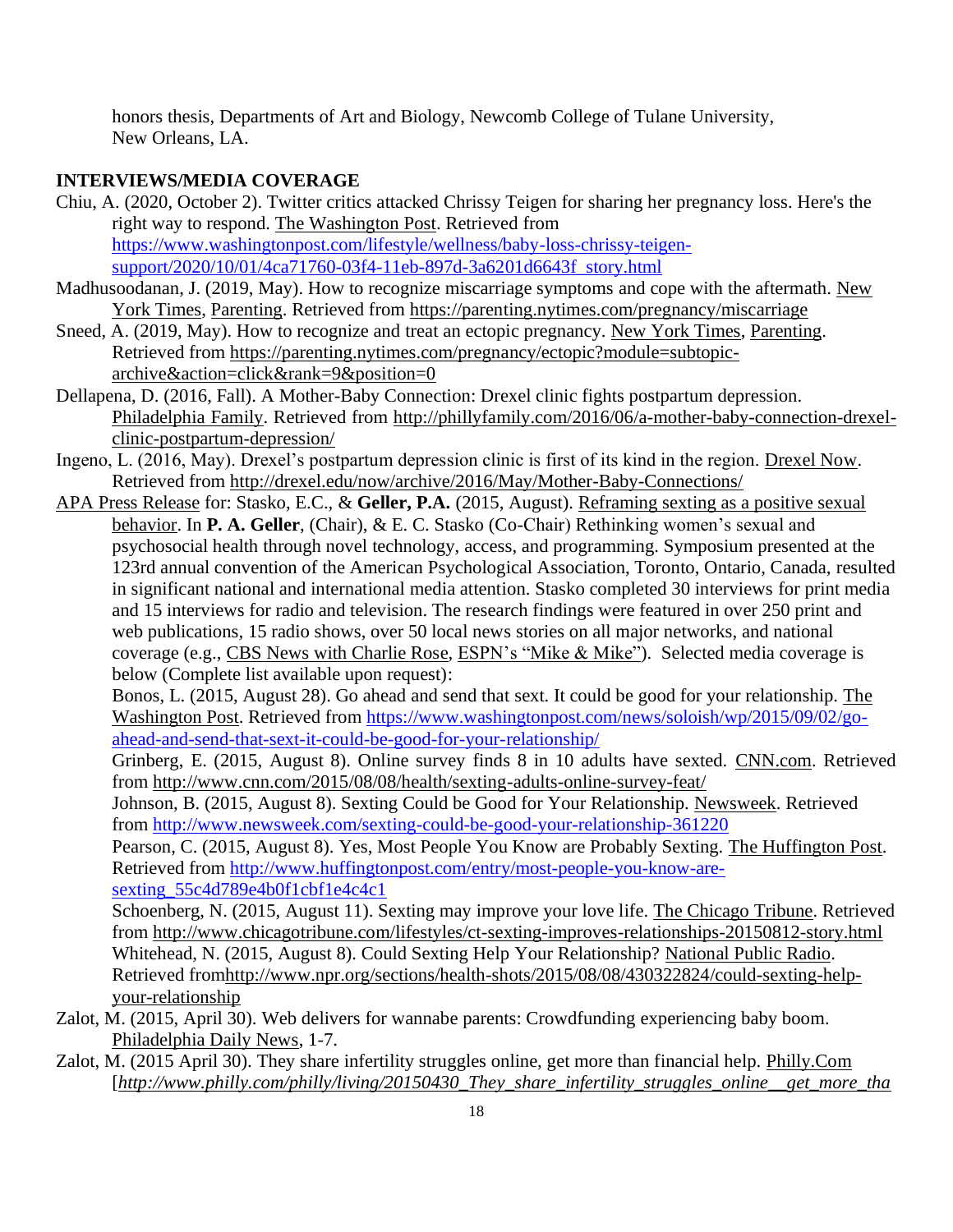honors thesis, Departments of Art and Biology, Newcomb College of Tulane University, New Orleans, LA.

## INTERVIEWS/MEDIA COVERAGE

Chiu, A. (2020, October 2). Twitter critics attacked Chrissy Teigen for sharing her pregnancy loss. Here's the right way to respond. The Washington Post. Retrieved from https://www.washingtonpost.com/lifestyle/wellness/baby-loss-chrissy-teigen-support/2020/10/01/4ca71760-03f4-11eb-897d-3a6201d6643f_story.html

Madhusoodanan, J. (2019, May). How to recognize miscarriage symptoms and cope with the aftermath. New York Times, Parenting. Retrieved from https://parenting.nytimes.com/pregnancy/miscarriage

Sneed, A. (2019, May). How to recognize and treat an ectopic pregnancy. New York Times, Parenting. Retrieved from https://parenting.nytimes.com/pregnancy/ectopic?module=subtopic-archive&action=click&rank=9&position=0

Dellapena, D. (2016, Fall). A Mother-Baby Connection: Drexel clinic fights postpartum depression. Philadelphia Family. Retrieved from http://phillyfamily.com/2016/06/a-mother-baby-connection-drexel-clinic-postpartum-depression/

Ingeno, L. (2016, May). Drexel's postpartum depression clinic is first of its kind in the region. Drexel Now. Retrieved from http://drexel.edu/now/archive/2016/May/Mother-Baby-Connections/

APA Press Release for: Stasko, E.C., & **Geller, P.A.** (2015, August). Reframing sexting as a positive sexual behavior. In **P. A. Geller**, (Chair), & E. C. Stasko (Co-Chair) Rethinking women's sexual and psychosocial health through novel technology, access, and programming. Symposium presented at the 123rd annual convention of the American Psychological Association, Toronto, Ontario, Canada, resulted in significant national and international media attention. Stasko completed 30 interviews for print media and 15 interviews for radio and television. The research findings were featured in over 250 print and web publications, 15 radio shows, over 50 local news stories on all major networks, and national coverage (e.g., CBS News with Charlie Rose, ESPN's "Mike & Mike"). Selected media coverage is below (Complete list available upon request):

Bonos, L. (2015, August 28). Go ahead and send that sext. It could be good for your relationship. The Washington Post. Retrieved from https://www.washingtonpost.com/news/soloish/wp/2015/09/02/go-ahead-and-send-that-sext-it-could-be-good-for-your-relationship/

Grinberg, E. (2015, August 8). Online survey finds 8 in 10 adults have sexted. CNN.com. Retrieved from http://www.cnn.com/2015/08/08/health/sexting-adults-online-survey-feat/

Johnson, B. (2015, August 8). Sexting Could be Good for Your Relationship. Newsweek. Retrieved from http://www.newsweek.com/sexting-could-be-good-your-relationship-361220

Pearson, C. (2015, August 8). Yes, Most People You Know are Probably Sexting. The Huffington Post. Retrieved from http://www.huffingtonpost.com/entry/most-people-you-know-are-sexting_55c4d789e4b0f1cbf1e4c4c1

Schoenberg, N. (2015, August 11). Sexting may improve your love life. The Chicago Tribune. Retrieved from http://www.chicagotribune.com/lifestyles/ct-sexting-improves-relationships-20150812-story.html

Whitehead, N. (2015, August 8). Could Sexting Help Your Relationship? National Public Radio. Retrieved fromhttp://www.npr.org/sections/health-shots/2015/08/08/430322824/could-sexting-help-your-relationship

Zalot, M. (2015, April 30). Web delivers for wannabe parents: Crowdfunding experiencing baby boom. Philadelphia Daily News, 1-7.

Zalot, M. (2015 April 30). They share infertility struggles online, get more than financial help. Philly.Com [*http://www.philly.com/philly/living/20150430_They_share_infertility_struggles_online__get_more_tha*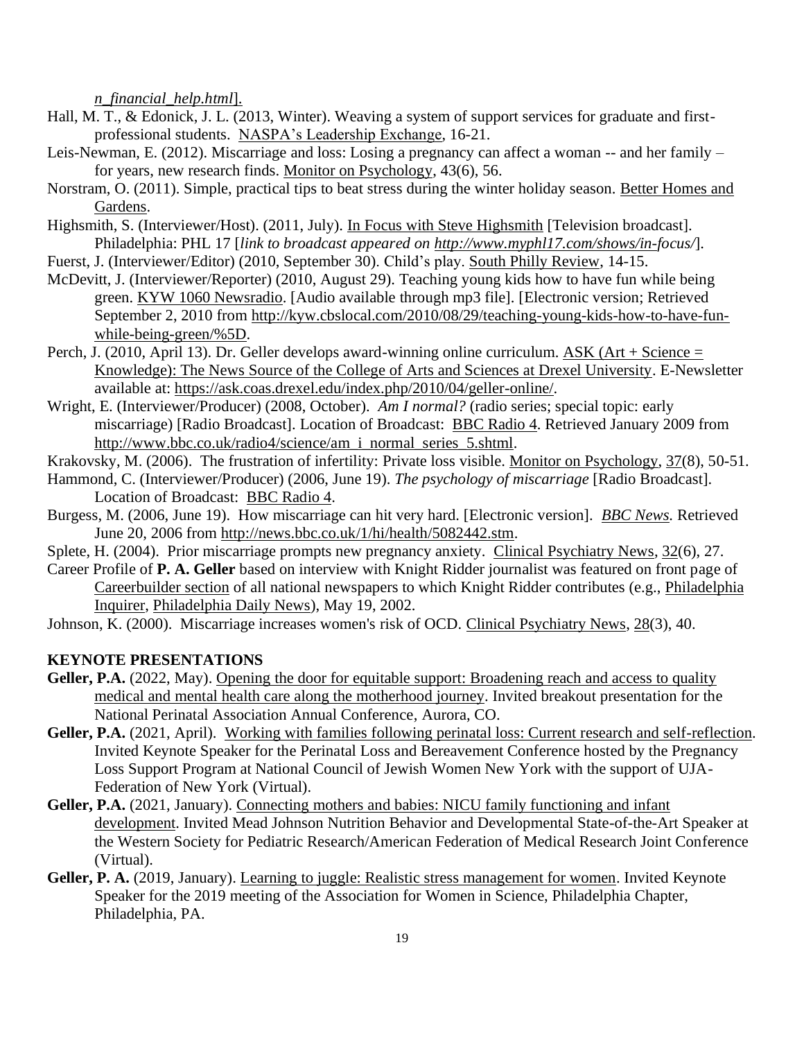*n_financial_help.html*].

Hall, M. T., & Edonick, J. L. (2013, Winter). Weaving a system of support services for graduate and first-professional students. NASPA's Leadership Exchange, 16-21.

Leis-Newman, E. (2012). Miscarriage and loss: Losing a pregnancy can affect a woman -- and her family – for years, new research finds. Monitor on Psychology, 43(6), 56.

Norstram, O. (2011). Simple, practical tips to beat stress during the winter holiday season. Better Homes and Gardens.

Highsmith, S. (Interviewer/Host). (2011, July). In Focus with Steve Highsmith [Television broadcast]. Philadelphia: PHL 17 [*link to broadcast appeared on http://www.myphl17.com/shows/in-focus/*].

Fuerst, J. (Interviewer/Editor) (2010, September 30). Child's play. South Philly Review, 14-15.

McDevitt, J. (Interviewer/Reporter) (2010, August 29). Teaching young kids how to have fun while being green. KYW 1060 Newsradio. [Audio available through mp3 file]. [Electronic version; Retrieved September 2, 2010 from http://kyw.cbslocal.com/2010/08/29/teaching-young-kids-how-to-have-fun-while-being-green/%5D.

Perch, J. (2010, April 13). Dr. Geller develops award-winning online curriculum. ASK (Art + Science = Knowledge): The News Source of the College of Arts and Sciences at Drexel University. E-Newsletter available at: https://ask.coas.drexel.edu/index.php/2010/04/geller-online/.

Wright, E. (Interviewer/Producer) (2008, October). *Am I normal?* (radio series; special topic: early miscarriage) [Radio Broadcast]. Location of Broadcast: BBC Radio 4. Retrieved January 2009 from http://www.bbc.co.uk/radio4/science/am_i_normal_series_5.shtml.

Krakovsky, M. (2006). The frustration of infertility: Private loss visible. Monitor on Psychology, 37(8), 50-51.

Hammond, C. (Interviewer/Producer) (2006, June 19). *The psychology of miscarriage* [Radio Broadcast]. Location of Broadcast: BBC Radio 4.

Burgess, M. (2006, June 19). How miscarriage can hit very hard. [Electronic version]. *BBC News.* Retrieved June 20, 2006 from http://news.bbc.co.uk/1/hi/health/5082442.stm.

Splete, H. (2004). Prior miscarriage prompts new pregnancy anxiety. Clinical Psychiatry News, 32(6), 27.

Career Profile of **P. A. Geller** based on interview with Knight Ridder journalist was featured on front page of Careerbuilder section of all national newspapers to which Knight Ridder contributes (e.g., Philadelphia Inquirer, Philadelphia Daily News), May 19, 2002.

Johnson, K. (2000). Miscarriage increases women's risk of OCD. Clinical Psychiatry News, 28(3), 40.

## KEYNOTE PRESENTATIONS

**Geller, P.A.** (2022, May). Opening the door for equitable support: Broadening reach and access to quality medical and mental health care along the motherhood journey. Invited breakout presentation for the National Perinatal Association Annual Conference, Aurora, CO.

**Geller, P.A.** (2021, April). Working with families following perinatal loss: Current research and self-reflection. Invited Keynote Speaker for the Perinatal Loss and Bereavement Conference hosted by the Pregnancy Loss Support Program at National Council of Jewish Women New York with the support of UJA-Federation of New York (Virtual).

**Geller, P.A.** (2021, January). Connecting mothers and babies: NICU family functioning and infant development. Invited Mead Johnson Nutrition Behavior and Developmental State-of-the-Art Speaker at the Western Society for Pediatric Research/American Federation of Medical Research Joint Conference (Virtual).

**Geller, P. A.** (2019, January). Learning to juggle: Realistic stress management for women. Invited Keynote Speaker for the 2019 meeting of the Association for Women in Science, Philadelphia Chapter, Philadelphia, PA.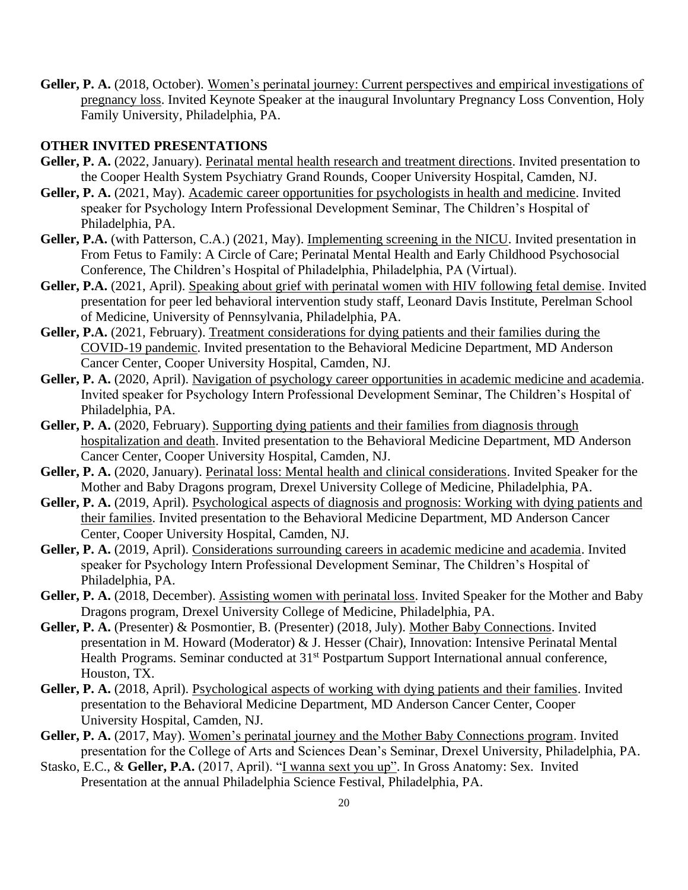**Geller, P. A.** (2018, October). Women's perinatal journey: Current perspectives and empirical investigations of pregnancy loss. Invited Keynote Speaker at the inaugural Involuntary Pregnancy Loss Convention, Holy Family University, Philadelphia, PA.

**OTHER INVITED PRESENTATIONS**

**Geller, P. A.** (2022, January). Perinatal mental health research and treatment directions. Invited presentation to the Cooper Health System Psychiatry Grand Rounds, Cooper University Hospital, Camden, NJ.

**Geller, P. A.** (2021, May). Academic career opportunities for psychologists in health and medicine. Invited speaker for Psychology Intern Professional Development Seminar, The Children's Hospital of Philadelphia, PA.

**Geller, P.A.** (with Patterson, C.A.) (2021, May). Implementing screening in the NICU. Invited presentation in From Fetus to Family: A Circle of Care; Perinatal Mental Health and Early Childhood Psychosocial Conference, The Children's Hospital of Philadelphia, Philadelphia, PA (Virtual).

**Geller, P.A.** (2021, April). Speaking about grief with perinatal women with HIV following fetal demise. Invited presentation for peer led behavioral intervention study staff, Leonard Davis Institute, Perelman School of Medicine, University of Pennsylvania, Philadelphia, PA.

**Geller, P.A.** (2021, February). Treatment considerations for dying patients and their families during the COVID-19 pandemic. Invited presentation to the Behavioral Medicine Department, MD Anderson Cancer Center, Cooper University Hospital, Camden, NJ.

**Geller, P. A.** (2020, April). Navigation of psychology career opportunities in academic medicine and academia. Invited speaker for Psychology Intern Professional Development Seminar, The Children's Hospital of Philadelphia, PA.

**Geller, P. A.** (2020, February). Supporting dying patients and their families from diagnosis through hospitalization and death. Invited presentation to the Behavioral Medicine Department, MD Anderson Cancer Center, Cooper University Hospital, Camden, NJ.

**Geller, P. A.** (2020, January). Perinatal loss: Mental health and clinical considerations. Invited Speaker for the Mother and Baby Dragons program, Drexel University College of Medicine, Philadelphia, PA.

**Geller, P. A.** (2019, April). Psychological aspects of diagnosis and prognosis: Working with dying patients and their families. Invited presentation to the Behavioral Medicine Department, MD Anderson Cancer Center, Cooper University Hospital, Camden, NJ.

**Geller, P. A.** (2019, April). Considerations surrounding careers in academic medicine and academia. Invited speaker for Psychology Intern Professional Development Seminar, The Children's Hospital of Philadelphia, PA.

**Geller, P. A.** (2018, December). Assisting women with perinatal loss. Invited Speaker for the Mother and Baby Dragons program, Drexel University College of Medicine, Philadelphia, PA.

**Geller, P. A.** (Presenter) & Posmontier, B. (Presenter) (2018, July). Mother Baby Connections. Invited presentation in M. Howard (Moderator) & J. Hesser (Chair), Innovation: Intensive Perinatal Mental Health Programs. Seminar conducted at 31st Postpartum Support International annual conference, Houston, TX.

**Geller, P. A.** (2018, April). Psychological aspects of working with dying patients and their families. Invited presentation to the Behavioral Medicine Department, MD Anderson Cancer Center, Cooper University Hospital, Camden, NJ.

**Geller, P. A.** (2017, May). Women's perinatal journey and the Mother Baby Connections program. Invited presentation for the College of Arts and Sciences Dean's Seminar, Drexel University, Philadelphia, PA.

Stasko, E.C., & **Geller, P.A.** (2017, April). "I wanna sext you up". In Gross Anatomy: Sex. Invited Presentation at the annual Philadelphia Science Festival, Philadelphia, PA.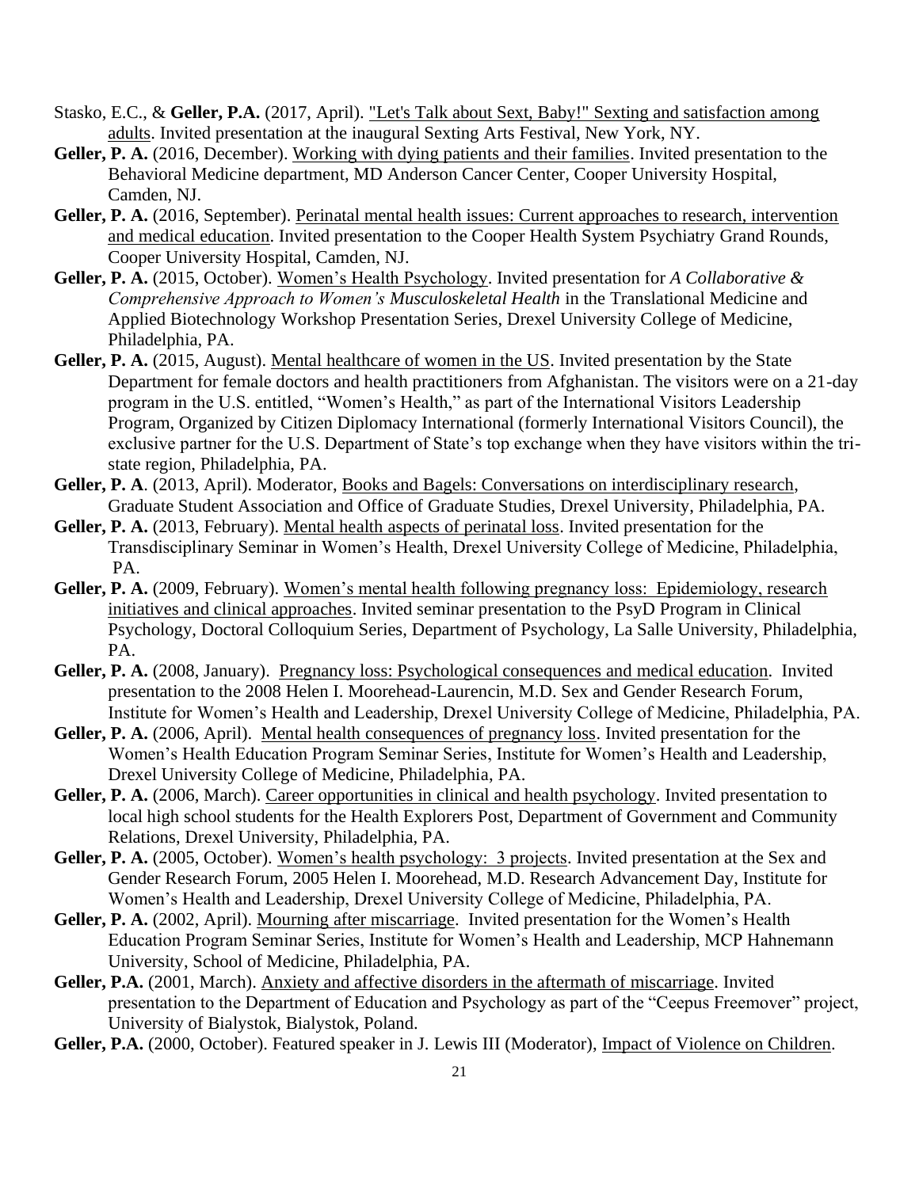Stasko, E.C., & **Geller, P.A.** (2017, April). "Let's Talk about Sext, Baby!" Sexting and satisfaction among adults. Invited presentation at the inaugural Sexting Arts Festival, New York, NY.

**Geller, P. A.** (2016, December). Working with dying patients and their families. Invited presentation to the Behavioral Medicine department, MD Anderson Cancer Center, Cooper University Hospital, Camden, NJ.

**Geller, P. A.** (2016, September). Perinatal mental health issues: Current approaches to research, intervention and medical education. Invited presentation to the Cooper Health System Psychiatry Grand Rounds, Cooper University Hospital, Camden, NJ.

**Geller, P. A.** (2015, October). Women's Health Psychology. Invited presentation for *A Collaborative & Comprehensive Approach to Women's Musculoskeletal Health* in the Translational Medicine and Applied Biotechnology Workshop Presentation Series, Drexel University College of Medicine, Philadelphia, PA.

**Geller, P. A.** (2015, August). Mental healthcare of women in the US. Invited presentation by the State Department for female doctors and health practitioners from Afghanistan. The visitors were on a 21-day program in the U.S. entitled, "Women's Health," as part of the International Visitors Leadership Program, Organized by Citizen Diplomacy International (formerly International Visitors Council), the exclusive partner for the U.S. Department of State's top exchange when they have visitors within the tri-state region, Philadelphia, PA.

**Geller, P. A**. (2013, April). Moderator, Books and Bagels: Conversations on interdisciplinary research, Graduate Student Association and Office of Graduate Studies, Drexel University, Philadelphia, PA.

**Geller, P. A.** (2013, February). Mental health aspects of perinatal loss. Invited presentation for the Transdisciplinary Seminar in Women's Health, Drexel University College of Medicine, Philadelphia, PA.

**Geller, P. A.** (2009, February). Women's mental health following pregnancy loss: Epidemiology, research initiatives and clinical approaches. Invited seminar presentation to the PsyD Program in Clinical Psychology, Doctoral Colloquium Series, Department of Psychology, La Salle University, Philadelphia, PA.

**Geller, P. A.** (2008, January). Pregnancy loss: Psychological consequences and medical education. Invited presentation to the 2008 Helen I. Moorehead-Laurencin, M.D. Sex and Gender Research Forum, Institute for Women's Health and Leadership, Drexel University College of Medicine, Philadelphia, PA.

**Geller, P. A.** (2006, April). Mental health consequences of pregnancy loss. Invited presentation for the Women's Health Education Program Seminar Series, Institute for Women's Health and Leadership, Drexel University College of Medicine, Philadelphia, PA.

**Geller, P. A.** (2006, March). Career opportunities in clinical and health psychology. Invited presentation to local high school students for the Health Explorers Post, Department of Government and Community Relations, Drexel University, Philadelphia, PA.

**Geller, P. A.** (2005, October). Women's health psychology: 3 projects. Invited presentation at the Sex and Gender Research Forum, 2005 Helen I. Moorehead, M.D. Research Advancement Day, Institute for Women's Health and Leadership, Drexel University College of Medicine, Philadelphia, PA.

**Geller, P. A.** (2002, April). Mourning after miscarriage. Invited presentation for the Women's Health Education Program Seminar Series, Institute for Women's Health and Leadership, MCP Hahnemann University, School of Medicine, Philadelphia, PA.

**Geller, P.A.** (2001, March). Anxiety and affective disorders in the aftermath of miscarriage. Invited presentation to the Department of Education and Psychology as part of the "Ceepus Freemover" project, University of Bialystok, Bialystok, Poland.

**Geller, P.A.** (2000, October). Featured speaker in J. Lewis III (Moderator), Impact of Violence on Children.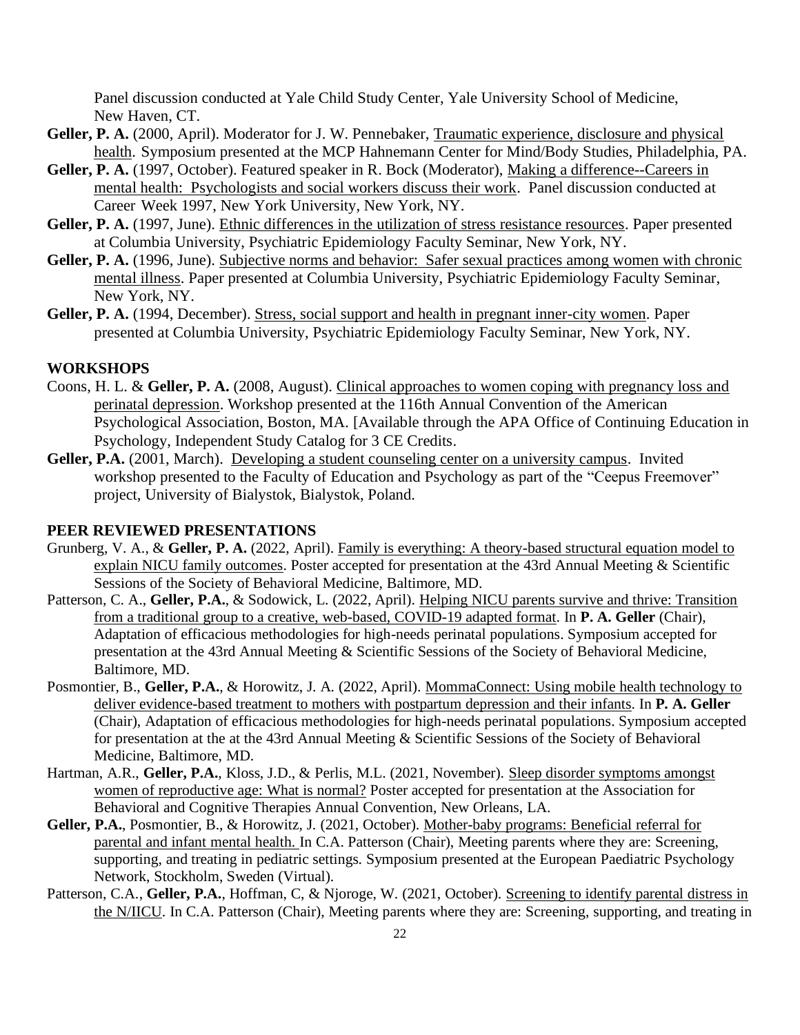Panel discussion conducted at Yale Child Study Center, Yale University School of Medicine, New Haven, CT.

**Geller, P. A.** (2000, April). Moderator for J. W. Pennebaker, Traumatic experience, disclosure and physical health. Symposium presented at the MCP Hahnemann Center for Mind/Body Studies, Philadelphia, PA.

**Geller, P. A.** (1997, October). Featured speaker in R. Bock (Moderator), Making a difference--Careers in mental health: Psychologists and social workers discuss their work. Panel discussion conducted at Career Week 1997, New York University, New York, NY.

**Geller, P. A.** (1997, June). Ethnic differences in the utilization of stress resistance resources. Paper presented at Columbia University, Psychiatric Epidemiology Faculty Seminar, New York, NY.

**Geller, P. A.** (1996, June). Subjective norms and behavior: Safer sexual practices among women with chronic mental illness. Paper presented at Columbia University, Psychiatric Epidemiology Faculty Seminar, New York, NY.

**Geller, P. A.** (1994, December). Stress, social support and health in pregnant inner-city women. Paper presented at Columbia University, Psychiatric Epidemiology Faculty Seminar, New York, NY.

## WORKSHOPS

Coons, H. L. & **Geller, P. A.** (2008, August). Clinical approaches to women coping with pregnancy loss and perinatal depression. Workshop presented at the 116th Annual Convention of the American Psychological Association, Boston, MA. [Available through the APA Office of Continuing Education in Psychology, Independent Study Catalog for 3 CE Credits.

**Geller, P.A.** (2001, March). Developing a student counseling center on a university campus. Invited workshop presented to the Faculty of Education and Psychology as part of the "Ceepus Freemover" project, University of Bialystok, Bialystok, Poland.

## PEER REVIEWED PRESENTATIONS

Grunberg, V. A., & **Geller, P. A.** (2022, April). Family is everything: A theory-based structural equation model to explain NICU family outcomes. Poster accepted for presentation at the 43rd Annual Meeting & Scientific Sessions of the Society of Behavioral Medicine, Baltimore, MD.

Patterson, C. A., **Geller, P.A.**, & Sodowick, L. (2022, April). Helping NICU parents survive and thrive: Transition from a traditional group to a creative, web-based, COVID-19 adapted format. In **P. A. Geller** (Chair), Adaptation of efficacious methodologies for high-needs perinatal populations. Symposium accepted for presentation at the 43rd Annual Meeting & Scientific Sessions of the Society of Behavioral Medicine, Baltimore, MD.

Posmontier, B., **Geller, P.A.**, & Horowitz, J. A. (2022, April). MommaConnect: Using mobile health technology to deliver evidence-based treatment to mothers with postpartum depression and their infants. In **P. A. Geller** (Chair), Adaptation of efficacious methodologies for high-needs perinatal populations. Symposium accepted for presentation at the at the 43rd Annual Meeting & Scientific Sessions of the Society of Behavioral Medicine, Baltimore, MD.

Hartman, A.R., **Geller, P.A.**, Kloss, J.D., & Perlis, M.L. (2021, November). Sleep disorder symptoms amongst women of reproductive age: What is normal? Poster accepted for presentation at the Association for Behavioral and Cognitive Therapies Annual Convention, New Orleans, LA.

**Geller, P.A.**, Posmontier, B., & Horowitz, J. (2021, October). Mother-baby programs: Beneficial referral for parental and infant mental health. In C.A. Patterson (Chair), Meeting parents where they are: Screening, supporting, and treating in pediatric settings. Symposium presented at the European Paediatric Psychology Network, Stockholm, Sweden (Virtual).

Patterson, C.A., **Geller, P.A.**, Hoffman, C, & Njoroge, W. (2021, October). Screening to identify parental distress in the N/IICU. In C.A. Patterson (Chair), Meeting parents where they are: Screening, supporting, and treating in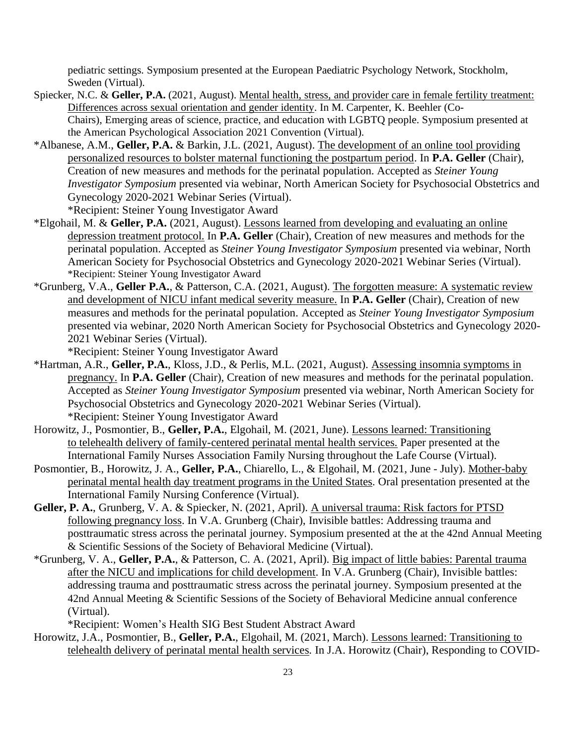pediatric settings. Symposium presented at the European Paediatric Psychology Network, Stockholm, Sweden (Virtual).

Spiecker, N.C. & **Geller, P.A.** (2021, August). Mental health, stress, and provider care in female fertility treatment: Differences across sexual orientation and gender identity. In M. Carpenter, K. Beehler (Co-Chairs), Emerging areas of science, practice, and education with LGBTQ people. Symposium presented at the American Psychological Association 2021 Convention (Virtual).

*Albanese, A.M., **Geller, P.A.** & Barkin, J.L. (2021, August). The development of an online tool providing personalized resources to bolster maternal functioning the postpartum period. In **P.A. Geller** (Chair), Creation of new measures and methods for the perinatal population. Accepted as *Steiner Young Investigator Symposium* presented via webinar, North American Society for Psychosocial Obstetrics and Gynecology 2020-2021 Webinar Series (Virtual).
*Recipient: Steiner Young Investigator Award

*Elgohail, M. & **Geller, P.A.** (2021, August). Lessons learned from developing and evaluating an online depression treatment protocol. In **P.A. Geller** (Chair), Creation of new measures and methods for the perinatal population. Accepted as *Steiner Young Investigator Symposium* presented via webinar, North American Society for Psychosocial Obstetrics and Gynecology 2020-2021 Webinar Series (Virtual).
*Recipient: Steiner Young Investigator Award

*Grunberg, V.A., **Geller P.A.**, & Patterson, C.A. (2021, August). The forgotten measure: A systematic review and development of NICU infant medical severity measure. In **P.A. Geller** (Chair), Creation of new measures and methods for the perinatal population. Accepted as *Steiner Young Investigator Symposium* presented via webinar, 2020 North American Society for Psychosocial Obstetrics and Gynecology 2020-2021 Webinar Series (Virtual).
*Recipient: Steiner Young Investigator Award

*Hartman, A.R., **Geller, P.A.**, Kloss, J.D., & Perlis, M.L. (2021, August). Assessing insomnia symptoms in pregnancy. In **P.A. Geller** (Chair), Creation of new measures and methods for the perinatal population. Accepted as *Steiner Young Investigator Symposium* presented via webinar, North American Society for Psychosocial Obstetrics and Gynecology 2020-2021 Webinar Series (Virtual).
*Recipient: Steiner Young Investigator Award

Horowitz, J., Posmontier, B., **Geller, P.A.**, Elgohail, M. (2021, June). Lessons learned: Transitioning to telehealth delivery of family-centered perinatal mental health services. Paper presented at the International Family Nurses Association Family Nursing throughout the Lafe Course (Virtual).

Posmontier, B., Horowitz, J. A., **Geller, P.A.**, Chiarello, L., & Elgohail, M. (2021, June - July). Mother-baby perinatal mental health day treatment programs in the United States. Oral presentation presented at the International Family Nursing Conference (Virtual).

**Geller, P. A.**, Grunberg, V. A. & Spiecker, N. (2021, April). A universal trauma: Risk factors for PTSD following pregnancy loss. In V.A. Grunberg (Chair), Invisible battles: Addressing trauma and posttraumatic stress across the perinatal journey. Symposium presented at the at the 42nd Annual Meeting & Scientific Sessions of the Society of Behavioral Medicine (Virtual).

*Grunberg, V. A., **Geller, P.A.**, & Patterson, C. A. (2021, April). Big impact of little babies: Parental trauma after the NICU and implications for child development. In V.A. Grunberg (Chair), Invisible battles: addressing trauma and posttraumatic stress across the perinatal journey. Symposium presented at the 42nd Annual Meeting & Scientific Sessions of the Society of Behavioral Medicine annual conference (Virtual).
*Recipient: Women's Health SIG Best Student Abstract Award

Horowitz, J.A., Posmontier, B., **Geller, P.A.**, Elgohail, M. (2021, March). Lessons learned: Transitioning to telehealth delivery of perinatal mental health services. In J.A. Horowitz (Chair), Responding to COVID-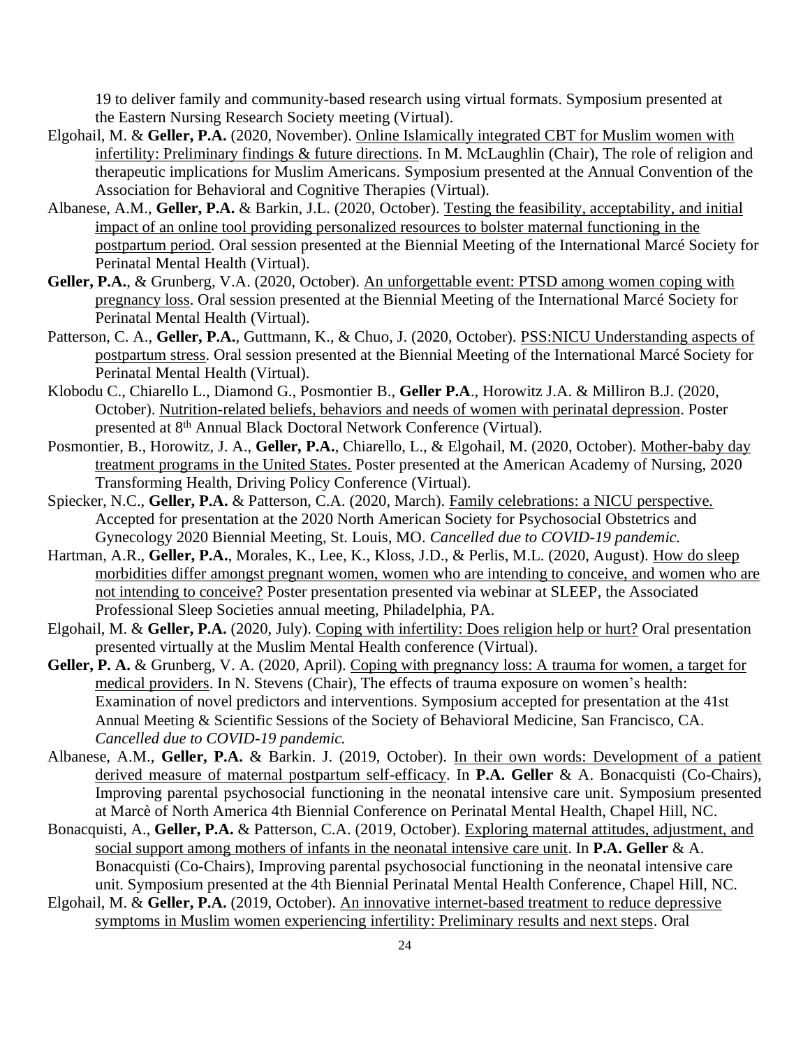19 to deliver family and community-based research using virtual formats. Symposium presented at the Eastern Nursing Research Society meeting (Virtual).

Elgohail, M. & **Geller, P.A.** (2020, November). Online Islamically integrated CBT for Muslim women with infertility: Preliminary findings & future directions. In M. McLaughlin (Chair), The role of religion and therapeutic implications for Muslim Americans. Symposium presented at the Annual Convention of the Association for Behavioral and Cognitive Therapies (Virtual).

Albanese, A.M., **Geller, P.A.** & Barkin, J.L. (2020, October). Testing the feasibility, acceptability, and initial impact of an online tool providing personalized resources to bolster maternal functioning in the postpartum period. Oral session presented at the Biennial Meeting of the International Marcé Society for Perinatal Mental Health (Virtual).

**Geller, P.A.**, & Grunberg, V.A. (2020, October). An unforgettable event: PTSD among women coping with pregnancy loss. Oral session presented at the Biennial Meeting of the International Marcé Society for Perinatal Mental Health (Virtual).

Patterson, C. A., **Geller, P.A.**, Guttmann, K., & Chuo, J. (2020, October). PSS:NICU Understanding aspects of postpartum stress. Oral session presented at the Biennial Meeting of the International Marcé Society for Perinatal Mental Health (Virtual).

Klobodu C., Chiarello L., Diamond G., Posmontier B., **Geller P.A**., Horowitz J.A. & Milliron B.J. (2020, October). Nutrition-related beliefs, behaviors and needs of women with perinatal depression. Poster presented at 8th Annual Black Doctoral Network Conference (Virtual).

Posmontier, B., Horowitz, J. A., **Geller, P.A.**, Chiarello, L., & Elgohail, M. (2020, October). Mother-baby day treatment programs in the United States. Poster presented at the American Academy of Nursing, 2020 Transforming Health, Driving Policy Conference (Virtual).

Spiecker, N.C., **Geller, P.A.** & Patterson, C.A. (2020, March). Family celebrations: a NICU perspective. Accepted for presentation at the 2020 North American Society for Psychosocial Obstetrics and Gynecology 2020 Biennial Meeting, St. Louis, MO. *Cancelled due to COVID-19 pandemic.*

Hartman, A.R., **Geller, P.A.**, Morales, K., Lee, K., Kloss, J.D., & Perlis, M.L. (2020, August). How do sleep morbidities differ amongst pregnant women, women who are intending to conceive, and women who are not intending to conceive? Poster presentation presented via webinar at SLEEP, the Associated Professional Sleep Societies annual meeting, Philadelphia, PA.

Elgohail, M. & **Geller, P.A.** (2020, July). Coping with infertility: Does religion help or hurt? Oral presentation presented virtually at the Muslim Mental Health conference (Virtual).

**Geller, P. A.** & Grunberg, V. A. (2020, April). Coping with pregnancy loss: A trauma for women, a target for medical providers. In N. Stevens (Chair), The effects of trauma exposure on women's health: Examination of novel predictors and interventions. Symposium accepted for presentation at the 41st Annual Meeting & Scientific Sessions of the Society of Behavioral Medicine, San Francisco, CA. *Cancelled due to COVID-19 pandemic.*

Albanese, A.M., **Geller, P.A.** & Barkin. J. (2019, October). In their own words: Development of a patient derived measure of maternal postpartum self-efficacy. In **P.A. Geller** & A. Bonacquisti (Co-Chairs), Improving parental psychosocial functioning in the neonatal intensive care unit. Symposium presented at Marcè of North America 4th Biennial Conference on Perinatal Mental Health, Chapel Hill, NC.

Bonacquisti, A., **Geller, P.A.** & Patterson, C.A. (2019, October). Exploring maternal attitudes, adjustment, and social support among mothers of infants in the neonatal intensive care unit. In **P.A. Geller** & A. Bonacquisti (Co-Chairs), Improving parental psychosocial functioning in the neonatal intensive care unit. Symposium presented at the 4th Biennial Perinatal Mental Health Conference, Chapel Hill, NC.

Elgohail, M. & **Geller, P.A.** (2019, October). An innovative internet-based treatment to reduce depressive symptoms in Muslim women experiencing infertility: Preliminary results and next steps. Oral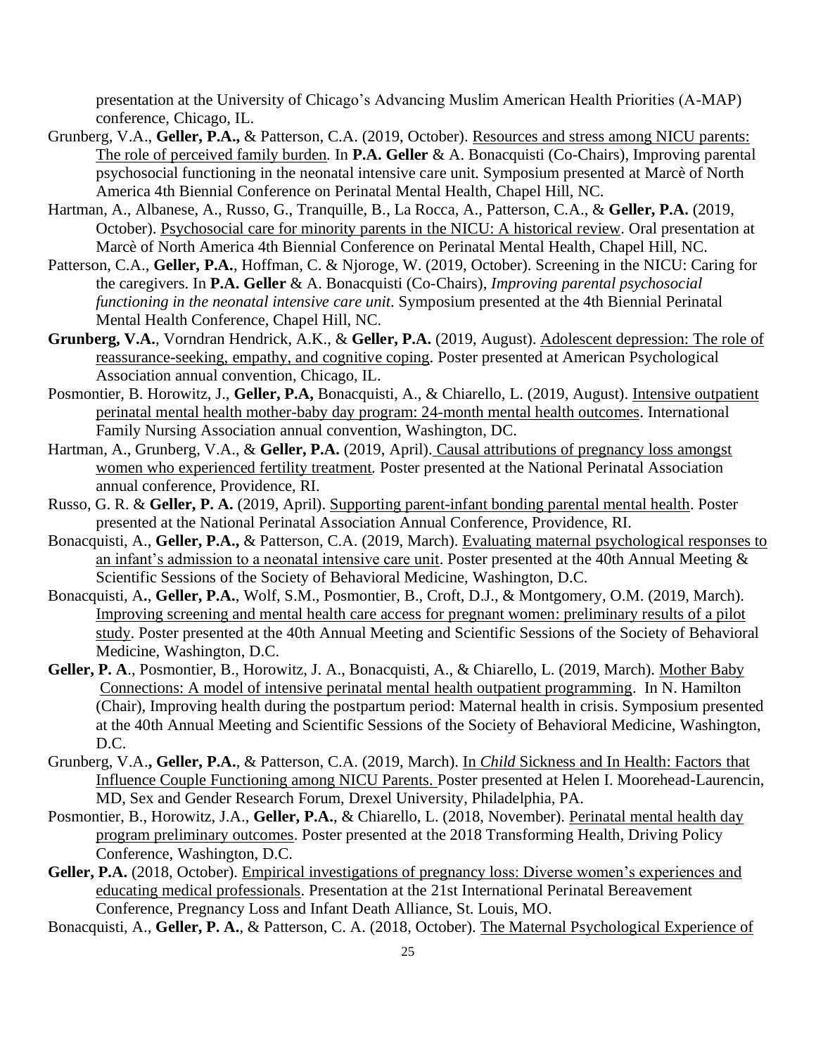presentation at the University of Chicago's Advancing Muslim American Health Priorities (A-MAP) conference, Chicago, IL.

Grunberg, V.A., **Geller, P.A.,** & Patterson, C.A. (2019, October). Resources and stress among NICU parents: The role of perceived family burden. In **P.A. Geller** & A. Bonacquisti (Co-Chairs), Improving parental psychosocial functioning in the neonatal intensive care unit. Symposium presented at Marcè of North America 4th Biennial Conference on Perinatal Mental Health, Chapel Hill, NC.

Hartman, A., Albanese, A., Russo, G., Tranquille, B., La Rocca, A., Patterson, C.A., & **Geller, P.A.** (2019, October). Psychosocial care for minority parents in the NICU: A historical review. Oral presentation at Marcè of North America 4th Biennial Conference on Perinatal Mental Health, Chapel Hill, NC.

Patterson, C.A., **Geller, P.A.**, Hoffman, C. & Njoroge, W. (2019, October). Screening in the NICU: Caring for the caregivers. In **P.A. Geller** & A. Bonacquisti (Co-Chairs), *Improving parental psychosocial functioning in the neonatal intensive care unit*. Symposium presented at the 4th Biennial Perinatal Mental Health Conference, Chapel Hill, NC.

**Grunberg, V.A.**, Vorndran Hendrick, A.K., & **Geller, P.A.** (2019, August). Adolescent depression: The role of reassurance-seeking, empathy, and cognitive coping. Poster presented at American Psychological Association annual convention, Chicago, IL.

Posmontier, B. Horowitz, J., **Geller, P.A,** Bonacquisti, A., & Chiarello, L. (2019, August). Intensive outpatient perinatal mental health mother-baby day program: 24-month mental health outcomes. International Family Nursing Association annual convention, Washington, DC.

Hartman, A., Grunberg, V.A., & **Geller, P.A.** (2019, April). Causal attributions of pregnancy loss amongst women who experienced fertility treatment. Poster presented at the National Perinatal Association annual conference, Providence, RI.

Russo, G. R. & **Geller, P. A.** (2019, April). Supporting parent-infant bonding parental mental health. Poster presented at the National Perinatal Association Annual Conference, Providence, RI.

Bonacquisti, A., **Geller, P.A.,** & Patterson, C.A. (2019, March). Evaluating maternal psychological responses to an infant's admission to a neonatal intensive care unit. Poster presented at the 40th Annual Meeting & Scientific Sessions of the Society of Behavioral Medicine, Washington, D.C.

Bonacquisti, A**.**, **Geller, P.A.**, Wolf, S.M., Posmontier, B., Croft, D.J., & Montgomery, O.M. (2019, March). Improving screening and mental health care access for pregnant women: preliminary results of a pilot study. Poster presented at the 40th Annual Meeting and Scientific Sessions of the Society of Behavioral Medicine, Washington, D.C.

**Geller, P. A**., Posmontier, B., Horowitz, J. A., Bonacquisti, A., & Chiarello, L. (2019, March). Mother Baby Connections: A model of intensive perinatal mental health outpatient programming. In N. Hamilton (Chair), Improving health during the postpartum period: Maternal health in crisis. Symposium presented at the 40th Annual Meeting and Scientific Sessions of the Society of Behavioral Medicine, Washington, D.C.

Grunberg, V.A.**, Geller, P.A.**, & Patterson, C.A. (2019, March). In *Child* Sickness and In Health: Factors that Influence Couple Functioning among NICU Parents. Poster presented at Helen I. Moorehead-Laurencin, MD, Sex and Gender Research Forum, Drexel University, Philadelphia, PA.

Posmontier, B., Horowitz, J.A., **Geller, P.A.**, & Chiarello, L. (2018, November). Perinatal mental health day program preliminary outcomes. Poster presented at the 2018 Transforming Health, Driving Policy Conference, Washington, D.C.

**Geller, P.A.** (2018, October). Empirical investigations of pregnancy loss: Diverse women's experiences and educating medical professionals. Presentation at the 21st International Perinatal Bereavement Conference, Pregnancy Loss and Infant Death Alliance, St. Louis, MO.

Bonacquisti, A., **Geller, P. A.**, & Patterson, C. A. (2018, October). The Maternal Psychological Experience of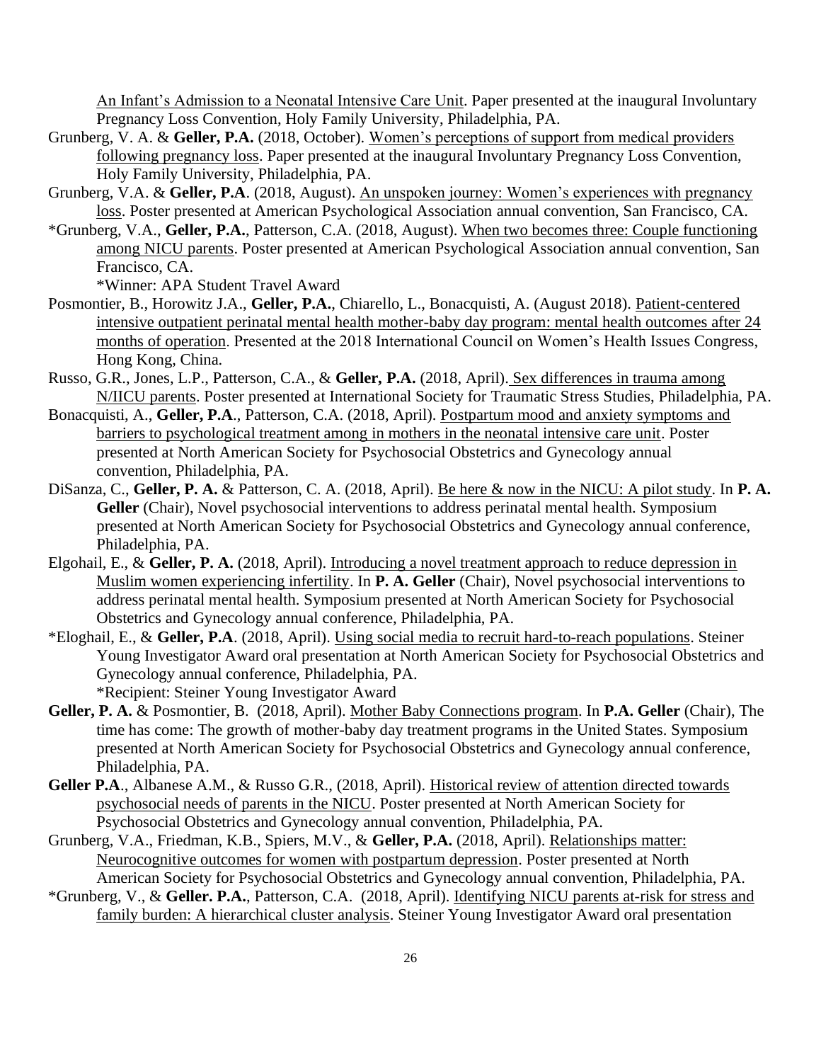An Infant's Admission to a Neonatal Intensive Care Unit. Paper presented at the inaugural Involuntary Pregnancy Loss Convention, Holy Family University, Philadelphia, PA.

Grunberg, V. A. & **Geller, P.A.** (2018, October). Women's perceptions of support from medical providers following pregnancy loss. Paper presented at the inaugural Involuntary Pregnancy Loss Convention, Holy Family University, Philadelphia, PA.

Grunberg, V.A. & **Geller, P.A**. (2018, August). An unspoken journey: Women's experiences with pregnancy loss. Poster presented at American Psychological Association annual convention, San Francisco, CA.

*Grunberg, V.A., **Geller, P.A.**, Patterson, C.A. (2018, August). When two becomes three: Couple functioning among NICU parents. Poster presented at American Psychological Association annual convention, San Francisco, CA.
*Winner: APA Student Travel Award

Posmontier, B., Horowitz J.A., **Geller, P.A.**, Chiarello, L., Bonacquisti, A. (August 2018). Patient-centered intensive outpatient perinatal mental health mother-baby day program: mental health outcomes after 24 months of operation. Presented at the 2018 International Council on Women's Health Issues Congress, Hong Kong, China.

Russo, G.R., Jones, L.P., Patterson, C.A., & **Geller, P.A.** (2018, April). Sex differences in trauma among N/IICU parents. Poster presented at International Society for Traumatic Stress Studies, Philadelphia, PA.

Bonacquisti, A., **Geller, P.A**., Patterson, C.A. (2018, April). Postpartum mood and anxiety symptoms and barriers to psychological treatment among in mothers in the neonatal intensive care unit. Poster presented at North American Society for Psychosocial Obstetrics and Gynecology annual convention, Philadelphia, PA.

DiSanza, C., **Geller, P. A.** & Patterson, C. A. (2018, April). Be here & now in the NICU: A pilot study. In **P. A. Geller** (Chair), Novel psychosocial interventions to address perinatal mental health. Symposium presented at North American Society for Psychosocial Obstetrics and Gynecology annual conference, Philadelphia, PA.

Elgohail, E., & **Geller, P. A.** (2018, April). Introducing a novel treatment approach to reduce depression in Muslim women experiencing infertility. In **P. A. Geller** (Chair), Novel psychosocial interventions to address perinatal mental health. Symposium presented at North American Society for Psychosocial Obstetrics and Gynecology annual conference, Philadelphia, PA.

*Eloghail, E., & **Geller, P.A**. (2018, April). Using social media to recruit hard-to-reach populations. Steiner Young Investigator Award oral presentation at North American Society for Psychosocial Obstetrics and Gynecology annual conference, Philadelphia, PA.
*Recipient: Steiner Young Investigator Award

**Geller, P. A.** & Posmontier, B. (2018, April). Mother Baby Connections program. In **P.A. Geller** (Chair), The time has come: The growth of mother-baby day treatment programs in the United States. Symposium presented at North American Society for Psychosocial Obstetrics and Gynecology annual conference, Philadelphia, PA.

**Geller P.A**., Albanese A.M., & Russo G.R., (2018, April). Historical review of attention directed towards psychosocial needs of parents in the NICU. Poster presented at North American Society for Psychosocial Obstetrics and Gynecology annual convention, Philadelphia, PA.

Grunberg, V.A., Friedman, K.B., Spiers, M.V., & **Geller, P.A.** (2018, April). Relationships matter: Neurocognitive outcomes for women with postpartum depression. Poster presented at North American Society for Psychosocial Obstetrics and Gynecology annual convention, Philadelphia, PA.

*Grunberg, V., & **Geller. P.A.**, Patterson, C.A. (2018, April). Identifying NICU parents at-risk for stress and family burden: A hierarchical cluster analysis. Steiner Young Investigator Award oral presentation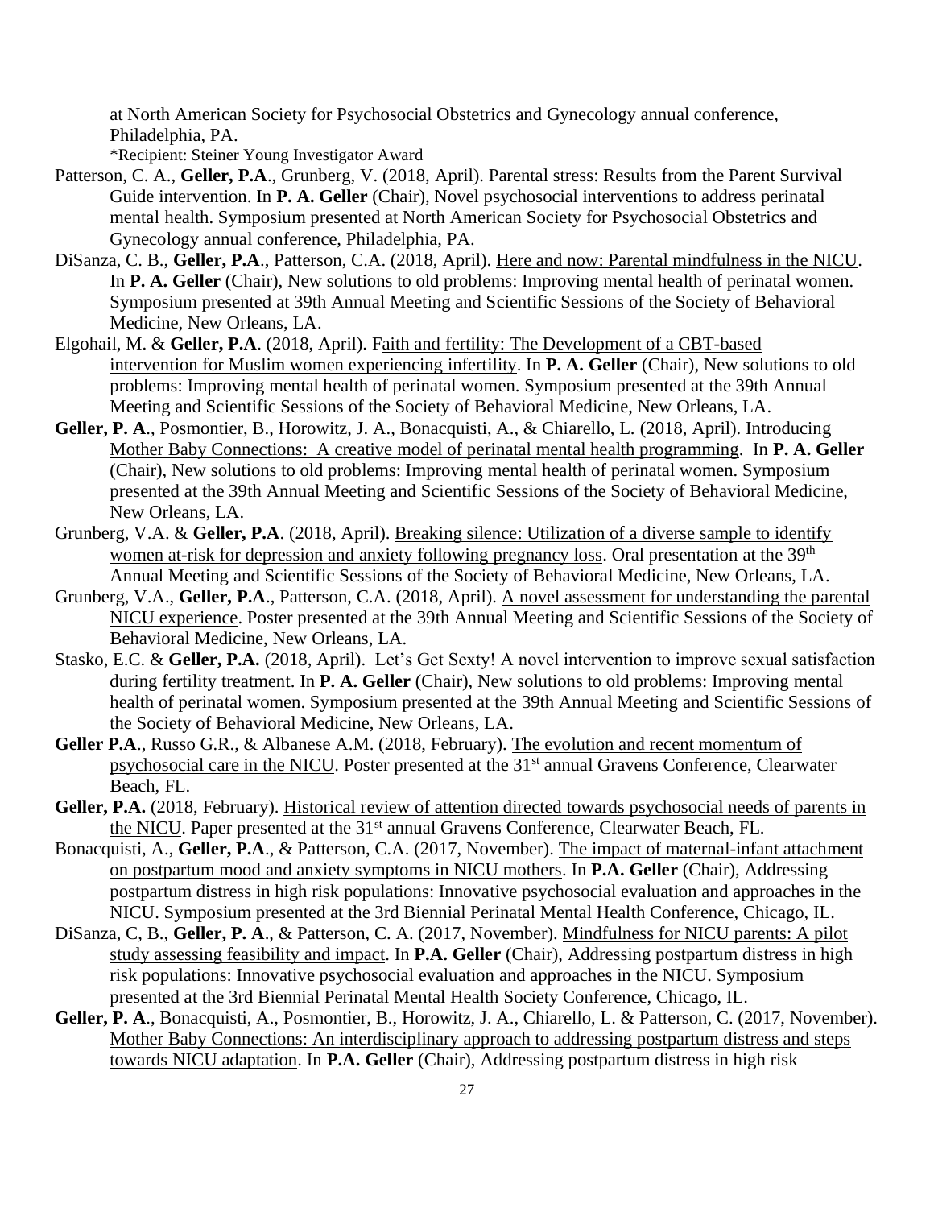at North American Society for Psychosocial Obstetrics and Gynecology annual conference, Philadelphia, PA.
*Recipient: Steiner Young Investigator Award

Patterson, C. A., **Geller, P.A**., Grunberg, V. (2018, April). Parental stress: Results from the Parent Survival Guide intervention. In **P. A. Geller** (Chair), Novel psychosocial interventions to address perinatal mental health. Symposium presented at North American Society for Psychosocial Obstetrics and Gynecology annual conference, Philadelphia, PA.

DiSanza, C. B., **Geller, P.A**., Patterson, C.A. (2018, April). Here and now: Parental mindfulness in the NICU. In **P. A. Geller** (Chair), New solutions to old problems: Improving mental health of perinatal women. Symposium presented at 39th Annual Meeting and Scientific Sessions of the Society of Behavioral Medicine, New Orleans, LA.

Elgohail, M. & **Geller, P.A**. (2018, April). Faith and fertility: The Development of a CBT-based intervention for Muslim women experiencing infertility. In **P. A. Geller** (Chair), New solutions to old problems: Improving mental health of perinatal women. Symposium presented at the 39th Annual Meeting and Scientific Sessions of the Society of Behavioral Medicine, New Orleans, LA.

**Geller, P. A**., Posmontier, B., Horowitz, J. A., Bonacquisti, A., & Chiarello, L. (2018, April). Introducing Mother Baby Connections: A creative model of perinatal mental health programming. In **P. A. Geller** (Chair), New solutions to old problems: Improving mental health of perinatal women. Symposium presented at the 39th Annual Meeting and Scientific Sessions of the Society of Behavioral Medicine, New Orleans, LA.

Grunberg, V.A. & **Geller, P.A**. (2018, April). Breaking silence: Utilization of a diverse sample to identify women at-risk for depression and anxiety following pregnancy loss. Oral presentation at the 39th Annual Meeting and Scientific Sessions of the Society of Behavioral Medicine, New Orleans, LA.

Grunberg, V.A., **Geller, P.A**., Patterson, C.A. (2018, April). A novel assessment for understanding the parental NICU experience. Poster presented at the 39th Annual Meeting and Scientific Sessions of the Society of Behavioral Medicine, New Orleans, LA.

Stasko, E.C. & **Geller, P.A.** (2018, April). Let's Get Sexty! A novel intervention to improve sexual satisfaction during fertility treatment. In **P. A. Geller** (Chair), New solutions to old problems: Improving mental health of perinatal women. Symposium presented at the 39th Annual Meeting and Scientific Sessions of the Society of Behavioral Medicine, New Orleans, LA.

**Geller P.A**., Russo G.R., & Albanese A.M. (2018, February). The evolution and recent momentum of psychosocial care in the NICU. Poster presented at the 31st annual Gravens Conference, Clearwater Beach, FL.

**Geller, P.A.** (2018, February). Historical review of attention directed towards psychosocial needs of parents in the NICU. Paper presented at the 31st annual Gravens Conference, Clearwater Beach, FL.

Bonacquisti, A., **Geller, P.A**., & Patterson, C.A. (2017, November). The impact of maternal-infant attachment on postpartum mood and anxiety symptoms in NICU mothers. In **P.A. Geller** (Chair), Addressing postpartum distress in high risk populations: Innovative psychosocial evaluation and approaches in the NICU. Symposium presented at the 3rd Biennial Perinatal Mental Health Conference, Chicago, IL.

DiSanza, C, B., **Geller, P. A**., & Patterson, C. A. (2017, November). Mindfulness for NICU parents: A pilot study assessing feasibility and impact. In **P.A. Geller** (Chair), Addressing postpartum distress in high risk populations: Innovative psychosocial evaluation and approaches in the NICU. Symposium presented at the 3rd Biennial Perinatal Mental Health Society Conference, Chicago, IL.

**Geller, P. A**., Bonacquisti, A., Posmontier, B., Horowitz, J. A., Chiarello, L. & Patterson, C. (2017, November). Mother Baby Connections: An interdisciplinary approach to addressing postpartum distress and steps towards NICU adaptation. In **P.A. Geller** (Chair), Addressing postpartum distress in high risk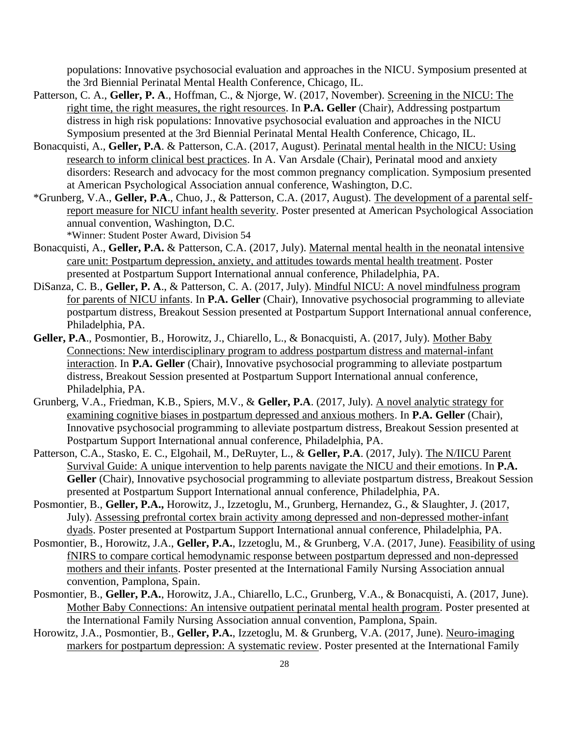populations: Innovative psychosocial evaluation and approaches in the NICU. Symposium presented at the 3rd Biennial Perinatal Mental Health Conference, Chicago, IL.

Patterson, C. A., **Geller, P. A**., Hoffman, C., & Njorge, W. (2017, November). Screening in the NICU: The right time, the right measures, the right resources. In **P.A. Geller** (Chair), Addressing postpartum distress in high risk populations: Innovative psychosocial evaluation and approaches in the NICU Symposium presented at the 3rd Biennial Perinatal Mental Health Conference, Chicago, IL.

Bonacquisti, A., **Geller, P.A**. & Patterson, C.A. (2017, August). Perinatal mental health in the NICU: Using research to inform clinical best practices. In A. Van Arsdale (Chair), Perinatal mood and anxiety disorders: Research and advocacy for the most common pregnancy complication. Symposium presented at American Psychological Association annual conference, Washington, D.C.

*Grunberg, V.A., **Geller, P.A**., Chuo, J., & Patterson, C.A. (2017, August). The development of a parental self-report measure for NICU infant health severity. Poster presented at American Psychological Association annual convention, Washington, D.C.
*Winner: Student Poster Award, Division 54

Bonacquisti, A., **Geller, P.A.** & Patterson, C.A. (2017, July). Maternal mental health in the neonatal intensive care unit: Postpartum depression, anxiety, and attitudes towards mental health treatment. Poster presented at Postpartum Support International annual conference, Philadelphia, PA.

DiSanza, C. B., **Geller, P. A**., & Patterson, C. A. (2017, July). Mindful NICU: A novel mindfulness program for parents of NICU infants. In **P.A. Geller** (Chair), Innovative psychosocial programming to alleviate postpartum distress, Breakout Session presented at Postpartum Support International annual conference, Philadelphia, PA.

**Geller, P.A**., Posmontier, B., Horowitz, J., Chiarello, L., & Bonacquisti, A. (2017, July). Mother Baby Connections: New interdisciplinary program to address postpartum distress and maternal-infant interaction. In **P.A. Geller** (Chair), Innovative psychosocial programming to alleviate postpartum distress, Breakout Session presented at Postpartum Support International annual conference, Philadelphia, PA.

Grunberg, V.A., Friedman, K.B., Spiers, M.V., & **Geller, P.A**. (2017, July). A novel analytic strategy for examining cognitive biases in postpartum depressed and anxious mothers. In **P.A. Geller** (Chair), Innovative psychosocial programming to alleviate postpartum distress, Breakout Session presented at Postpartum Support International annual conference, Philadelphia, PA.

Patterson, C.A., Stasko, E. C., Elgohail, M., DeRuyter, L., & **Geller, P.A**. (2017, July). The N/IICU Parent Survival Guide: A unique intervention to help parents navigate the NICU and their emotions. In **P.A. Geller** (Chair), Innovative psychosocial programming to alleviate postpartum distress, Breakout Session presented at Postpartum Support International annual conference, Philadelphia, PA.

Posmontier, B., **Geller, P.A.,** Horowitz, J., Izzetoglu, M., Grunberg, Hernandez, G., & Slaughter, J. (2017, July). Assessing prefrontal cortex brain activity among depressed and non-depressed mother-infant dyads. Poster presented at Postpartum Support International annual conference, Philadelphia, PA.

Posmontier, B., Horowitz, J.A., **Geller, P.A.**, Izzetoglu, M., & Grunberg, V.A. (2017, June). Feasibility of using fNIRS to compare cortical hemodynamic response between postpartum depressed and non-depressed mothers and their infants. Poster presented at the International Family Nursing Association annual convention, Pamplona, Spain.

Posmontier, B., **Geller, P.A.**, Horowitz, J.A., Chiarello, L.C., Grunberg, V.A., & Bonacquisti, A. (2017, June). Mother Baby Connections: An intensive outpatient perinatal mental health program. Poster presented at the International Family Nursing Association annual convention, Pamplona, Spain.

Horowitz, J.A., Posmontier, B., **Geller, P.A.**, Izzetoglu, M. & Grunberg, V.A. (2017, June). Neuro-imaging markers for postpartum depression: A systematic review. Poster presented at the International Family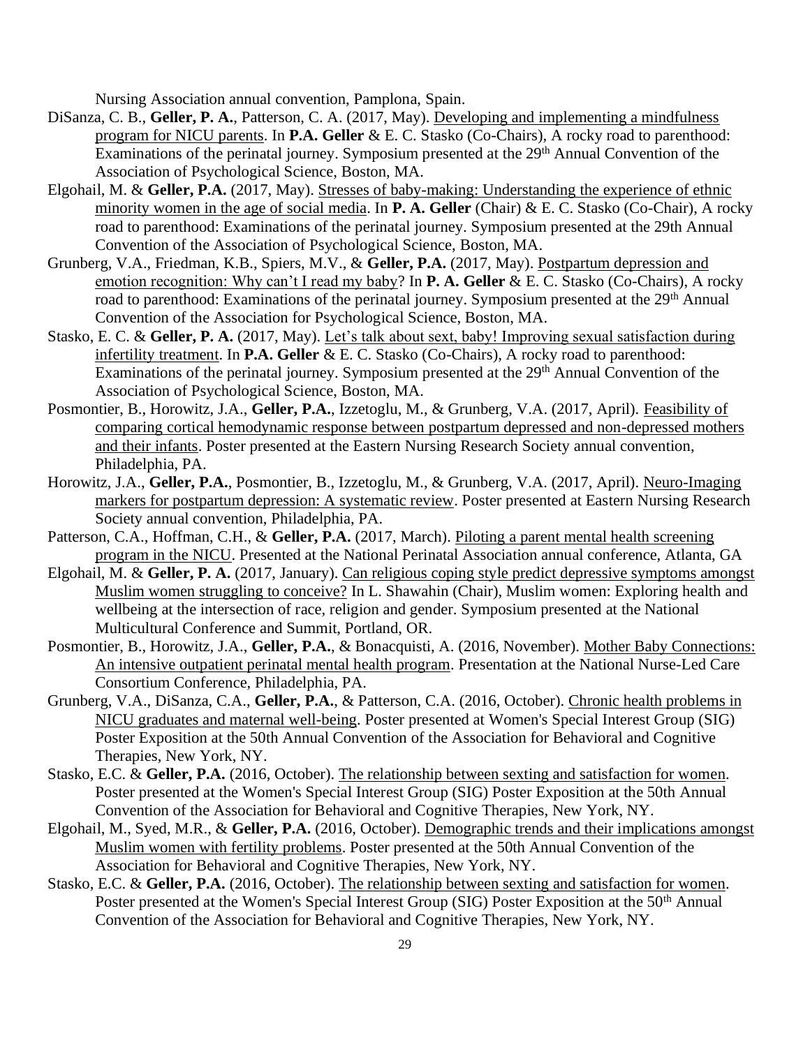Nursing Association annual convention, Pamplona, Spain.

DiSanza, C. B., **Geller, P. A.**, Patterson, C. A. (2017, May). Developing and implementing a mindfulness program for NICU parents. In **P.A. Geller** & E. C. Stasko (Co-Chairs), A rocky road to parenthood: Examinations of the perinatal journey. Symposium presented at the 29th Annual Convention of the Association of Psychological Science, Boston, MA.

Elgohail, M. & **Geller, P.A.** (2017, May). Stresses of baby-making: Understanding the experience of ethnic minority women in the age of social media. In **P. A. Geller** (Chair) & E. C. Stasko (Co-Chair), A rocky road to parenthood: Examinations of the perinatal journey. Symposium presented at the 29th Annual Convention of the Association of Psychological Science, Boston, MA.

Grunberg, V.A., Friedman, K.B., Spiers, M.V., & **Geller, P.A.** (2017, May). Postpartum depression and emotion recognition: Why can't I read my baby? In **P. A. Geller** & E. C. Stasko (Co-Chairs), A rocky road to parenthood: Examinations of the perinatal journey. Symposium presented at the 29th Annual Convention of the Association for Psychological Science, Boston, MA.

Stasko, E. C. & **Geller, P. A.** (2017, May). Let's talk about sext, baby! Improving sexual satisfaction during infertility treatment. In **P.A. Geller** & E. C. Stasko (Co-Chairs), A rocky road to parenthood: Examinations of the perinatal journey. Symposium presented at the 29th Annual Convention of the Association of Psychological Science, Boston, MA.

Posmontier, B., Horowitz, J.A., **Geller, P.A.**, Izzetoglu, M., & Grunberg, V.A. (2017, April). Feasibility of comparing cortical hemodynamic response between postpartum depressed and non-depressed mothers and their infants. Poster presented at the Eastern Nursing Research Society annual convention, Philadelphia, PA.

Horowitz, J.A., **Geller, P.A.**, Posmontier, B., Izzetoglu, M., & Grunberg, V.A. (2017, April). Neuro-Imaging markers for postpartum depression: A systematic review. Poster presented at Eastern Nursing Research Society annual convention, Philadelphia, PA.

Patterson, C.A., Hoffman, C.H., & **Geller, P.A.** (2017, March). Piloting a parent mental health screening program in the NICU. Presented at the National Perinatal Association annual conference, Atlanta, GA

Elgohail, M. & **Geller, P. A.** (2017, January). Can religious coping style predict depressive symptoms amongst Muslim women struggling to conceive? In L. Shawahin (Chair), Muslim women: Exploring health and wellbeing at the intersection of race, religion and gender. Symposium presented at the National Multicultural Conference and Summit, Portland, OR.

Posmontier, B., Horowitz, J.A., **Geller, P.A.**, & Bonacquisti, A. (2016, November). Mother Baby Connections: An intensive outpatient perinatal mental health program. Presentation at the National Nurse-Led Care Consortium Conference, Philadelphia, PA.

Grunberg, V.A., DiSanza, C.A., **Geller, P.A.**, & Patterson, C.A. (2016, October). Chronic health problems in NICU graduates and maternal well-being. Poster presented at Women's Special Interest Group (SIG) Poster Exposition at the 50th Annual Convention of the Association for Behavioral and Cognitive Therapies, New York, NY.

Stasko, E.C. & **Geller, P.A.** (2016, October). The relationship between sexting and satisfaction for women. Poster presented at the Women's Special Interest Group (SIG) Poster Exposition at the 50th Annual Convention of the Association for Behavioral and Cognitive Therapies, New York, NY.

Elgohail, M., Syed, M.R., & **Geller, P.A.** (2016, October). Demographic trends and their implications amongst Muslim women with fertility problems. Poster presented at the 50th Annual Convention of the Association for Behavioral and Cognitive Therapies, New York, NY.

Stasko, E.C. & **Geller, P.A.** (2016, October). The relationship between sexting and satisfaction for women. Poster presented at the Women's Special Interest Group (SIG) Poster Exposition at the 50th Annual Convention of the Association for Behavioral and Cognitive Therapies, New York, NY.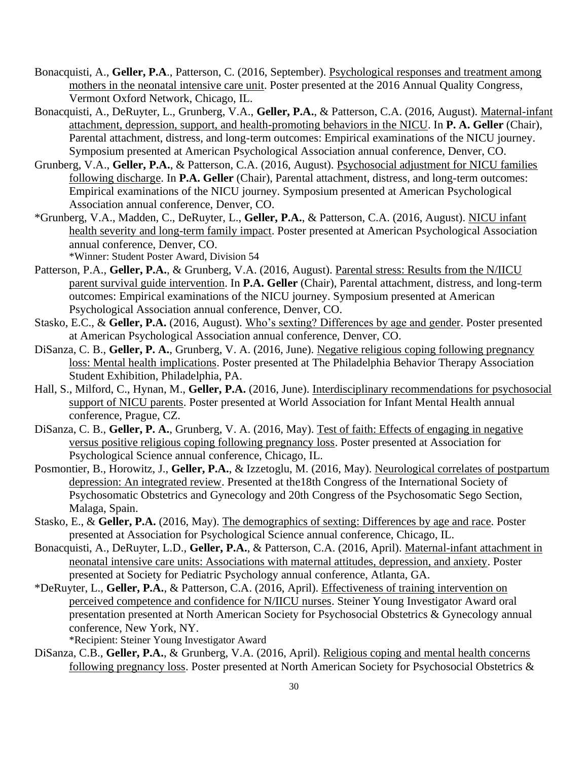Bonacquisti, A., **Geller, P.A**., Patterson, C. (2016, September). Psychological responses and treatment among mothers in the neonatal intensive care unit. Poster presented at the 2016 Annual Quality Congress, Vermont Oxford Network, Chicago, IL.

Bonacquisti, A., DeRuyter, L., Grunberg, V.A., **Geller, P.A.**, & Patterson, C.A. (2016, August). Maternal-infant attachment, depression, support, and health-promoting behaviors in the NICU. In **P. A. Geller** (Chair), Parental attachment, distress, and long-term outcomes: Empirical examinations of the NICU journey. Symposium presented at American Psychological Association annual conference, Denver, CO.

Grunberg, V.A., **Geller, P.A.**, & Patterson, C.A. (2016, August). Psychosocial adjustment for NICU families following discharge. In **P.A. Geller** (Chair), Parental attachment, distress, and long-term outcomes: Empirical examinations of the NICU journey. Symposium presented at American Psychological Association annual conference, Denver, CO.

*Grunberg, V.A., Madden, C., DeRuyter, L., **Geller, P.A.**, & Patterson, C.A. (2016, August). NICU infant health severity and long-term family impact. Poster presented at American Psychological Association annual conference, Denver, CO.
*Winner: Student Poster Award, Division 54

Patterson, P.A., **Geller, P.A.**, & Grunberg, V.A. (2016, August). Parental stress: Results from the N/IICU parent survival guide intervention. In **P.A. Geller** (Chair), Parental attachment, distress, and long-term outcomes: Empirical examinations of the NICU journey. Symposium presented at American Psychological Association annual conference, Denver, CO.

Stasko, E.C., & **Geller, P.A.** (2016, August). Who's sexting? Differences by age and gender. Poster presented at American Psychological Association annual conference, Denver, CO.

DiSanza, C. B., **Geller, P. A.**, Grunberg, V. A. (2016, June). Negative religious coping following pregnancy loss: Mental health implications. Poster presented at The Philadelphia Behavior Therapy Association Student Exhibition, Philadelphia, PA.

Hall, S., Milford, C., Hynan, M., **Geller, P.A.** (2016, June). Interdisciplinary recommendations for psychosocial support of NICU parents. Poster presented at World Association for Infant Mental Health annual conference, Prague, CZ.

DiSanza, C. B., **Geller, P. A.**, Grunberg, V. A. (2016, May). Test of faith: Effects of engaging in negative versus positive religious coping following pregnancy loss. Poster presented at Association for Psychological Science annual conference, Chicago, IL.

Posmontier, B., Horowitz, J., **Geller, P.A.**, & Izzetoglu, M. (2016, May). Neurological correlates of postpartum depression: An integrated review. Presented at the18th Congress of the International Society of Psychosomatic Obstetrics and Gynecology and 20th Congress of the Psychosomatic Sego Section, Malaga, Spain.

Stasko, E., & **Geller, P.A.** (2016, May). The demographics of sexting: Differences by age and race. Poster presented at Association for Psychological Science annual conference, Chicago, IL.

Bonacquisti, A., DeRuyter, L.D., **Geller, P.A.**, & Patterson, C.A. (2016, April). Maternal-infant attachment in neonatal intensive care units: Associations with maternal attitudes, depression, and anxiety. Poster presented at Society for Pediatric Psychology annual conference, Atlanta, GA.

*DeRuyter, L., **Geller, P.A.**, & Patterson, C.A. (2016, April). Effectiveness of training intervention on perceived competence and confidence for N/IICU nurses. Steiner Young Investigator Award oral presentation presented at North American Society for Psychosocial Obstetrics & Gynecology annual conference, New York, NY.
*Recipient: Steiner Young Investigator Award

DiSanza, C.B., **Geller, P.A.**, & Grunberg, V.A. (2016, April). Religious coping and mental health concerns following pregnancy loss. Poster presented at North American Society for Psychosocial Obstetrics &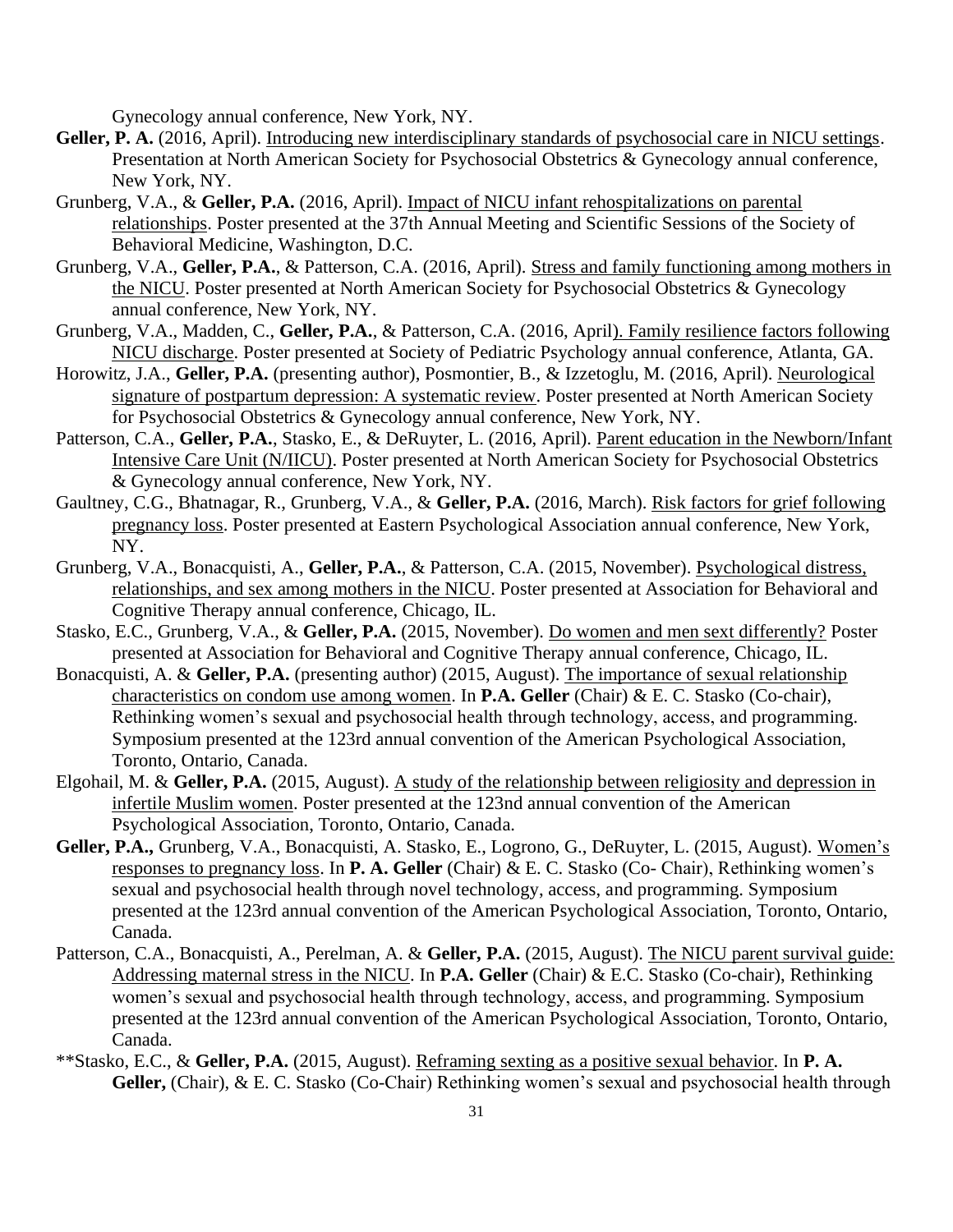Gynecology annual conference, New York, NY.

**Geller, P. A.** (2016, April). Introducing new interdisciplinary standards of psychosocial care in NICU settings. Presentation at North American Society for Psychosocial Obstetrics & Gynecology annual conference, New York, NY.

Grunberg, V.A., & **Geller, P.A.** (2016, April). Impact of NICU infant rehospitalizations on parental relationships. Poster presented at the 37th Annual Meeting and Scientific Sessions of the Society of Behavioral Medicine, Washington, D.C.

Grunberg, V.A., **Geller, P.A.**, & Patterson, C.A. (2016, April). Stress and family functioning among mothers in the NICU. Poster presented at North American Society for Psychosocial Obstetrics & Gynecology annual conference, New York, NY.

Grunberg, V.A., Madden, C., **Geller, P.A.**, & Patterson, C.A. (2016, April). Family resilience factors following NICU discharge. Poster presented at Society of Pediatric Psychology annual conference, Atlanta, GA.

Horowitz, J.A., **Geller, P.A.** (presenting author), Posmontier, B., & Izzetoglu, M. (2016, April). Neurological signature of postpartum depression: A systematic review. Poster presented at North American Society for Psychosocial Obstetrics & Gynecology annual conference, New York, NY.

Patterson, C.A., **Geller, P.A.**, Stasko, E., & DeRuyter, L. (2016, April). Parent education in the Newborn/Infant Intensive Care Unit (N/IICU). Poster presented at North American Society for Psychosocial Obstetrics & Gynecology annual conference, New York, NY.

Gaultney, C.G., Bhatnagar, R., Grunberg, V.A., & **Geller, P.A.** (2016, March). Risk factors for grief following pregnancy loss. Poster presented at Eastern Psychological Association annual conference, New York, NY.

Grunberg, V.A., Bonacquisti, A., **Geller, P.A.**, & Patterson, C.A. (2015, November). Psychological distress, relationships, and sex among mothers in the NICU. Poster presented at Association for Behavioral and Cognitive Therapy annual conference, Chicago, IL.

Stasko, E.C., Grunberg, V.A., & **Geller, P.A.** (2015, November). Do women and men sext differently? Poster presented at Association for Behavioral and Cognitive Therapy annual conference, Chicago, IL.

Bonacquisti, A. & **Geller, P.A.** (presenting author) (2015, August). The importance of sexual relationship characteristics on condom use among women. In **P.A. Geller** (Chair) & E. C. Stasko (Co-chair), Rethinking women's sexual and psychosocial health through technology, access, and programming. Symposium presented at the 123rd annual convention of the American Psychological Association, Toronto, Ontario, Canada.

Elgohail, M. & **Geller, P.A.** (2015, August). A study of the relationship between religiosity and depression in infertile Muslim women. Poster presented at the 123nd annual convention of the American Psychological Association, Toronto, Ontario, Canada.

**Geller, P.A.,** Grunberg, V.A., Bonacquisti, A. Stasko, E., Logrono, G., DeRuyter, L. (2015, August). Women's responses to pregnancy loss. In **P. A. Geller** (Chair) & E. C. Stasko (Co- Chair), Rethinking women's sexual and psychosocial health through novel technology, access, and programming. Symposium presented at the 123rd annual convention of the American Psychological Association, Toronto, Ontario, Canada.

Patterson, C.A., Bonacquisti, A., Perelman, A. & **Geller, P.A.** (2015, August). The NICU parent survival guide: Addressing maternal stress in the NICU. In **P.A. Geller** (Chair) & E.C. Stasko (Co-chair), Rethinking women's sexual and psychosocial health through technology, access, and programming. Symposium presented at the 123rd annual convention of the American Psychological Association, Toronto, Ontario, Canada.

**Stasko, E.C., & **Geller, P.A.** (2015, August). Reframing sexting as a positive sexual behavior. In **P. A. Geller,** (Chair), & E. C. Stasko (Co-Chair) Rethinking women's sexual and psychosocial health through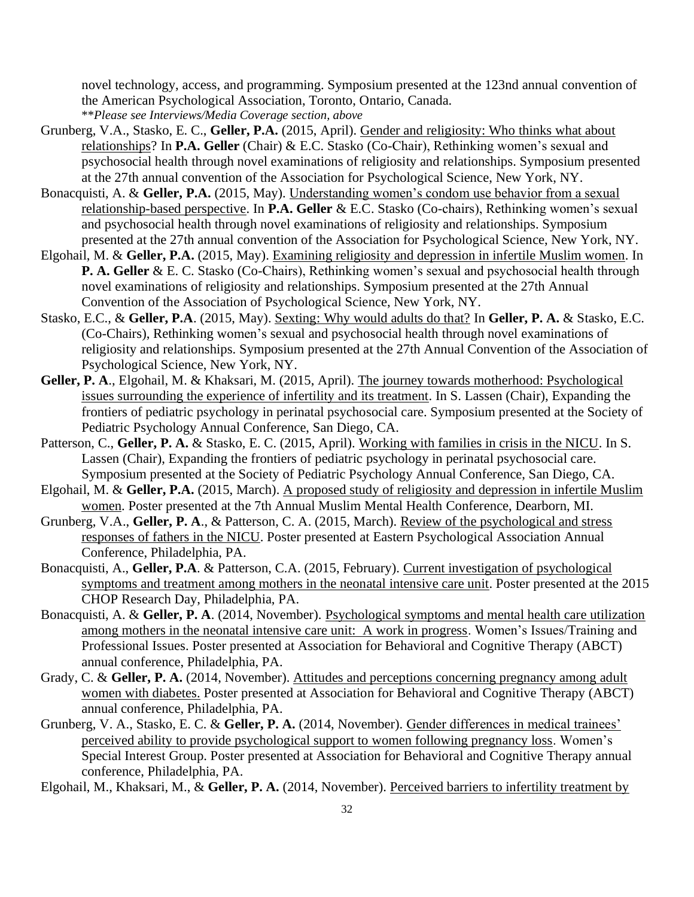novel technology, access, and programming. Symposium presented at the 123nd annual convention of the American Psychological Association, Toronto, Ontario, Canada.
\*\**Please see Interviews/Media Coverage section, above*

Grunberg, V.A., Stasko, E. C., **Geller, P.A.** (2015, April). <u>Gender and religiosity: Who thinks what about relationships</u>? In **P.A. Geller** (Chair) & E.C. Stasko (Co-Chair), Rethinking women's sexual and psychosocial health through novel examinations of religiosity and relationships. Symposium presented at the 27th annual convention of the Association for Psychological Science, New York, NY.

Bonacquisti, A. & **Geller, P.A.** (2015, May). <u>Understanding women's condom use behavior from a sexual relationship-based perspective</u>. In **P.A. Geller** & E.C. Stasko (Co-chairs), Rethinking women's sexual and psychosocial health through novel examinations of religiosity and relationships. Symposium presented at the 27th annual convention of the Association for Psychological Science, New York, NY.

Elgohail, M. & **Geller, P.A.** (2015, May). <u>Examining religiosity and depression in infertile Muslim women</u>. In **P. A. Geller** & E. C. Stasko (Co-Chairs), Rethinking women's sexual and psychosocial health through novel examinations of religiosity and relationships. Symposium presented at the 27th Annual Convention of the Association of Psychological Science, New York, NY.

Stasko, E.C., & **Geller, P.A**. (2015, May). <u>Sexting: Why would adults do that?</u> In **Geller, P. A.** & Stasko, E.C. (Co-Chairs), Rethinking women's sexual and psychosocial health through novel examinations of religiosity and relationships. Symposium presented at the 27th Annual Convention of the Association of Psychological Science, New York, NY.

**Geller, P. A**., Elgohail, M. & Khaksari, M. (2015, April). <u>The journey towards motherhood: Psychological issues surrounding the experience of infertility and its treatment</u>. In S. Lassen (Chair), Expanding the frontiers of pediatric psychology in perinatal psychosocial care. Symposium presented at the Society of Pediatric Psychology Annual Conference, San Diego, CA.

Patterson, C., **Geller, P. A.** & Stasko, E. C. (2015, April). <u>Working with families in crisis in the NICU</u>. In S. Lassen (Chair), Expanding the frontiers of pediatric psychology in perinatal psychosocial care. Symposium presented at the Society of Pediatric Psychology Annual Conference, San Diego, CA.

Elgohail, M. & **Geller, P.A.** (2015, March). <u>A proposed study of religiosity and depression in infertile Muslim women</u>. Poster presented at the 7th Annual Muslim Mental Health Conference, Dearborn, MI.

Grunberg, V.A., **Geller, P. A**., & Patterson, C. A. (2015, March). <u>Review of the psychological and stress responses of fathers in the NICU</u>. Poster presented at Eastern Psychological Association Annual Conference, Philadelphia, PA.

Bonacquisti, A., **Geller, P.A**. & Patterson, C.A. (2015, February). <u>Current investigation of psychological symptoms and treatment among mothers in the neonatal intensive care unit</u>. Poster presented at the 2015 CHOP Research Day, Philadelphia, PA.

Bonacquisti, A. & **Geller, P. A**. (2014, November). <u>Psychological symptoms and mental health care utilization among mothers in the neonatal intensive care unit: A work in progress</u>. Women's Issues/Training and Professional Issues. Poster presented at Association for Behavioral and Cognitive Therapy (ABCT) annual conference, Philadelphia, PA.

Grady, C. & **Geller, P. A.** (2014, November). <u>Attitudes and perceptions concerning pregnancy among adult women with diabetes.</u> Poster presented at Association for Behavioral and Cognitive Therapy (ABCT) annual conference, Philadelphia, PA.

Grunberg, V. A., Stasko, E. C. & **Geller, P. A.** (2014, November). <u>Gender differences in medical trainees' perceived ability to provide psychological support to women following pregnancy loss</u>. Women's Special Interest Group. Poster presented at Association for Behavioral and Cognitive Therapy annual conference, Philadelphia, PA.

Elgohail, M., Khaksari, M., & **Geller, P. A.** (2014, November). <u>Perceived barriers to infertility treatment by</u>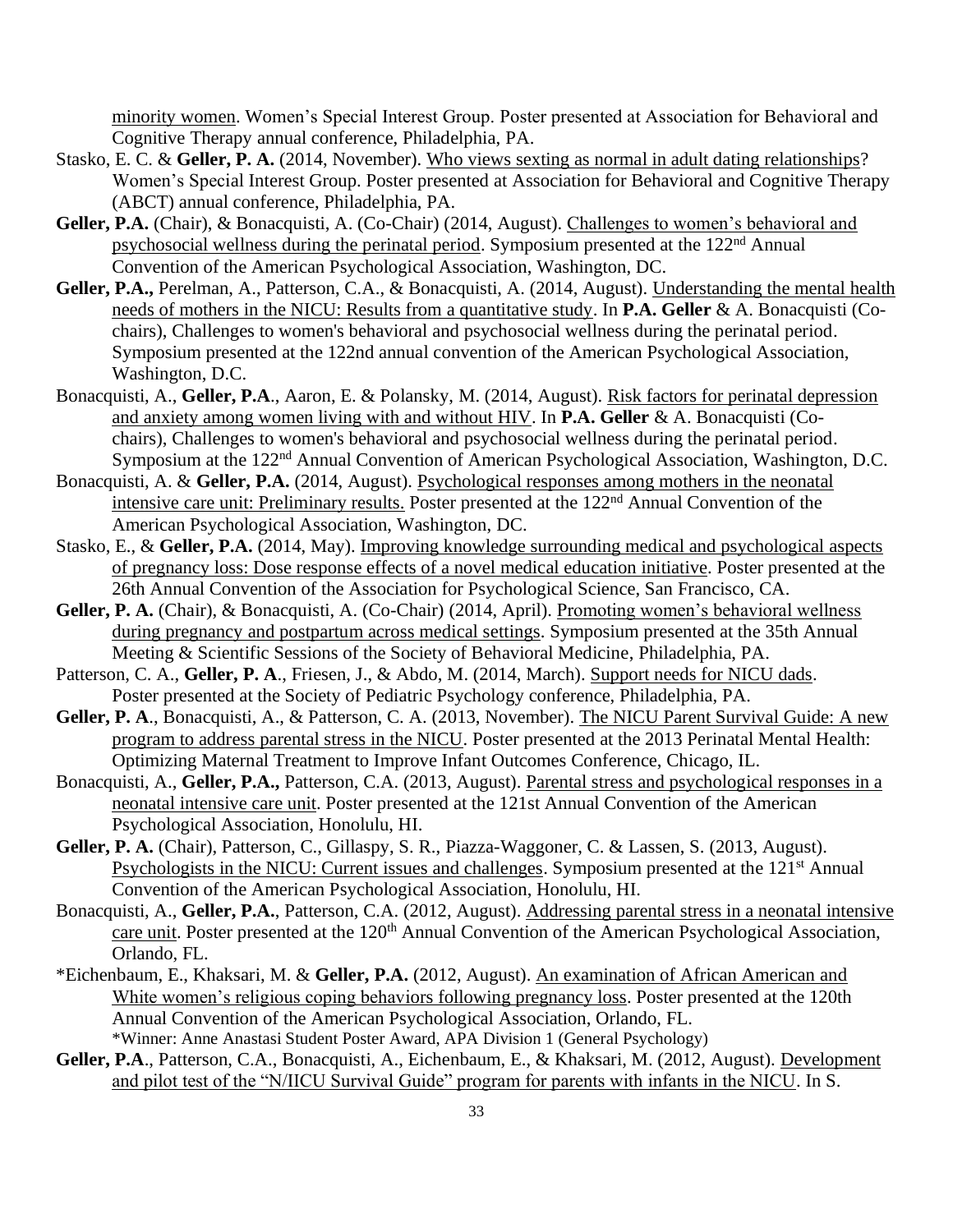minority women. Women's Special Interest Group. Poster presented at Association for Behavioral and Cognitive Therapy annual conference, Philadelphia, PA.

Stasko, E. C. & **Geller, P. A.** (2014, November). Who views sexting as normal in adult dating relationships? Women's Special Interest Group. Poster presented at Association for Behavioral and Cognitive Therapy (ABCT) annual conference, Philadelphia, PA.

**Geller, P.A.** (Chair), & Bonacquisti, A. (Co-Chair) (2014, August). Challenges to women's behavioral and psychosocial wellness during the perinatal period. Symposium presented at the 122nd Annual Convention of the American Psychological Association, Washington, DC.

**Geller, P.A.,** Perelman, A., Patterson, C.A., & Bonacquisti, A. (2014, August). Understanding the mental health needs of mothers in the NICU: Results from a quantitative study. In **P.A. Geller** & A. Bonacquisti (Co-chairs), Challenges to women's behavioral and psychosocial wellness during the perinatal period. Symposium presented at the 122nd annual convention of the American Psychological Association, Washington, D.C.

Bonacquisti, A., **Geller, P.A**., Aaron, E. & Polansky, M. (2014, August). Risk factors for perinatal depression and anxiety among women living with and without HIV. In **P.A. Geller** & A. Bonacquisti (Co-chairs), Challenges to women's behavioral and psychosocial wellness during the perinatal period. Symposium at the 122nd Annual Convention of American Psychological Association, Washington, D.C.

Bonacquisti, A. & **Geller, P.A.** (2014, August). Psychological responses among mothers in the neonatal intensive care unit: Preliminary results. Poster presented at the 122nd Annual Convention of the American Psychological Association, Washington, DC.

Stasko, E., & **Geller, P.A.** (2014, May). Improving knowledge surrounding medical and psychological aspects of pregnancy loss: Dose response effects of a novel medical education initiative. Poster presented at the 26th Annual Convention of the Association for Psychological Science, San Francisco, CA.

**Geller, P. A.** (Chair), & Bonacquisti, A. (Co-Chair) (2014, April). Promoting women's behavioral wellness during pregnancy and postpartum across medical settings. Symposium presented at the 35th Annual Meeting & Scientific Sessions of the Society of Behavioral Medicine, Philadelphia, PA.

Patterson, C. A., **Geller, P. A**., Friesen, J., & Abdo, M. (2014, March). Support needs for NICU dads. Poster presented at the Society of Pediatric Psychology conference, Philadelphia, PA.

**Geller, P. A**., Bonacquisti, A., & Patterson, C. A. (2013, November). The NICU Parent Survival Guide: A new program to address parental stress in the NICU. Poster presented at the 2013 Perinatal Mental Health: Optimizing Maternal Treatment to Improve Infant Outcomes Conference, Chicago, IL.

Bonacquisti, A., **Geller, P.A.,** Patterson, C.A. (2013, August). Parental stress and psychological responses in a neonatal intensive care unit. Poster presented at the 121st Annual Convention of the American Psychological Association, Honolulu, HI.

**Geller, P. A.** (Chair), Patterson, C., Gillaspy, S. R., Piazza-Waggoner, C. & Lassen, S. (2013, August). Psychologists in the NICU: Current issues and challenges. Symposium presented at the 121st Annual Convention of the American Psychological Association, Honolulu, HI.

Bonacquisti, A., **Geller, P.A.**, Patterson, C.A. (2012, August). Addressing parental stress in a neonatal intensive care unit. Poster presented at the 120th Annual Convention of the American Psychological Association, Orlando, FL.

*Eichenbaum, E., Khaksari, M. & **Geller, P.A.** (2012, August). An examination of African American and White women's religious coping behaviors following pregnancy loss. Poster presented at the 120th Annual Convention of the American Psychological Association, Orlando, FL.
*Winner: Anne Anastasi Student Poster Award, APA Division 1 (General Psychology)

**Geller, P.A**., Patterson, C.A., Bonacquisti, A., Eichenbaum, E., & Khaksari, M. (2012, August). Development and pilot test of the "N/IICU Survival Guide" program for parents with infants in the NICU. In S.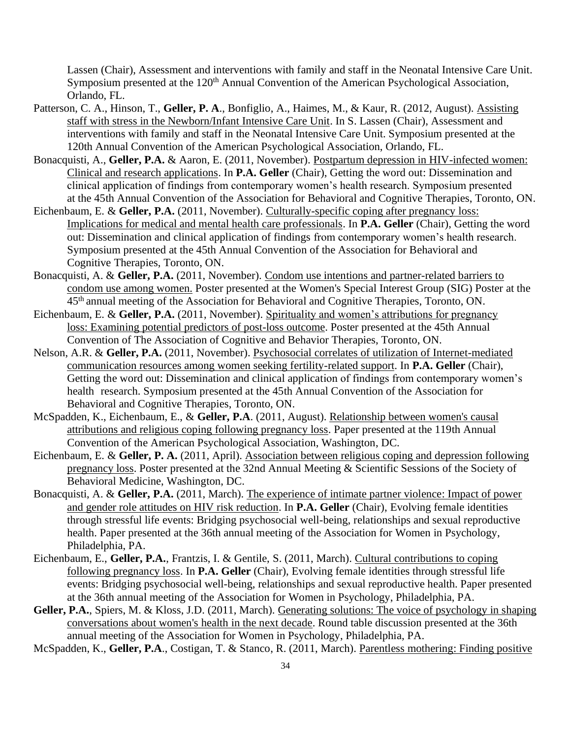Lassen (Chair), Assessment and interventions with family and staff in the Neonatal Intensive Care Unit. Symposium presented at the 120th Annual Convention of the American Psychological Association, Orlando, FL.

Patterson, C. A., Hinson, T., **Geller, P. A**., Bonfiglio, A., Haimes, M., & Kaur, R. (2012, August). <u>Assisting staff with stress in the Newborn/Infant Intensive Care Unit</u>. In S. Lassen (Chair), Assessment and interventions with family and staff in the Neonatal Intensive Care Unit. Symposium presented at the 120th Annual Convention of the American Psychological Association, Orlando, FL.

Bonacquisti, A., **Geller, P.A.** & Aaron, E. (2011, November). <u>Postpartum depression in HIV-infected women: Clinical and research applications</u>. In **P.A. Geller** (Chair), Getting the word out: Dissemination and clinical application of findings from contemporary women's health research. Symposium presented at the 45th Annual Convention of the Association for Behavioral and Cognitive Therapies, Toronto, ON.

Eichenbaum, E. & **Geller, P.A.** (2011, November). <u>Culturally-specific coping after pregnancy loss: Implications for medical and mental health care professionals</u>. In **P.A. Geller** (Chair), Getting the word out: Dissemination and clinical application of findings from contemporary women's health research. Symposium presented at the 45th Annual Convention of the Association for Behavioral and Cognitive Therapies, Toronto, ON.

Bonacquisti, A. & **Geller, P.A.** (2011, November). <u>Condom use intentions and partner-related barriers to condom use among women.</u> Poster presented at the Women's Special Interest Group (SIG) Poster at the 45th annual meeting of the Association for Behavioral and Cognitive Therapies, Toronto, ON.

Eichenbaum, E. & **Geller, P.A.** (2011, November). <u>Spirituality and women's attributions for pregnancy loss: Examining potential predictors of post-loss outcome</u>. Poster presented at the 45th Annual Convention of The Association of Cognitive and Behavior Therapies, Toronto, ON.

Nelson, A.R. & **Geller, P.A.** (2011, November). <u>Psychosocial correlates of utilization of Internet-mediated communication resources among women seeking fertility-related support</u>. In **P.A. Geller** (Chair), Getting the word out: Dissemination and clinical application of findings from contemporary women's health research. Symposium presented at the 45th Annual Convention of the Association for Behavioral and Cognitive Therapies, Toronto, ON.

McSpadden, K., Eichenbaum, E., & **Geller, P.A**. (2011, August). <u>Relationship between women's causal attributions and religious coping following pregnancy loss</u>. Paper presented at the 119th Annual Convention of the American Psychological Association, Washington, DC.

Eichenbaum, E. & **Geller, P. A.** (2011, April). <u>Association between religious coping and depression following pregnancy loss</u>. Poster presented at the 32nd Annual Meeting & Scientific Sessions of the Society of Behavioral Medicine, Washington, DC.

Bonacquisti, A. & **Geller, P.A.** (2011, March). <u>The experience of intimate partner violence: Impact of power and gender role attitudes on HIV risk reduction</u>. In **P.A. Geller** (Chair), Evolving female identities through stressful life events: Bridging psychosocial well-being, relationships and sexual reproductive health. Paper presented at the 36th annual meeting of the Association for Women in Psychology, Philadelphia, PA.

Eichenbaum, E., **Geller, P.A.**, Frantzis, I. & Gentile, S. (2011, March). <u>Cultural contributions to coping following pregnancy loss</u>. In **P.A. Geller** (Chair), Evolving female identities through stressful life events: Bridging psychosocial well-being, relationships and sexual reproductive health. Paper presented at the 36th annual meeting of the Association for Women in Psychology, Philadelphia, PA.

**Geller, P.A.**, Spiers, M. & Kloss, J.D. (2011, March). <u>Generating solutions: The voice of psychology in shaping conversations about women's health in the next decade</u>. Round table discussion presented at the 36th annual meeting of the Association for Women in Psychology, Philadelphia, PA.

McSpadden, K., **Geller, P.A**., Costigan, T. & Stanco, R. (2011, March). <u>Parentless mothering: Finding positive</u>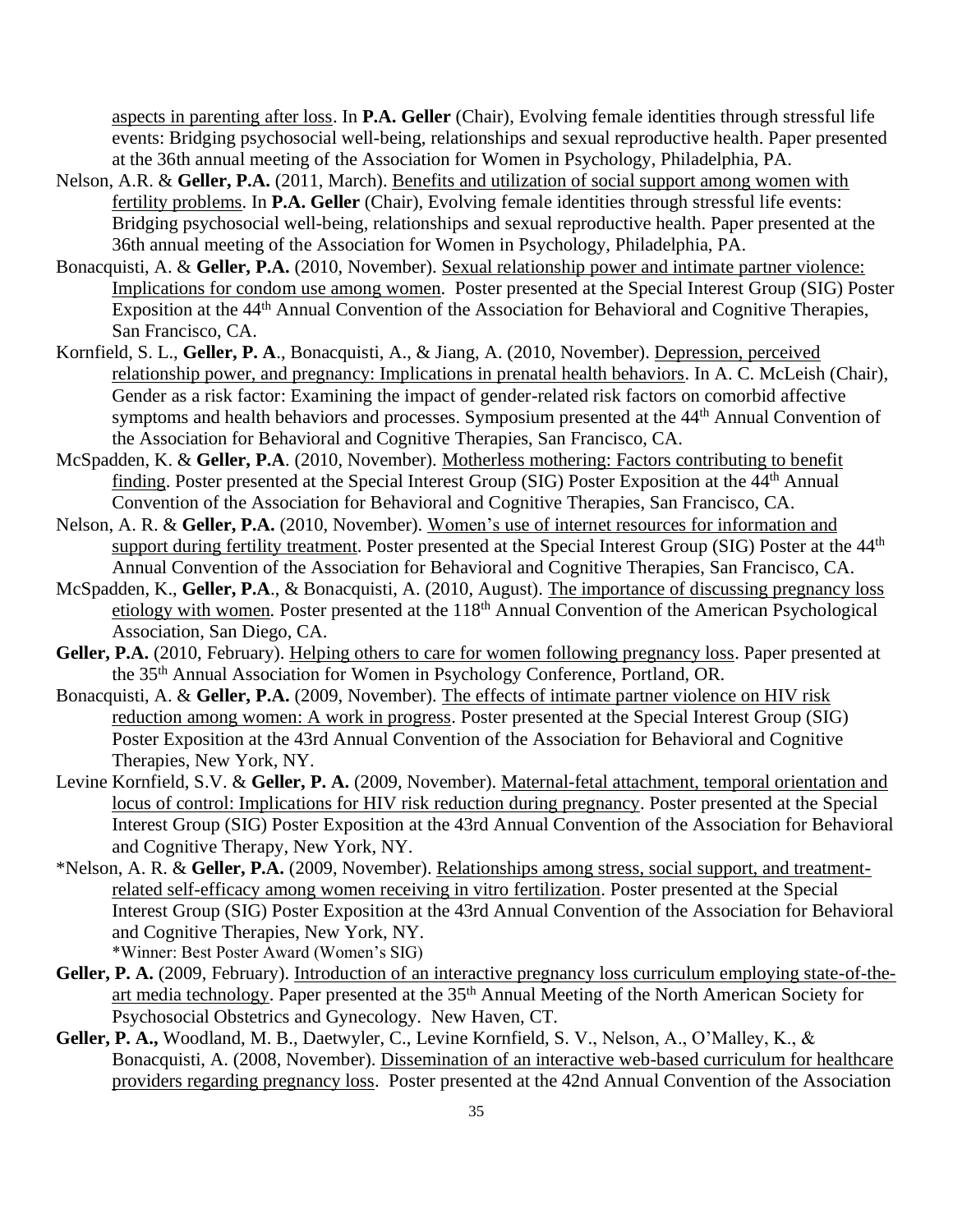aspects in parenting after loss. In **P.A. Geller** (Chair), Evolving female identities through stressful life events: Bridging psychosocial well-being, relationships and sexual reproductive health. Paper presented at the 36th annual meeting of the Association for Women in Psychology, Philadelphia, PA.

Nelson, A.R. & **Geller, P.A.** (2011, March). Benefits and utilization of social support among women with fertility problems. In **P.A. Geller** (Chair), Evolving female identities through stressful life events: Bridging psychosocial well-being, relationships and sexual reproductive health. Paper presented at the 36th annual meeting of the Association for Women in Psychology, Philadelphia, PA.

Bonacquisti, A. & **Geller, P.A.** (2010, November). Sexual relationship power and intimate partner violence: Implications for condom use among women. Poster presented at the Special Interest Group (SIG) Poster Exposition at the 44th Annual Convention of the Association for Behavioral and Cognitive Therapies, San Francisco, CA.

Kornfield, S. L., **Geller, P. A**., Bonacquisti, A., & Jiang, A. (2010, November). Depression, perceived relationship power, and pregnancy: Implications in prenatal health behaviors. In A. C. McLeish (Chair), Gender as a risk factor: Examining the impact of gender-related risk factors on comorbid affective symptoms and health behaviors and processes. Symposium presented at the 44th Annual Convention of the Association for Behavioral and Cognitive Therapies, San Francisco, CA.

McSpadden, K. & **Geller, P.A**. (2010, November). Motherless mothering: Factors contributing to benefit finding. Poster presented at the Special Interest Group (SIG) Poster Exposition at the 44th Annual Convention of the Association for Behavioral and Cognitive Therapies, San Francisco, CA.

Nelson, A. R. & **Geller, P.A.** (2010, November). Women's use of internet resources for information and support during fertility treatment. Poster presented at the Special Interest Group (SIG) Poster at the 44th Annual Convention of the Association for Behavioral and Cognitive Therapies, San Francisco, CA.

McSpadden, K., **Geller, P.A**., & Bonacquisti, A. (2010, August). The importance of discussing pregnancy loss etiology with women. Poster presented at the 118th Annual Convention of the American Psychological Association, San Diego, CA.

**Geller, P.A.** (2010, February). Helping others to care for women following pregnancy loss. Paper presented at the 35th Annual Association for Women in Psychology Conference, Portland, OR.

Bonacquisti, A. & **Geller, P.A.** (2009, November). The effects of intimate partner violence on HIV risk reduction among women: A work in progress. Poster presented at the Special Interest Group (SIG) Poster Exposition at the 43rd Annual Convention of the Association for Behavioral and Cognitive Therapies, New York, NY.

Levine Kornfield, S.V. & **Geller, P. A.** (2009, November). Maternal-fetal attachment, temporal orientation and locus of control: Implications for HIV risk reduction during pregnancy. Poster presented at the Special Interest Group (SIG) Poster Exposition at the 43rd Annual Convention of the Association for Behavioral and Cognitive Therapy, New York, NY.

*Nelson, A. R. & **Geller, P.A.** (2009, November). Relationships among stress, social support, and treatment-related self-efficacy among women receiving in vitro fertilization. Poster presented at the Special Interest Group (SIG) Poster Exposition at the 43rd Annual Convention of the Association for Behavioral and Cognitive Therapies, New York, NY.
*Winner: Best Poster Award (Women's SIG)

**Geller, P. A.** (2009, February). Introduction of an interactive pregnancy loss curriculum employing state-of-the-art media technology. Paper presented at the 35th Annual Meeting of the North American Society for Psychosocial Obstetrics and Gynecology. New Haven, CT.

**Geller, P. A.,** Woodland, M. B., Daetwyler, C., Levine Kornfield, S. V., Nelson, A., O'Malley, K., & Bonacquisti, A. (2008, November). Dissemination of an interactive web-based curriculum for healthcare providers regarding pregnancy loss. Poster presented at the 42nd Annual Convention of the Association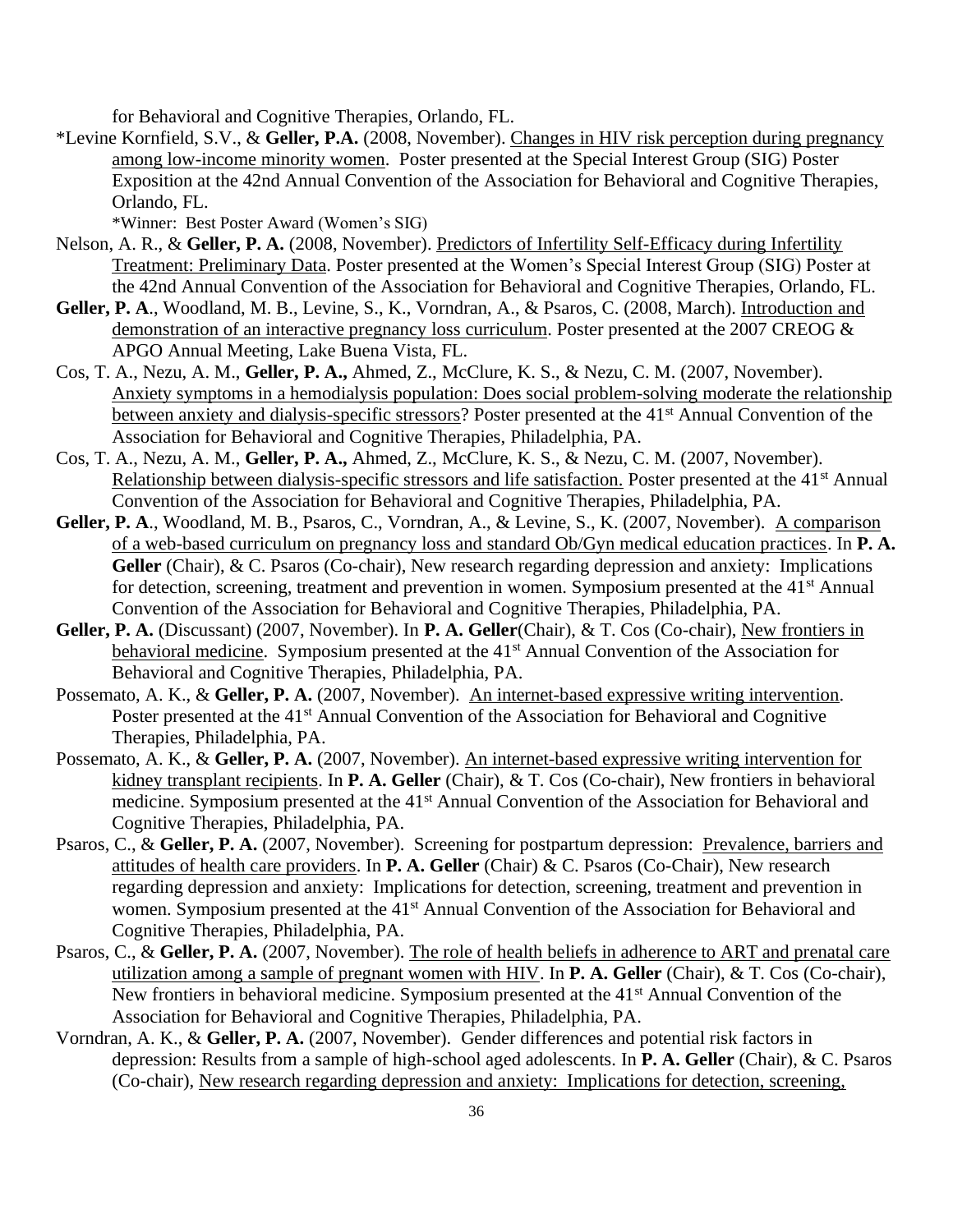for Behavioral and Cognitive Therapies, Orlando, FL.

*Levine Kornfield, S.V., & **Geller, P.A.** (2008, November). Changes in HIV risk perception during pregnancy among low-income minority women. Poster presented at the Special Interest Group (SIG) Poster Exposition at the 42nd Annual Convention of the Association for Behavioral and Cognitive Therapies, Orlando, FL.
*Winner: Best Poster Award (Women's SIG)

Nelson, A. R., & **Geller, P. A.** (2008, November). Predictors of Infertility Self-Efficacy during Infertility Treatment: Preliminary Data. Poster presented at the Women's Special Interest Group (SIG) Poster at the 42nd Annual Convention of the Association for Behavioral and Cognitive Therapies, Orlando, FL.

**Geller, P. A**., Woodland, M. B., Levine, S., K., Vorndran, A., & Psaros, C. (2008, March). Introduction and demonstration of an interactive pregnancy loss curriculum. Poster presented at the 2007 CREOG & APGO Annual Meeting, Lake Buena Vista, FL.

Cos, T. A., Nezu, A. M., **Geller, P. A.,** Ahmed, Z., McClure, K. S., & Nezu, C. M. (2007, November). Anxiety symptoms in a hemodialysis population: Does social problem-solving moderate the relationship between anxiety and dialysis-specific stressors? Poster presented at the 41st Annual Convention of the Association for Behavioral and Cognitive Therapies, Philadelphia, PA.

Cos, T. A., Nezu, A. M., **Geller, P. A.,** Ahmed, Z., McClure, K. S., & Nezu, C. M. (2007, November). Relationship between dialysis-specific stressors and life satisfaction. Poster presented at the 41st Annual Convention of the Association for Behavioral and Cognitive Therapies, Philadelphia, PA.

**Geller, P. A**., Woodland, M. B., Psaros, C., Vorndran, A., & Levine, S., K. (2007, November). A comparison of a web-based curriculum on pregnancy loss and standard Ob/Gyn medical education practices. In **P. A. Geller** (Chair), & C. Psaros (Co-chair), New research regarding depression and anxiety: Implications for detection, screening, treatment and prevention in women. Symposium presented at the 41st Annual Convention of the Association for Behavioral and Cognitive Therapies, Philadelphia, PA.

**Geller, P. A.** (Discussant) (2007, November). In **P. A. Geller**(Chair), & T. Cos (Co-chair), New frontiers in behavioral medicine. Symposium presented at the 41st Annual Convention of the Association for Behavioral and Cognitive Therapies, Philadelphia, PA.

Possemato, A. K., & **Geller, P. A.** (2007, November). An internet-based expressive writing intervention. Poster presented at the 41st Annual Convention of the Association for Behavioral and Cognitive Therapies, Philadelphia, PA.

Possemato, A. K., & **Geller, P. A.** (2007, November). An internet-based expressive writing intervention for kidney transplant recipients. In **P. A. Geller** (Chair), & T. Cos (Co-chair), New frontiers in behavioral medicine. Symposium presented at the 41st Annual Convention of the Association for Behavioral and Cognitive Therapies, Philadelphia, PA.

Psaros, C., & **Geller, P. A.** (2007, November). Screening for postpartum depression: Prevalence, barriers and attitudes of health care providers. In **P. A. Geller** (Chair) & C. Psaros (Co-Chair), New research regarding depression and anxiety: Implications for detection, screening, treatment and prevention in women. Symposium presented at the 41st Annual Convention of the Association for Behavioral and Cognitive Therapies, Philadelphia, PA.

Psaros, C., & **Geller, P. A.** (2007, November). The role of health beliefs in adherence to ART and prenatal care utilization among a sample of pregnant women with HIV. In **P. A. Geller** (Chair), & T. Cos (Co-chair), New frontiers in behavioral medicine. Symposium presented at the 41st Annual Convention of the Association for Behavioral and Cognitive Therapies, Philadelphia, PA.

Vorndran, A. K., & **Geller, P. A.** (2007, November). Gender differences and potential risk factors in depression: Results from a sample of high-school aged adolescents. In **P. A. Geller** (Chair), & C. Psaros (Co-chair), New research regarding depression and anxiety: Implications for detection, screening,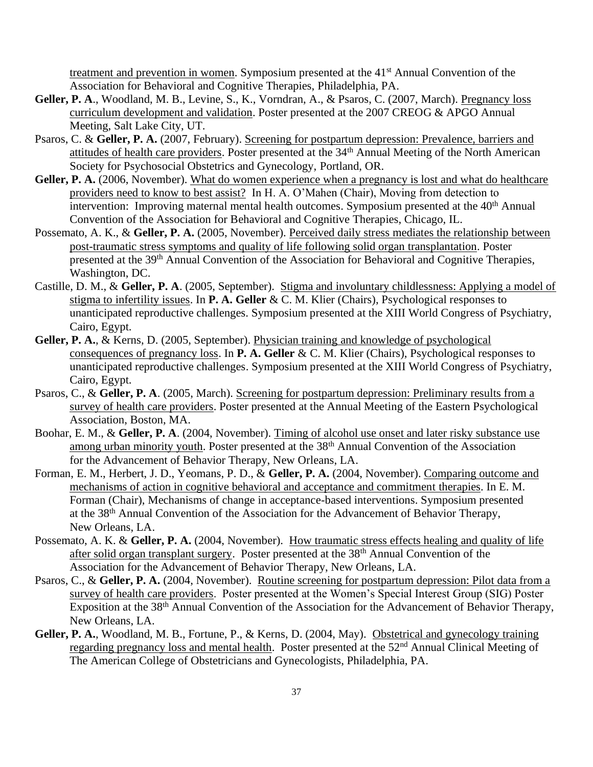treatment and prevention in women. Symposium presented at the 41st Annual Convention of the Association for Behavioral and Cognitive Therapies, Philadelphia, PA.

**Geller, P. A**., Woodland, M. B., Levine, S., K., Vorndran, A., & Psaros, C. (2007, March). Pregnancy loss curriculum development and validation. Poster presented at the 2007 CREOG & APGO Annual Meeting, Salt Lake City, UT.

Psaros, C. & **Geller, P. A.** (2007, February). Screening for postpartum depression: Prevalence, barriers and attitudes of health care providers. Poster presented at the 34th Annual Meeting of the North American Society for Psychosocial Obstetrics and Gynecology, Portland, OR.

**Geller, P. A.** (2006, November). What do women experience when a pregnancy is lost and what do healthcare providers need to know to best assist? In H. A. O'Mahen (Chair), Moving from detection to intervention: Improving maternal mental health outcomes. Symposium presented at the 40th Annual Convention of the Association for Behavioral and Cognitive Therapies, Chicago, IL.

Possemato, A. K., & **Geller, P. A.** (2005, November). Perceived daily stress mediates the relationship between post-traumatic stress symptoms and quality of life following solid organ transplantation. Poster presented at the 39th Annual Convention of the Association for Behavioral and Cognitive Therapies, Washington, DC.

Castille, D. M., & **Geller, P. A**. (2005, September). Stigma and involuntary childlessness: Applying a model of stigma to infertility issues. In **P. A. Geller** & C. M. Klier (Chairs), Psychological responses to unanticipated reproductive challenges. Symposium presented at the XIII World Congress of Psychiatry, Cairo, Egypt.

**Geller, P. A.**, & Kerns, D. (2005, September). Physician training and knowledge of psychological consequences of pregnancy loss. In **P. A. Geller** & C. M. Klier (Chairs), Psychological responses to unanticipated reproductive challenges. Symposium presented at the XIII World Congress of Psychiatry, Cairo, Egypt.

Psaros, C., & **Geller, P. A**. (2005, March). Screening for postpartum depression: Preliminary results from a survey of health care providers. Poster presented at the Annual Meeting of the Eastern Psychological Association, Boston, MA.

Boohar, E. M., & **Geller, P. A**. (2004, November). Timing of alcohol use onset and later risky substance use among urban minority youth. Poster presented at the 38th Annual Convention of the Association for the Advancement of Behavior Therapy, New Orleans, LA.

Forman, E. M., Herbert, J. D., Yeomans, P. D., & **Geller, P. A.** (2004, November). Comparing outcome and mechanisms of action in cognitive behavioral and acceptance and commitment therapies. In E. M. Forman (Chair), Mechanisms of change in acceptance-based interventions. Symposium presented at the 38th Annual Convention of the Association for the Advancement of Behavior Therapy, New Orleans, LA.

Possemato, A. K. & **Geller, P. A.** (2004, November). How traumatic stress effects healing and quality of life after solid organ transplant surgery. Poster presented at the 38th Annual Convention of the Association for the Advancement of Behavior Therapy, New Orleans, LA.

Psaros, C., & **Geller, P. A.** (2004, November). Routine screening for postpartum depression: Pilot data from a survey of health care providers. Poster presented at the Women's Special Interest Group (SIG) Poster Exposition at the 38th Annual Convention of the Association for the Advancement of Behavior Therapy, New Orleans, LA.

**Geller, P. A.**, Woodland, M. B., Fortune, P., & Kerns, D. (2004, May). Obstetrical and gynecology training regarding pregnancy loss and mental health. Poster presented at the 52nd Annual Clinical Meeting of The American College of Obstetricians and Gynecologists, Philadelphia, PA.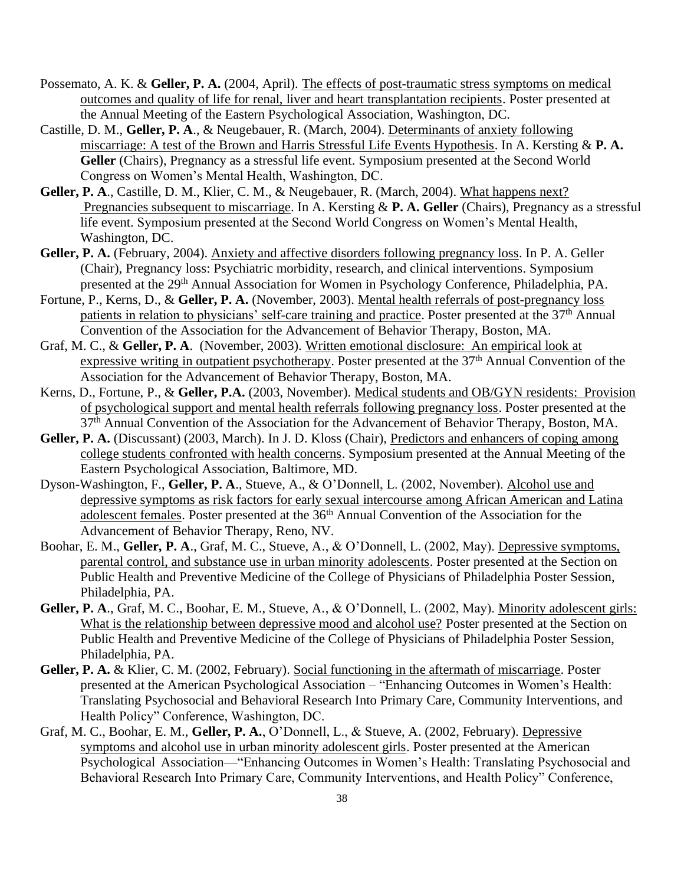Possemato, A. K. & **Geller, P. A.** (2004, April). <u>The effects of post-traumatic stress symptoms on medical outcomes and quality of life for renal, liver and heart transplantation recipients</u>. Poster presented at the Annual Meeting of the Eastern Psychological Association, Washington, DC.

Castille, D. M., **Geller, P. A**., & Neugebauer, R. (March, 2004). <u>Determinants of anxiety following miscarriage: A test of the Brown and Harris Stressful Life Events Hypothesis</u>. In A. Kersting & **P. A. Geller** (Chairs), Pregnancy as a stressful life event. Symposium presented at the Second World Congress on Women's Mental Health, Washington, DC.

**Geller, P. A**., Castille, D. M., Klier, C. M., & Neugebauer, R. (March, 2004). <u>What happens next? Pregnancies subsequent to miscarriage</u>. In A. Kersting & **P. A. Geller** (Chairs), Pregnancy as a stressful life event. Symposium presented at the Second World Congress on Women's Mental Health, Washington, DC.

**Geller, P. A.** (February, 2004). <u>Anxiety and affective disorders following pregnancy loss</u>. In P. A. Geller (Chair), Pregnancy loss: Psychiatric morbidity, research, and clinical interventions. Symposium presented at the 29th Annual Association for Women in Psychology Conference, Philadelphia, PA.

Fortune, P., Kerns, D., & **Geller, P. A.** (November, 2003). <u>Mental health referrals of post-pregnancy loss patients in relation to physicians' self-care training and practice</u>. Poster presented at the 37th Annual Convention of the Association for the Advancement of Behavior Therapy, Boston, MA.

Graf, M. C., & **Geller, P. A**. (November, 2003). <u>Written emotional disclosure: An empirical look at expressive writing in outpatient psychotherapy</u>. Poster presented at the 37th Annual Convention of the Association for the Advancement of Behavior Therapy, Boston, MA.

Kerns, D., Fortune, P., & **Geller, P.A.** (2003, November). <u>Medical students and OB/GYN residents: Provision of psychological support and mental health referrals following pregnancy loss</u>. Poster presented at the 37th Annual Convention of the Association for the Advancement of Behavior Therapy, Boston, MA.

**Geller, P. A.** (Discussant) (2003, March). In J. D. Kloss (Chair), <u>Predictors and enhancers of coping among college students confronted with health concerns</u>. Symposium presented at the Annual Meeting of the Eastern Psychological Association, Baltimore, MD.

Dyson-Washington, F., **Geller, P. A**., Stueve, A., & O'Donnell, L. (2002, November). <u>Alcohol use and depressive symptoms as risk factors for early sexual intercourse among African American and Latina adolescent females</u>. Poster presented at the 36th Annual Convention of the Association for the Advancement of Behavior Therapy, Reno, NV.

Boohar, E. M., **Geller, P. A**., Graf, M. C., Stueve, A., & O'Donnell, L. (2002, May). <u>Depressive symptoms, parental control, and substance use in urban minority adolescents</u>. Poster presented at the Section on Public Health and Preventive Medicine of the College of Physicians of Philadelphia Poster Session, Philadelphia, PA.

**Geller, P. A**., Graf, M. C., Boohar, E. M., Stueve, A., & O'Donnell, L. (2002, May). <u>Minority adolescent girls: What is the relationship between depressive mood and alcohol use?</u> Poster presented at the Section on Public Health and Preventive Medicine of the College of Physicians of Philadelphia Poster Session, Philadelphia, PA.

**Geller, P. A.** & Klier, C. M. (2002, February). <u>Social functioning in the aftermath of miscarriage</u>. Poster presented at the American Psychological Association – "Enhancing Outcomes in Women's Health: Translating Psychosocial and Behavioral Research Into Primary Care, Community Interventions, and Health Policy" Conference, Washington, DC.

Graf, M. C., Boohar, E. M., **Geller, P. A.**, O'Donnell, L., & Stueve, A. (2002, February). <u>Depressive symptoms and alcohol use in urban minority adolescent girls</u>. Poster presented at the American Psychological Association—"Enhancing Outcomes in Women's Health: Translating Psychosocial and Behavioral Research Into Primary Care, Community Interventions, and Health Policy" Conference,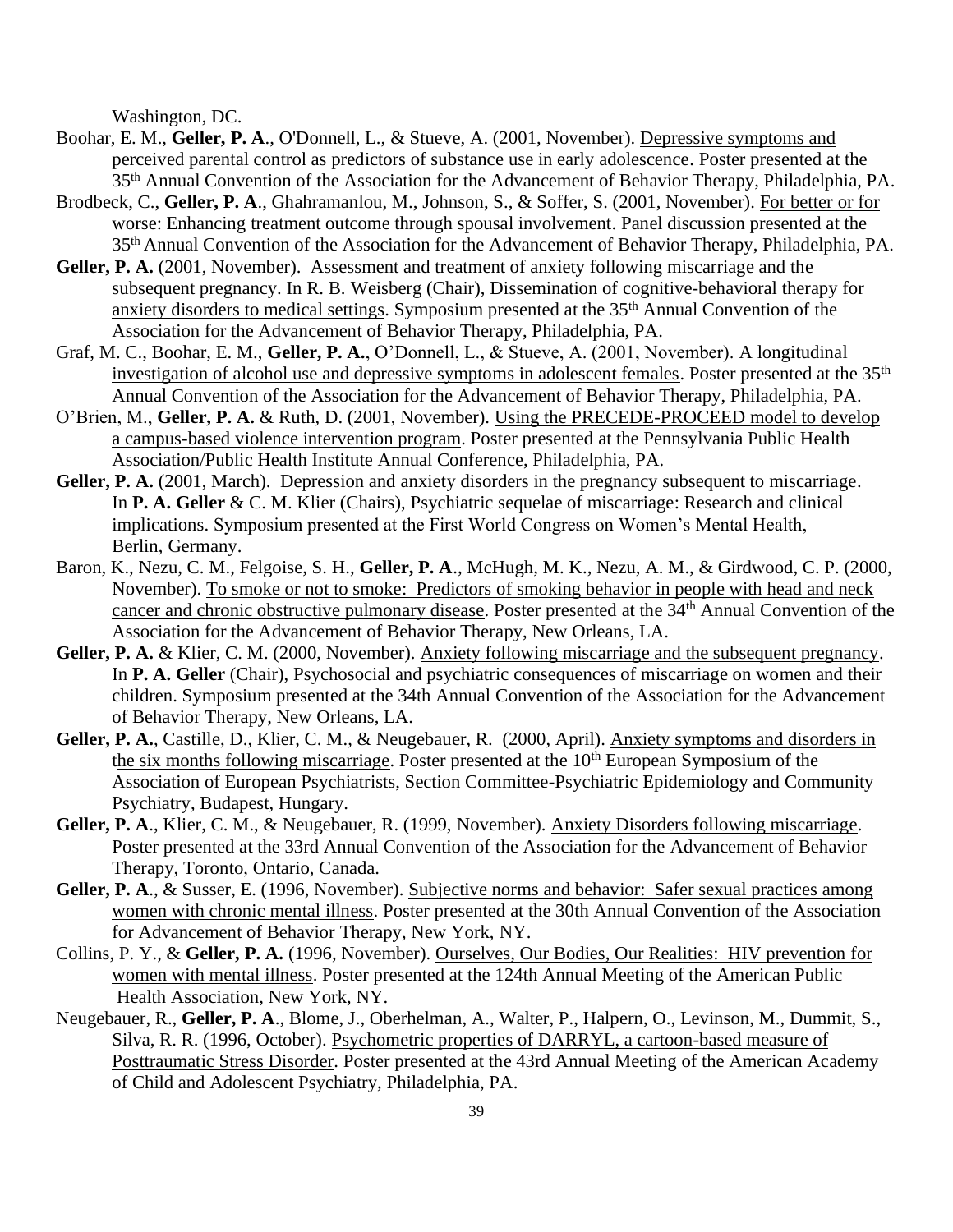Washington, DC.

Boohar, E. M., **Geller, P. A**., O'Donnell, L., & Stueve, A. (2001, November). Depressive symptoms and perceived parental control as predictors of substance use in early adolescence. Poster presented at the 35th Annual Convention of the Association for the Advancement of Behavior Therapy, Philadelphia, PA.

Brodbeck, C., **Geller, P. A**., Ghahramanlou, M., Johnson, S., & Soffer, S. (2001, November). For better or for worse: Enhancing treatment outcome through spousal involvement. Panel discussion presented at the 35th Annual Convention of the Association for the Advancement of Behavior Therapy, Philadelphia, PA.

**Geller, P. A.** (2001, November). Assessment and treatment of anxiety following miscarriage and the subsequent pregnancy. In R. B. Weisberg (Chair), Dissemination of cognitive-behavioral therapy for anxiety disorders to medical settings. Symposium presented at the 35th Annual Convention of the Association for the Advancement of Behavior Therapy, Philadelphia, PA.

Graf, M. C., Boohar, E. M., **Geller, P. A.**, O'Donnell, L., & Stueve, A. (2001, November). A longitudinal investigation of alcohol use and depressive symptoms in adolescent females. Poster presented at the 35th Annual Convention of the Association for the Advancement of Behavior Therapy, Philadelphia, PA.

O'Brien, M., **Geller, P. A.** & Ruth, D. (2001, November). Using the PRECEDE-PROCEED model to develop a campus-based violence intervention program. Poster presented at the Pennsylvania Public Health Association/Public Health Institute Annual Conference, Philadelphia, PA.

**Geller, P. A.** (2001, March). Depression and anxiety disorders in the pregnancy subsequent to miscarriage. In **P. A. Geller** & C. M. Klier (Chairs), Psychiatric sequelae of miscarriage: Research and clinical implications. Symposium presented at the First World Congress on Women's Mental Health, Berlin, Germany.

Baron, K., Nezu, C. M., Felgoise, S. H., **Geller, P. A**., McHugh, M. K., Nezu, A. M., & Girdwood, C. P. (2000, November). To smoke or not to smoke: Predictors of smoking behavior in people with head and neck cancer and chronic obstructive pulmonary disease. Poster presented at the 34th Annual Convention of the Association for the Advancement of Behavior Therapy, New Orleans, LA.

**Geller, P. A.** & Klier, C. M. (2000, November). Anxiety following miscarriage and the subsequent pregnancy. In **P. A. Geller** (Chair), Psychosocial and psychiatric consequences of miscarriage on women and their children. Symposium presented at the 34th Annual Convention of the Association for the Advancement of Behavior Therapy, New Orleans, LA.

**Geller, P. A.**, Castille, D., Klier, C. M., & Neugebauer, R. (2000, April). Anxiety symptoms and disorders in the six months following miscarriage. Poster presented at the 10th European Symposium of the Association of European Psychiatrists, Section Committee-Psychiatric Epidemiology and Community Psychiatry, Budapest, Hungary.

**Geller, P. A**., Klier, C. M., & Neugebauer, R. (1999, November). Anxiety Disorders following miscarriage. Poster presented at the 33rd Annual Convention of the Association for the Advancement of Behavior Therapy, Toronto, Ontario, Canada.

**Geller, P. A**., & Susser, E. (1996, November). Subjective norms and behavior: Safer sexual practices among women with chronic mental illness. Poster presented at the 30th Annual Convention of the Association for Advancement of Behavior Therapy, New York, NY.

Collins, P. Y., & **Geller, P. A.** (1996, November). Ourselves, Our Bodies, Our Realities: HIV prevention for women with mental illness. Poster presented at the 124th Annual Meeting of the American Public Health Association, New York, NY.

Neugebauer, R., **Geller, P. A**., Blome, J., Oberhelman, A., Walter, P., Halpern, O., Levinson, M., Dummit, S., Silva, R. R. (1996, October). Psychometric properties of DARRYL, a cartoon-based measure of Posttraumatic Stress Disorder. Poster presented at the 43rd Annual Meeting of the American Academy of Child and Adolescent Psychiatry, Philadelphia, PA.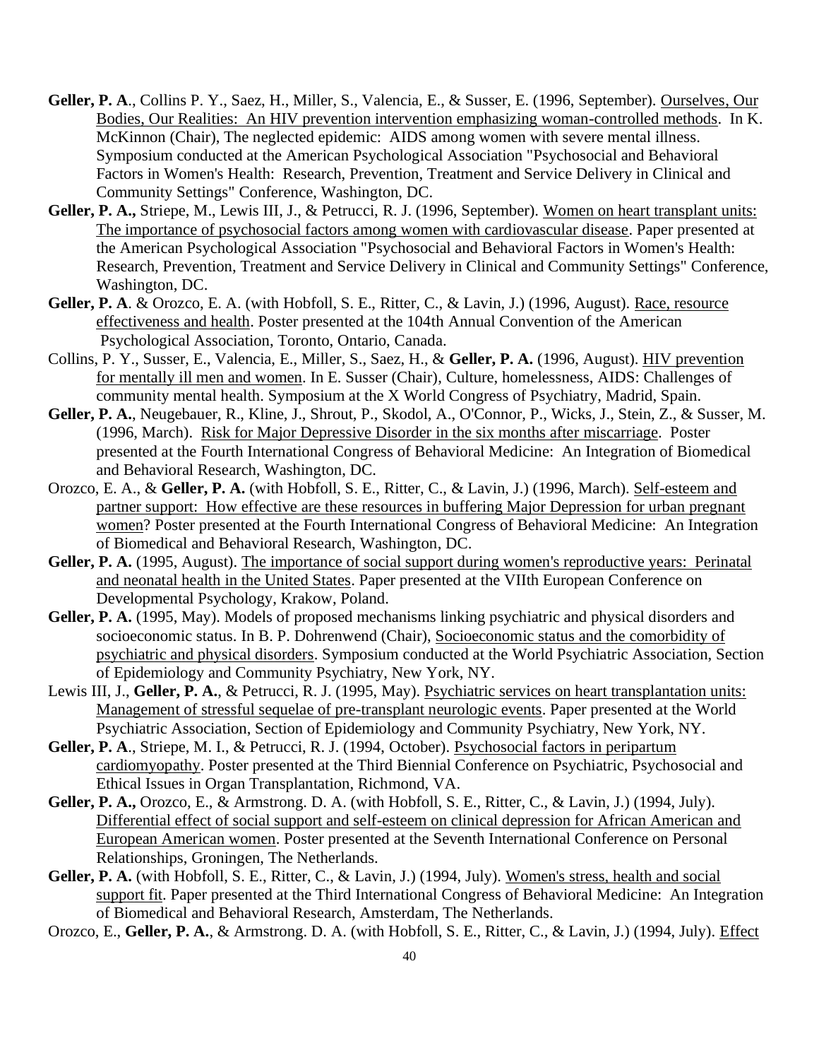**Geller, P. A**., Collins P. Y., Saez, H., Miller, S., Valencia, E., & Susser, E. (1996, September). <u>Ourselves, Our Bodies, Our Realities: An HIV prevention intervention emphasizing woman-controlled methods</u>. In K. McKinnon (Chair), The neglected epidemic: AIDS among women with severe mental illness. Symposium conducted at the American Psychological Association "Psychosocial and Behavioral Factors in Women's Health: Research, Prevention, Treatment and Service Delivery in Clinical and Community Settings" Conference, Washington, DC.

**Geller, P. A.,** Striepe, M., Lewis III, J., & Petrucci, R. J. (1996, September). <u>Women on heart transplant units: The importance of psychosocial factors among women with cardiovascular disease</u>. Paper presented at the American Psychological Association "Psychosocial and Behavioral Factors in Women's Health: Research, Prevention, Treatment and Service Delivery in Clinical and Community Settings" Conference, Washington, DC.

**Geller, P. A**. & Orozco, E. A. (with Hobfoll, S. E., Ritter, C., & Lavin, J.) (1996, August). <u>Race, resource effectiveness and health</u>. Poster presented at the 104th Annual Convention of the American Psychological Association, Toronto, Ontario, Canada.

Collins, P. Y., Susser, E., Valencia, E., Miller, S., Saez, H., & **Geller, P. A.** (1996, August). <u>HIV prevention for mentally ill men and women</u>. In E. Susser (Chair), Culture, homelessness, AIDS: Challenges of community mental health. Symposium at the X World Congress of Psychiatry, Madrid, Spain.

**Geller, P. A.**, Neugebauer, R., Kline, J., Shrout, P., Skodol, A., O'Connor, P., Wicks, J., Stein, Z., & Susser, M. (1996, March). <u>Risk for Major Depressive Disorder in the six months after miscarriage</u>. Poster presented at the Fourth International Congress of Behavioral Medicine: An Integration of Biomedical and Behavioral Research, Washington, DC.

Orozco, E. A., & **Geller, P. A.** (with Hobfoll, S. E., Ritter, C., & Lavin, J.) (1996, March). <u>Self-esteem and partner support: How effective are these resources in buffering Major Depression for urban pregnant women</u>? Poster presented at the Fourth International Congress of Behavioral Medicine: An Integration of Biomedical and Behavioral Research, Washington, DC.

**Geller, P. A.** (1995, August). <u>The importance of social support during women's reproductive years: Perinatal and neonatal health in the United States</u>. Paper presented at the VIIth European Conference on Developmental Psychology, Krakow, Poland.

**Geller, P. A.** (1995, May). Models of proposed mechanisms linking psychiatric and physical disorders and socioeconomic status. In B. P. Dohrenwend (Chair), <u>Socioeconomic status and the comorbidity of psychiatric and physical disorders</u>. Symposium conducted at the World Psychiatric Association, Section of Epidemiology and Community Psychiatry, New York, NY.

Lewis III, J., **Geller, P. A.**, & Petrucci, R. J. (1995, May). <u>Psychiatric services on heart transplantation units: Management of stressful sequelae of pre-transplant neurologic events</u>. Paper presented at the World Psychiatric Association, Section of Epidemiology and Community Psychiatry, New York, NY.

**Geller, P. A**., Striepe, M. I., & Petrucci, R. J. (1994, October). <u>Psychosocial factors in peripartum cardiomyopathy</u>. Poster presented at the Third Biennial Conference on Psychiatric, Psychosocial and Ethical Issues in Organ Transplantation, Richmond, VA.

**Geller, P. A.,** Orozco, E., & Armstrong. D. A. (with Hobfoll, S. E., Ritter, C., & Lavin, J.) (1994, July). <u>Differential effect of social support and self-esteem on clinical depression for African American and European American women</u>. Poster presented at the Seventh International Conference on Personal Relationships, Groningen, The Netherlands.

**Geller, P. A.** (with Hobfoll, S. E., Ritter, C., & Lavin, J.) (1994, July). <u>Women's stress, health and social support fit</u>. Paper presented at the Third International Congress of Behavioral Medicine: An Integration of Biomedical and Behavioral Research, Amsterdam, The Netherlands.

Orozco, E., **Geller, P. A.**, & Armstrong. D. A. (with Hobfoll, S. E., Ritter, C., & Lavin, J.) (1994, July). <u>Effect</u>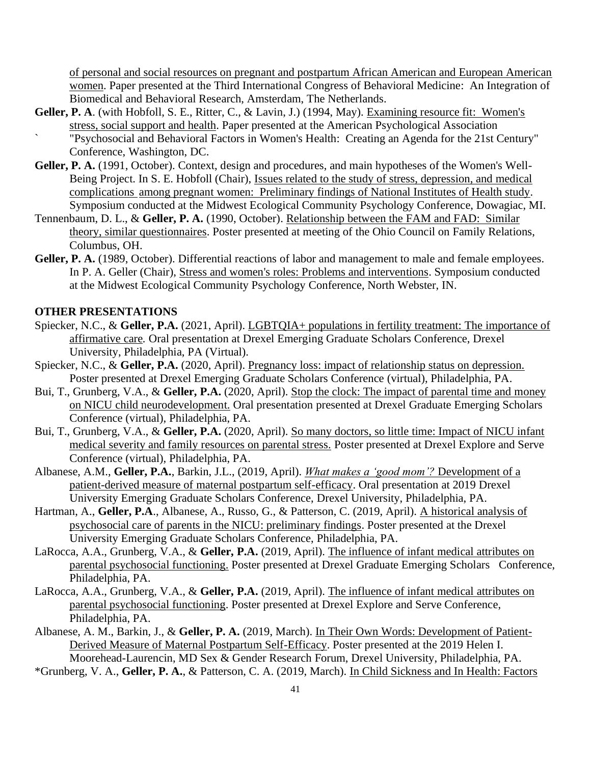of personal and social resources on pregnant and postpartum African American and European American women. Paper presented at the Third International Congress of Behavioral Medicine: An Integration of Biomedical and Behavioral Research, Amsterdam, The Netherlands.

**Geller, P. A**. (with Hobfoll, S. E., Ritter, C., & Lavin, J.) (1994, May). Examining resource fit: Women's stress, social support and health. Paper presented at the American Psychological Association ` "Psychosocial and Behavioral Factors in Women's Health: Creating an Agenda for the 21st Century" Conference, Washington, DC.

**Geller, P. A.** (1991, October). Context, design and procedures, and main hypotheses of the Women's Well-Being Project. In S. E. Hobfoll (Chair), Issues related to the study of stress, depression, and medical complications among pregnant women: Preliminary findings of National Institutes of Health study. Symposium conducted at the Midwest Ecological Community Psychology Conference, Dowagiac, MI.

Tennenbaum, D. L., & **Geller, P. A.** (1990, October). Relationship between the FAM and FAD: Similar theory, similar questionnaires. Poster presented at meeting of the Ohio Council on Family Relations, Columbus, OH.

**Geller, P. A.** (1989, October). Differential reactions of labor and management to male and female employees. In P. A. Geller (Chair), Stress and women's roles: Problems and interventions. Symposium conducted at the Midwest Ecological Community Psychology Conference, North Webster, IN.

## OTHER PRESENTATIONS

Spiecker, N.C., & **Geller, P.A.** (2021, April). LGBTQIA+ populations in fertility treatment: The importance of affirmative care*.* Oral presentation at Drexel Emerging Graduate Scholars Conference, Drexel University, Philadelphia, PA (Virtual).

Spiecker, N.C., & **Geller, P.A.** (2020, April). Pregnancy loss: impact of relationship status on depression. Poster presented at Drexel Emerging Graduate Scholars Conference (virtual), Philadelphia, PA.

Bui, T., Grunberg, V.A., & **Geller, P.A.** (2020, April). Stop the clock: The impact of parental time and money on NICU child neurodevelopment. Oral presentation presented at Drexel Graduate Emerging Scholars Conference (virtual), Philadelphia, PA.

Bui, T., Grunberg, V.A., & **Geller, P.A.** (2020, April). So many doctors, so little time: Impact of NICU infant medical severity and family resources on parental stress. Poster presented at Drexel Explore and Serve Conference (virtual), Philadelphia, PA.

Albanese, A.M., **Geller, P.A.**, Barkin, J.L., (2019, April). *What makes a 'good mom'?* Development of a patient-derived measure of maternal postpartum self-efficacy. Oral presentation at 2019 Drexel University Emerging Graduate Scholars Conference, Drexel University, Philadelphia, PA.

Hartman, A., **Geller, P.A**., Albanese, A., Russo, G., & Patterson, C. (2019, April). A historical analysis of psychosocial care of parents in the NICU: preliminary findings. Poster presented at the Drexel University Emerging Graduate Scholars Conference, Philadelphia, PA.

LaRocca, A.A., Grunberg, V.A., & **Geller, P.A.** (2019, April). The influence of infant medical attributes on parental psychosocial functioning. Poster presented at Drexel Graduate Emerging Scholars Conference, Philadelphia, PA.

LaRocca, A.A., Grunberg, V.A., & **Geller, P.A.** (2019, April). The influence of infant medical attributes on parental psychosocial functioning. Poster presented at Drexel Explore and Serve Conference, Philadelphia, PA.

Albanese, A. M., Barkin, J., & **Geller, P. A.** (2019, March). In Their Own Words: Development of Patient-Derived Measure of Maternal Postpartum Self-Efficacy. Poster presented at the 2019 Helen I. Moorehead-Laurencin, MD Sex & Gender Research Forum, Drexel University, Philadelphia, PA.

*Grunberg, V. A., **Geller, P. A.**, & Patterson, C. A. (2019, March). In Child Sickness and In Health: Factors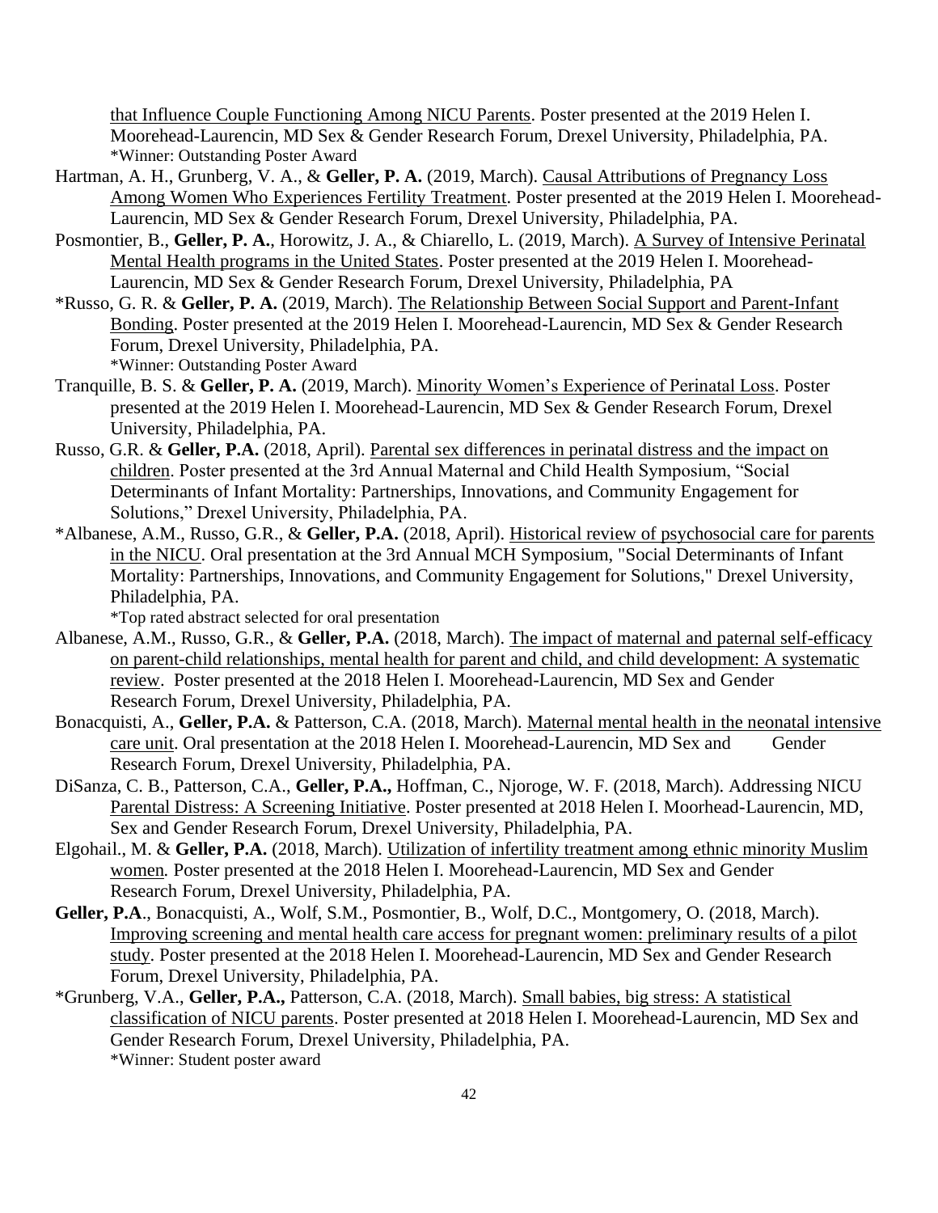that Influence Couple Functioning Among NICU Parents. Poster presented at the 2019 Helen I. Moorehead-Laurencin, MD Sex & Gender Research Forum, Drexel University, Philadelphia, PA.
*Winner: Outstanding Poster Award

Hartman, A. H., Grunberg, V. A., & **Geller, P. A.** (2019, March). Causal Attributions of Pregnancy Loss Among Women Who Experiences Fertility Treatment. Poster presented at the 2019 Helen I. Moorehead-Laurencin, MD Sex & Gender Research Forum, Drexel University, Philadelphia, PA.

Posmontier, B., **Geller, P. A.**, Horowitz, J. A., & Chiarello, L. (2019, March). A Survey of Intensive Perinatal Mental Health programs in the United States. Poster presented at the 2019 Helen I. Moorehead-Laurencin, MD Sex & Gender Research Forum, Drexel University, Philadelphia, PA

*Russo, G. R. & **Geller, P. A.** (2019, March). The Relationship Between Social Support and Parent-Infant Bonding. Poster presented at the 2019 Helen I. Moorehead-Laurencin, MD Sex & Gender Research Forum, Drexel University, Philadelphia, PA.
*Winner: Outstanding Poster Award

Tranquille, B. S. & **Geller, P. A.** (2019, March). Minority Women's Experience of Perinatal Loss. Poster presented at the 2019 Helen I. Moorehead-Laurencin, MD Sex & Gender Research Forum, Drexel University, Philadelphia, PA.

Russo, G.R. & **Geller, P.A.** (2018, April). Parental sex differences in perinatal distress and the impact on children. Poster presented at the 3rd Annual Maternal and Child Health Symposium, "Social Determinants of Infant Mortality: Partnerships, Innovations, and Community Engagement for Solutions," Drexel University, Philadelphia, PA.

*Albanese, A.M., Russo, G.R., & **Geller, P.A.** (2018, April). Historical review of psychosocial care for parents in the NICU. Oral presentation at the 3rd Annual MCH Symposium, "Social Determinants of Infant Mortality: Partnerships, Innovations, and Community Engagement for Solutions," Drexel University, Philadelphia, PA.
*Top rated abstract selected for oral presentation

Albanese, A.M., Russo, G.R., & **Geller, P.A.** (2018, March). The impact of maternal and paternal self-efficacy on parent-child relationships, mental health for parent and child, and child development: A systematic review. Poster presented at the 2018 Helen I. Moorehead-Laurencin, MD Sex and Gender Research Forum, Drexel University, Philadelphia, PA.

Bonacquisti, A., **Geller, P.A.** & Patterson, C.A. (2018, March). Maternal mental health in the neonatal intensive care unit. Oral presentation at the 2018 Helen I. Moorehead-Laurencin, MD Sex and Gender Research Forum, Drexel University, Philadelphia, PA.

DiSanza, C. B., Patterson, C.A., **Geller, P.A.,** Hoffman, C., Njoroge, W. F. (2018, March). Addressing NICU Parental Distress: A Screening Initiative. Poster presented at 2018 Helen I. Moorhead-Laurencin, MD, Sex and Gender Research Forum, Drexel University, Philadelphia, PA.

Elgohail., M. & **Geller, P.A.** (2018, March). Utilization of infertility treatment among ethnic minority Muslim women*.* Poster presented at the 2018 Helen I. Moorehead-Laurencin, MD Sex and Gender Research Forum, Drexel University, Philadelphia, PA.

**Geller, P.A**., Bonacquisti, A., Wolf, S.M., Posmontier, B., Wolf, D.C., Montgomery, O. (2018, March). Improving screening and mental health care access for pregnant women: preliminary results of a pilot study. Poster presented at the 2018 Helen I. Moorehead-Laurencin, MD Sex and Gender Research Forum, Drexel University, Philadelphia, PA.

*Grunberg, V.A., **Geller, P.A.,** Patterson, C.A. (2018, March). Small babies, big stress: A statistical classification of NICU parents. Poster presented at 2018 Helen I. Moorehead-Laurencin, MD Sex and Gender Research Forum, Drexel University, Philadelphia, PA.
*Winner: Student poster award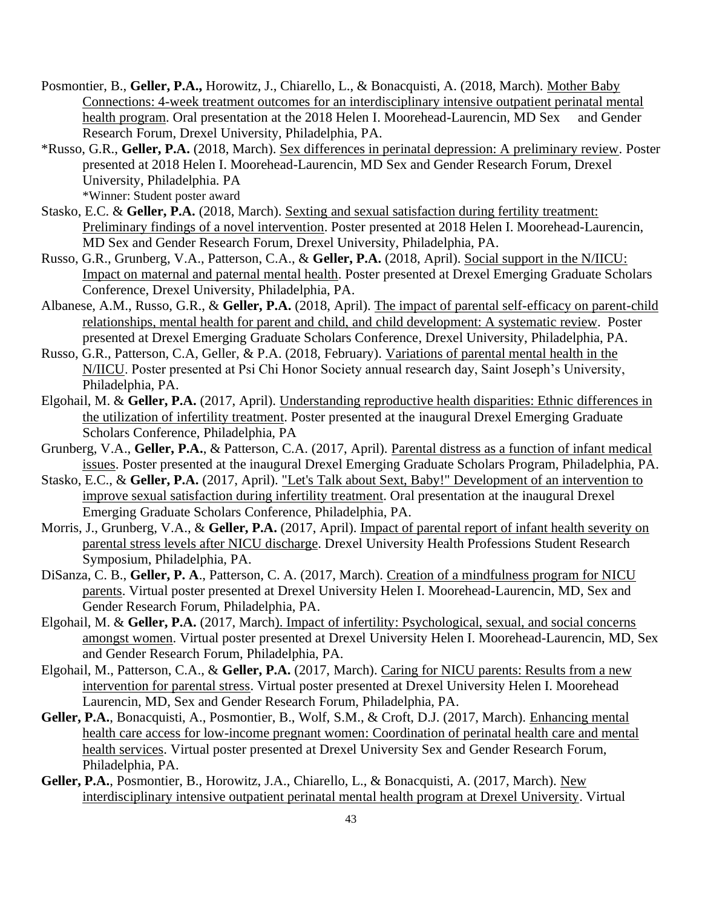Posmontier, B., **Geller, P.A.,** Horowitz, J., Chiarello, L., & Bonacquisti, A. (2018, March). Mother Baby Connections: 4-week treatment outcomes for an interdisciplinary intensive outpatient perinatal mental health program. Oral presentation at the 2018 Helen I. Moorehead-Laurencin, MD Sex and Gender Research Forum, Drexel University, Philadelphia, PA.

*Russo, G.R., **Geller, P.A.** (2018, March). Sex differences in perinatal depression: A preliminary review. Poster presented at 2018 Helen I. Moorehead-Laurencin, MD Sex and Gender Research Forum, Drexel University, Philadelphia. PA
*Winner: Student poster award

Stasko, E.C. & **Geller, P.A.** (2018, March). Sexting and sexual satisfaction during fertility treatment: Preliminary findings of a novel intervention. Poster presented at 2018 Helen I. Moorehead-Laurencin, MD Sex and Gender Research Forum, Drexel University, Philadelphia, PA.

Russo, G.R., Grunberg, V.A., Patterson, C.A., & **Geller, P.A.** (2018, April). Social support in the N/IICU: Impact on maternal and paternal mental health. Poster presented at Drexel Emerging Graduate Scholars Conference, Drexel University, Philadelphia, PA.

Albanese, A.M., Russo, G.R., & **Geller, P.A.** (2018, April). The impact of parental self-efficacy on parent-child relationships, mental health for parent and child, and child development: A systematic review. Poster presented at Drexel Emerging Graduate Scholars Conference, Drexel University, Philadelphia, PA.

Russo, G.R., Patterson, C.A, Geller, & P.A. (2018, February). Variations of parental mental health in the N/IICU. Poster presented at Psi Chi Honor Society annual research day, Saint Joseph's University, Philadelphia, PA.

Elgohail, M. & **Geller, P.A.** (2017, April). Understanding reproductive health disparities: Ethnic differences in the utilization of infertility treatment. Poster presented at the inaugural Drexel Emerging Graduate Scholars Conference, Philadelphia, PA

Grunberg, V.A., **Geller, P.A.**, & Patterson, C.A. (2017, April). Parental distress as a function of infant medical issues. Poster presented at the inaugural Drexel Emerging Graduate Scholars Program, Philadelphia, PA.

Stasko, E.C., & **Geller, P.A.** (2017, April). "Let's Talk about Sext, Baby!" Development of an intervention to improve sexual satisfaction during infertility treatment. Oral presentation at the inaugural Drexel Emerging Graduate Scholars Conference, Philadelphia, PA.

Morris, J., Grunberg, V.A., & **Geller, P.A.** (2017, April). Impact of parental report of infant health severity on parental stress levels after NICU discharge. Drexel University Health Professions Student Research Symposium, Philadelphia, PA.

DiSanza, C. B., **Geller, P. A**., Patterson, C. A. (2017, March). Creation of a mindfulness program for NICU parents. Virtual poster presented at Drexel University Helen I. Moorehead-Laurencin, MD, Sex and Gender Research Forum, Philadelphia, PA.

Elgohail, M. & **Geller, P.A.** (2017, March). Impact of infertility: Psychological, sexual, and social concerns amongst women. Virtual poster presented at Drexel University Helen I. Moorehead-Laurencin, MD, Sex and Gender Research Forum, Philadelphia, PA.

Elgohail, M., Patterson, C.A., & **Geller, P.A.** (2017, March). Caring for NICU parents: Results from a new intervention for parental stress. Virtual poster presented at Drexel University Helen I. Moorehead Laurencin, MD, Sex and Gender Research Forum, Philadelphia, PA.

**Geller, P.A.**, Bonacquisti, A., Posmontier, B., Wolf, S.M., & Croft, D.J. (2017, March). Enhancing mental health care access for low-income pregnant women: Coordination of perinatal health care and mental health services. Virtual poster presented at Drexel University Sex and Gender Research Forum, Philadelphia, PA.

**Geller, P.A.**, Posmontier, B., Horowitz, J.A., Chiarello, L., & Bonacquisti, A. (2017, March). New interdisciplinary intensive outpatient perinatal mental health program at Drexel University. Virtual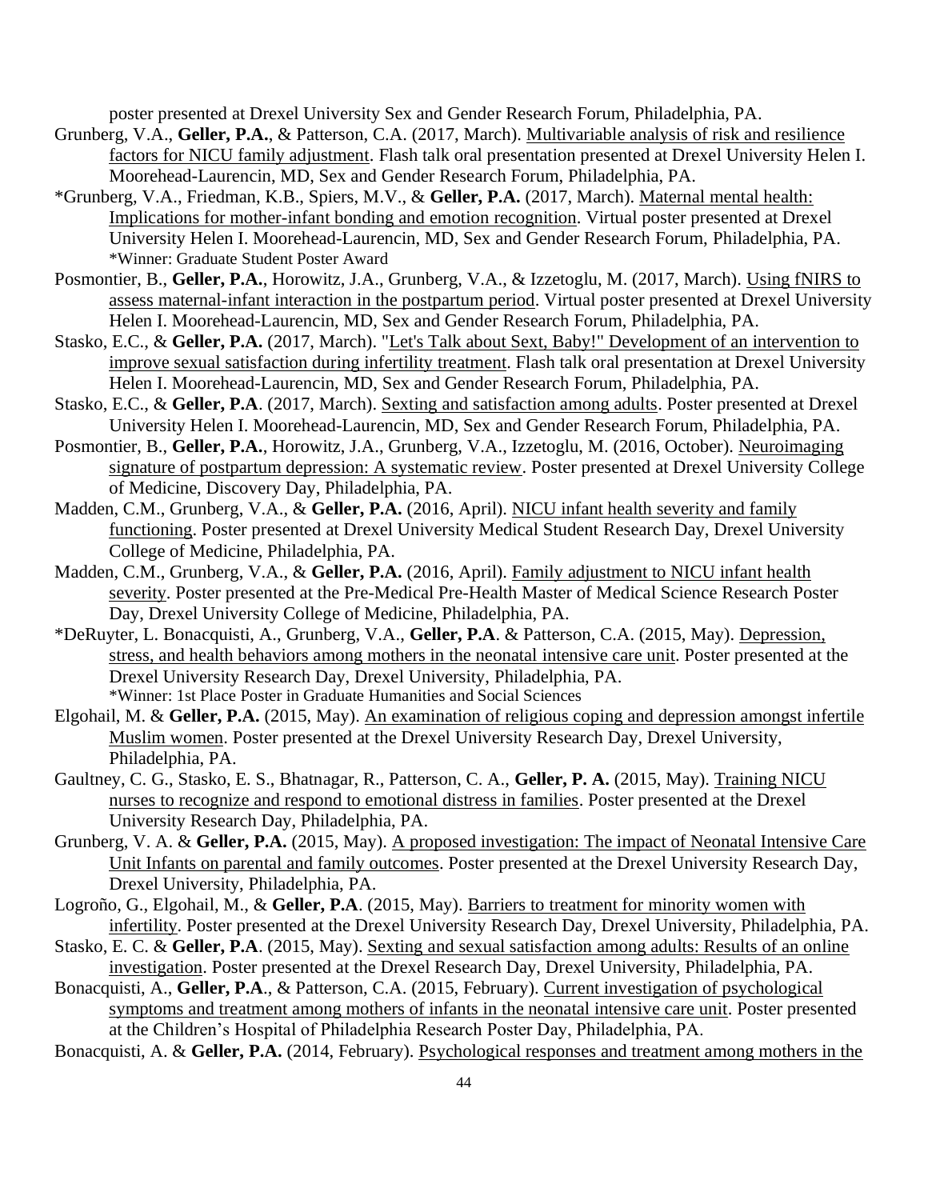poster presented at Drexel University Sex and Gender Research Forum, Philadelphia, PA.

Grunberg, V.A., **Geller, P.A.**, & Patterson, C.A. (2017, March). Multivariable analysis of risk and resilience factors for NICU family adjustment. Flash talk oral presentation presented at Drexel University Helen I. Moorehead-Laurencin, MD, Sex and Gender Research Forum, Philadelphia, PA.

*Grunberg, V.A., Friedman, K.B., Spiers, M.V., & **Geller, P.A.** (2017, March). Maternal mental health: Implications for mother-infant bonding and emotion recognition. Virtual poster presented at Drexel University Helen I. Moorehead-Laurencin, MD, Sex and Gender Research Forum, Philadelphia, PA.
*Winner: Graduate Student Poster Award

Posmontier, B., **Geller, P.A.**, Horowitz, J.A., Grunberg, V.A., & Izzetoglu, M. (2017, March). Using fNIRS to assess maternal-infant interaction in the postpartum period. Virtual poster presented at Drexel University Helen I. Moorehead-Laurencin, MD, Sex and Gender Research Forum, Philadelphia, PA.

Stasko, E.C., & **Geller, P.A.** (2017, March). "Let's Talk about Sext, Baby!" Development of an intervention to improve sexual satisfaction during infertility treatment. Flash talk oral presentation at Drexel University Helen I. Moorehead-Laurencin, MD, Sex and Gender Research Forum, Philadelphia, PA.

Stasko, E.C., & **Geller, P.A**. (2017, March). Sexting and satisfaction among adults. Poster presented at Drexel University Helen I. Moorehead-Laurencin, MD, Sex and Gender Research Forum, Philadelphia, PA.

Posmontier, B., **Geller, P.A.**, Horowitz, J.A., Grunberg, V.A., Izzetoglu, M. (2016, October). Neuroimaging signature of postpartum depression: A systematic review. Poster presented at Drexel University College of Medicine, Discovery Day, Philadelphia, PA.

Madden, C.M., Grunberg, V.A., & **Geller, P.A.** (2016, April). NICU infant health severity and family functioning. Poster presented at Drexel University Medical Student Research Day, Drexel University College of Medicine, Philadelphia, PA.

Madden, C.M., Grunberg, V.A., & **Geller, P.A.** (2016, April). Family adjustment to NICU infant health severity. Poster presented at the Pre-Medical Pre-Health Master of Medical Science Research Poster Day, Drexel University College of Medicine, Philadelphia, PA.

*DeRuyter, L. Bonacquisti, A., Grunberg, V.A., **Geller, P.A**. & Patterson, C.A. (2015, May). Depression, stress, and health behaviors among mothers in the neonatal intensive care unit. Poster presented at the Drexel University Research Day, Drexel University, Philadelphia, PA.
*Winner: 1st Place Poster in Graduate Humanities and Social Sciences

Elgohail, M. & **Geller, P.A.** (2015, May). An examination of religious coping and depression amongst infertile Muslim women. Poster presented at the Drexel University Research Day, Drexel University, Philadelphia, PA.

Gaultney, C. G., Stasko, E. S., Bhatnagar, R., Patterson, C. A., **Geller, P. A.** (2015, May). Training NICU nurses to recognize and respond to emotional distress in families. Poster presented at the Drexel University Research Day, Philadelphia, PA.

Grunberg, V. A. & **Geller, P.A.** (2015, May). A proposed investigation: The impact of Neonatal Intensive Care Unit Infants on parental and family outcomes. Poster presented at the Drexel University Research Day, Drexel University, Philadelphia, PA.

Logroño, G., Elgohail, M., & **Geller, P.A**. (2015, May). Barriers to treatment for minority women with infertility. Poster presented at the Drexel University Research Day, Drexel University, Philadelphia, PA.

Stasko, E. C. & **Geller, P.A**. (2015, May). Sexting and sexual satisfaction among adults: Results of an online investigation. Poster presented at the Drexel Research Day, Drexel University, Philadelphia, PA.

Bonacquisti, A., **Geller, P.A**., & Patterson, C.A. (2015, February). Current investigation of psychological symptoms and treatment among mothers of infants in the neonatal intensive care unit. Poster presented at the Children's Hospital of Philadelphia Research Poster Day, Philadelphia, PA.

Bonacquisti, A. & **Geller, P.A.** (2014, February). Psychological responses and treatment among mothers in the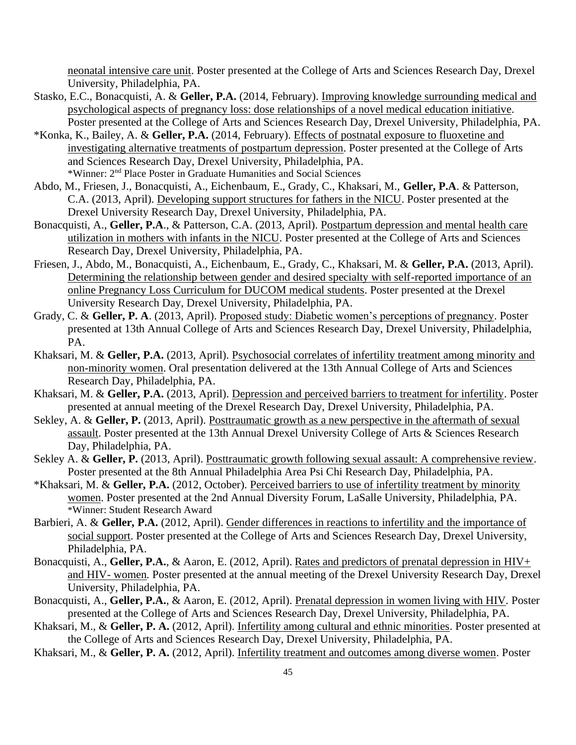neonatal intensive care unit. Poster presented at the College of Arts and Sciences Research Day, Drexel University, Philadelphia, PA.

Stasko, E.C., Bonacquisti, A. & **Geller, P.A.** (2014, February). Improving knowledge surrounding medical and psychological aspects of pregnancy loss: dose relationships of a novel medical education initiative. Poster presented at the College of Arts and Sciences Research Day, Drexel University, Philadelphia, PA.

*Konka, K., Bailey, A. & **Geller, P.A.** (2014, February). Effects of postnatal exposure to fluoxetine and investigating alternative treatments of postpartum depression. Poster presented at the College of Arts and Sciences Research Day, Drexel University, Philadelphia, PA.
*Winner: 2nd Place Poster in Graduate Humanities and Social Sciences

Abdo, M., Friesen, J., Bonacquisti, A., Eichenbaum, E., Grady, C., Khaksari, M., **Geller, P.A**. & Patterson, C.A. (2013, April). Developing support structures for fathers in the NICU. Poster presented at the Drexel University Research Day, Drexel University, Philadelphia, PA.

Bonacquisti, A., **Geller, P.A**., & Patterson, C.A. (2013, April). Postpartum depression and mental health care utilization in mothers with infants in the NICU. Poster presented at the College of Arts and Sciences Research Day, Drexel University, Philadelphia, PA.

Friesen, J., Abdo, M., Bonacquisti, A., Eichenbaum, E., Grady, C., Khaksari, M. & **Geller, P.A.** (2013, April). Determining the relationship between gender and desired specialty with self-reported importance of an online Pregnancy Loss Curriculum for DUCOM medical students. Poster presented at the Drexel University Research Day, Drexel University, Philadelphia, PA.

Grady, C. & **Geller, P. A**. (2013, April). Proposed study: Diabetic women's perceptions of pregnancy. Poster presented at 13th Annual College of Arts and Sciences Research Day, Drexel University, Philadelphia, PA.

Khaksari, M. & **Geller, P.A.** (2013, April). Psychosocial correlates of infertility treatment among minority and non-minority women. Oral presentation delivered at the 13th Annual College of Arts and Sciences Research Day, Philadelphia, PA.

Khaksari, M. & **Geller, P.A.** (2013, April). Depression and perceived barriers to treatment for infertility. Poster presented at annual meeting of the Drexel Research Day, Drexel University, Philadelphia, PA.

Sekley, A. & **Geller, P.** (2013, April). Posttraumatic growth as a new perspective in the aftermath of sexual assault. Poster presented at the 13th Annual Drexel University College of Arts & Sciences Research Day, Philadelphia, PA.

Sekley A. & **Geller, P.** (2013, April). Posttraumatic growth following sexual assault: A comprehensive review. Poster presented at the 8th Annual Philadelphia Area Psi Chi Research Day, Philadelphia, PA.

*Khaksari, M. & **Geller, P.A.** (2012, October). Perceived barriers to use of infertility treatment by minority women. Poster presented at the 2nd Annual Diversity Forum, LaSalle University, Philadelphia, PA.
*Winner: Student Research Award

Barbieri, A. & **Geller, P.A.** (2012, April). Gender differences in reactions to infertility and the importance of social support. Poster presented at the College of Arts and Sciences Research Day, Drexel University, Philadelphia, PA.

Bonacquisti, A., **Geller, P.A.**, & Aaron, E. (2012, April). Rates and predictors of prenatal depression in HIV+ and HIV- women. Poster presented at the annual meeting of the Drexel University Research Day, Drexel University, Philadelphia, PA.

Bonacquisti, A., **Geller, P.A.**, & Aaron, E. (2012, April). Prenatal depression in women living with HIV. Poster presented at the College of Arts and Sciences Research Day, Drexel University, Philadelphia, PA.

Khaksari, M., & **Geller, P. A.** (2012, April). Infertility among cultural and ethnic minorities. Poster presented at the College of Arts and Sciences Research Day, Drexel University, Philadelphia, PA.

Khaksari, M., & **Geller, P. A.** (2012, April). Infertility treatment and outcomes among diverse women. Poster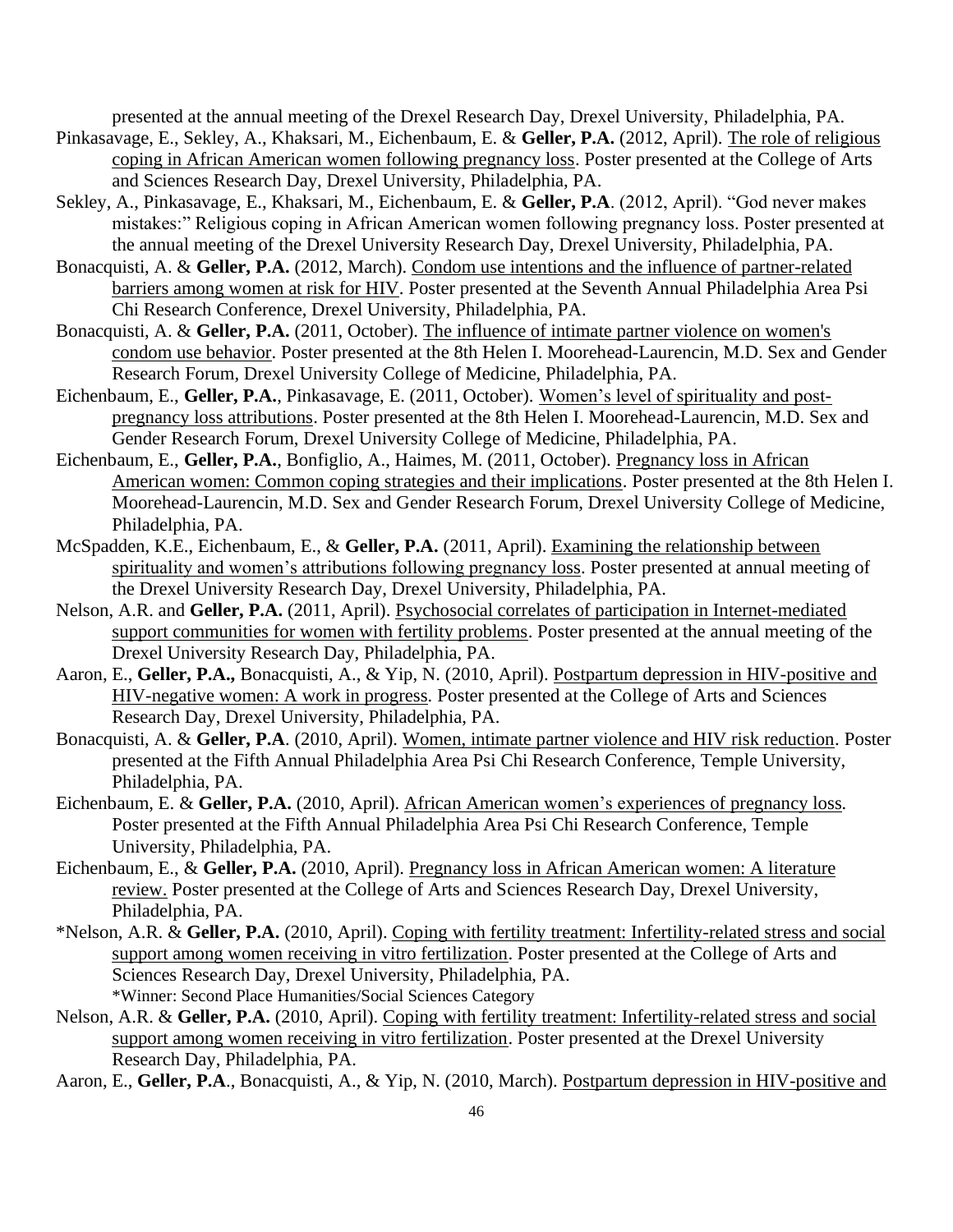presented at the annual meeting of the Drexel Research Day, Drexel University, Philadelphia, PA.

Pinkasavage, E., Sekley, A., Khaksari, M., Eichenbaum, E. & **Geller, P.A.** (2012, April). The role of religious coping in African American women following pregnancy loss. Poster presented at the College of Arts and Sciences Research Day, Drexel University, Philadelphia, PA.

Sekley, A., Pinkasavage, E., Khaksari, M., Eichenbaum, E. & **Geller, P.A**. (2012, April). "God never makes mistakes:" Religious coping in African American women following pregnancy loss. Poster presented at the annual meeting of the Drexel University Research Day, Drexel University, Philadelphia, PA.

Bonacquisti, A. & **Geller, P.A.** (2012, March). Condom use intentions and the influence of partner-related barriers among women at risk for HIV. Poster presented at the Seventh Annual Philadelphia Area Psi Chi Research Conference, Drexel University, Philadelphia, PA.

Bonacquisti, A. & **Geller, P.A.** (2011, October). The influence of intimate partner violence on women's condom use behavior. Poster presented at the 8th Helen I. Moorehead-Laurencin, M.D. Sex and Gender Research Forum, Drexel University College of Medicine, Philadelphia, PA.

Eichenbaum, E., **Geller, P.A.**, Pinkasavage, E. (2011, October). Women's level of spirituality and post-pregnancy loss attributions. Poster presented at the 8th Helen I. Moorehead-Laurencin, M.D. Sex and Gender Research Forum, Drexel University College of Medicine, Philadelphia, PA.

Eichenbaum, E., **Geller, P.A.**, Bonfiglio, A., Haimes, M. (2011, October). Pregnancy loss in African American women: Common coping strategies and their implications. Poster presented at the 8th Helen I. Moorehead-Laurencin, M.D. Sex and Gender Research Forum, Drexel University College of Medicine, Philadelphia, PA.

McSpadden, K.E., Eichenbaum, E., & **Geller, P.A.** (2011, April). Examining the relationship between spirituality and women's attributions following pregnancy loss. Poster presented at annual meeting of the Drexel University Research Day, Drexel University, Philadelphia, PA.

Nelson, A.R. and **Geller, P.A.** (2011, April). Psychosocial correlates of participation in Internet-mediated support communities for women with fertility problems. Poster presented at the annual meeting of the Drexel University Research Day, Philadelphia, PA.

Aaron, E., **Geller, P.A.,** Bonacquisti, A., & Yip, N. (2010, April). Postpartum depression in HIV-positive and HIV-negative women: A work in progress. Poster presented at the College of Arts and Sciences Research Day, Drexel University, Philadelphia, PA.

Bonacquisti, A. & **Geller, P.A**. (2010, April). Women, intimate partner violence and HIV risk reduction. Poster presented at the Fifth Annual Philadelphia Area Psi Chi Research Conference, Temple University, Philadelphia, PA.

Eichenbaum, E. & **Geller, P.A.** (2010, April). African American women's experiences of pregnancy loss. Poster presented at the Fifth Annual Philadelphia Area Psi Chi Research Conference, Temple University, Philadelphia, PA.

Eichenbaum, E., & **Geller, P.A.** (2010, April). Pregnancy loss in African American women: A literature review. Poster presented at the College of Arts and Sciences Research Day, Drexel University, Philadelphia, PA.

*Nelson, A.R. & **Geller, P.A.** (2010, April). Coping with fertility treatment: Infertility-related stress and social support among women receiving in vitro fertilization. Poster presented at the College of Arts and Sciences Research Day, Drexel University, Philadelphia, PA.
*Winner: Second Place Humanities/Social Sciences Category

Nelson, A.R. & **Geller, P.A.** (2010, April). Coping with fertility treatment: Infertility-related stress and social support among women receiving in vitro fertilization. Poster presented at the Drexel University Research Day, Philadelphia, PA.

Aaron, E., **Geller, P.A**., Bonacquisti, A., & Yip, N. (2010, March). Postpartum depression in HIV-positive and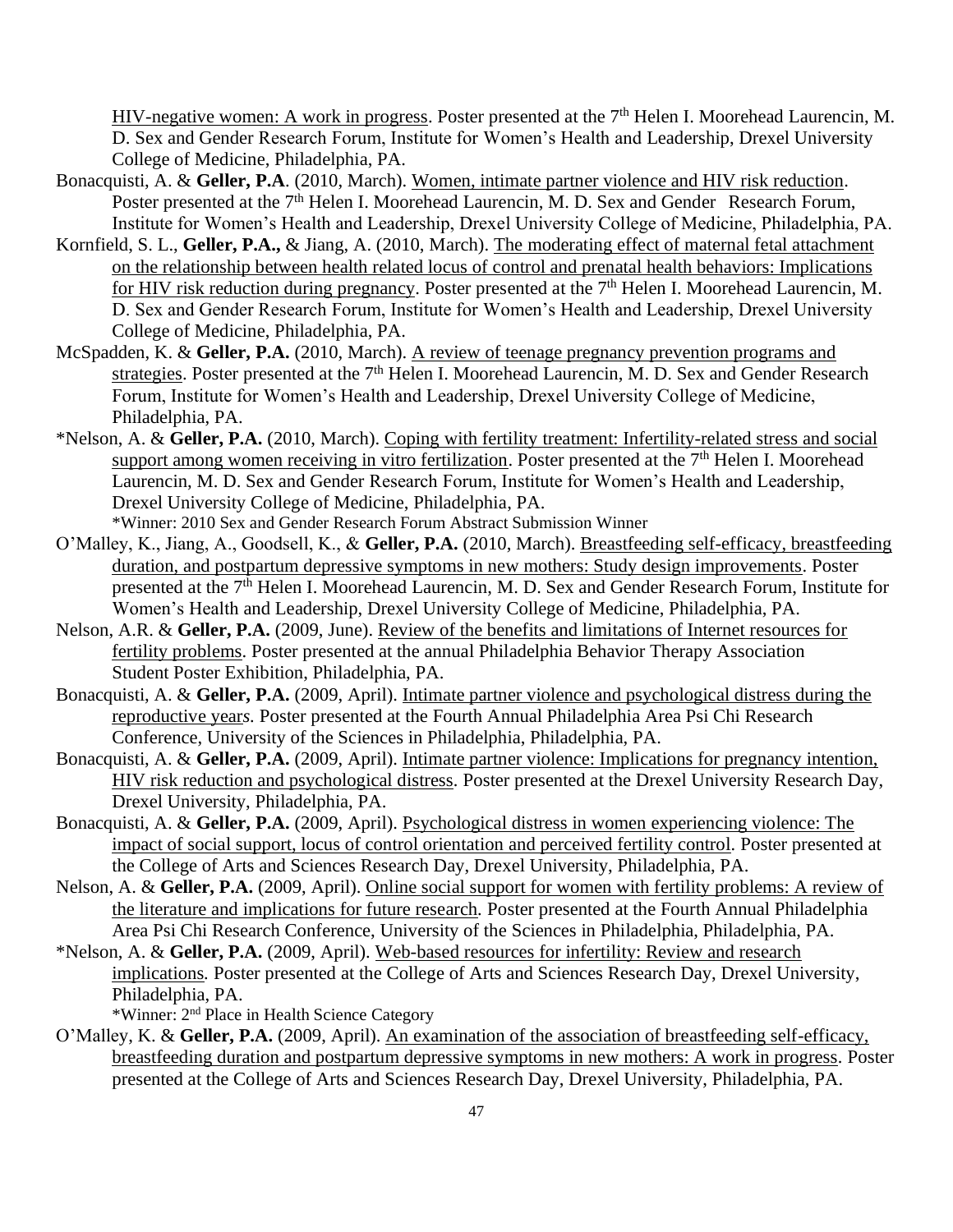HIV-negative women: A work in progress. Poster presented at the 7th Helen I. Moorehead Laurencin, M. D. Sex and Gender Research Forum, Institute for Women's Health and Leadership, Drexel University College of Medicine, Philadelphia, PA.

Bonacquisti, A. & **Geller, P.A**. (2010, March). Women, intimate partner violence and HIV risk reduction. Poster presented at the 7th Helen I. Moorehead Laurencin, M. D. Sex and Gender Research Forum, Institute for Women's Health and Leadership, Drexel University College of Medicine, Philadelphia, PA.

Kornfield, S. L., **Geller, P.A.,** & Jiang, A. (2010, March). The moderating effect of maternal fetal attachment on the relationship between health related locus of control and prenatal health behaviors: Implications for HIV risk reduction during pregnancy. Poster presented at the 7th Helen I. Moorehead Laurencin, M. D. Sex and Gender Research Forum, Institute for Women's Health and Leadership, Drexel University College of Medicine, Philadelphia, PA.

McSpadden, K. & **Geller, P.A.** (2010, March). A review of teenage pregnancy prevention programs and strategies. Poster presented at the 7th Helen I. Moorehead Laurencin, M. D. Sex and Gender Research Forum, Institute for Women's Health and Leadership, Drexel University College of Medicine, Philadelphia, PA.

*Nelson, A. & **Geller, P.A.** (2010, March). Coping with fertility treatment: Infertility-related stress and social support among women receiving in vitro fertilization. Poster presented at the 7th Helen I. Moorehead Laurencin, M. D. Sex and Gender Research Forum, Institute for Women's Health and Leadership, Drexel University College of Medicine, Philadelphia, PA.
*Winner: 2010 Sex and Gender Research Forum Abstract Submission Winner

O'Malley, K., Jiang, A., Goodsell, K., & **Geller, P.A.** (2010, March). Breastfeeding self-efficacy, breastfeeding duration, and postpartum depressive symptoms in new mothers: Study design improvements. Poster presented at the 7th Helen I. Moorehead Laurencin, M. D. Sex and Gender Research Forum, Institute for Women's Health and Leadership, Drexel University College of Medicine, Philadelphia, PA.

Nelson, A.R. & **Geller, P.A.** (2009, June). Review of the benefits and limitations of Internet resources for fertility problems. Poster presented at the annual Philadelphia Behavior Therapy Association Student Poster Exhibition, Philadelphia, PA.

Bonacquisti, A. & **Geller, P.A.** (2009, April). Intimate partner violence and psychological distress during the reproductive years. Poster presented at the Fourth Annual Philadelphia Area Psi Chi Research Conference, University of the Sciences in Philadelphia, Philadelphia, PA.

Bonacquisti, A. & **Geller, P.A.** (2009, April). Intimate partner violence: Implications for pregnancy intention, HIV risk reduction and psychological distress. Poster presented at the Drexel University Research Day, Drexel University, Philadelphia, PA.

Bonacquisti, A. & **Geller, P.A.** (2009, April). Psychological distress in women experiencing violence: The impact of social support, locus of control orientation and perceived fertility control. Poster presented at the College of Arts and Sciences Research Day, Drexel University, Philadelphia, PA.

Nelson, A. & **Geller, P.A.** (2009, April). Online social support for women with fertility problems: A review of the literature and implications for future research. Poster presented at the Fourth Annual Philadelphia Area Psi Chi Research Conference, University of the Sciences in Philadelphia, Philadelphia, PA.

*Nelson, A. & **Geller, P.A.** (2009, April). Web-based resources for infertility: Review and research implications. Poster presented at the College of Arts and Sciences Research Day, Drexel University, Philadelphia, PA.
*Winner: 2nd Place in Health Science Category

O'Malley, K. & **Geller, P.A.** (2009, April). An examination of the association of breastfeeding self-efficacy, breastfeeding duration and postpartum depressive symptoms in new mothers: A work in progress. Poster presented at the College of Arts and Sciences Research Day, Drexel University, Philadelphia, PA.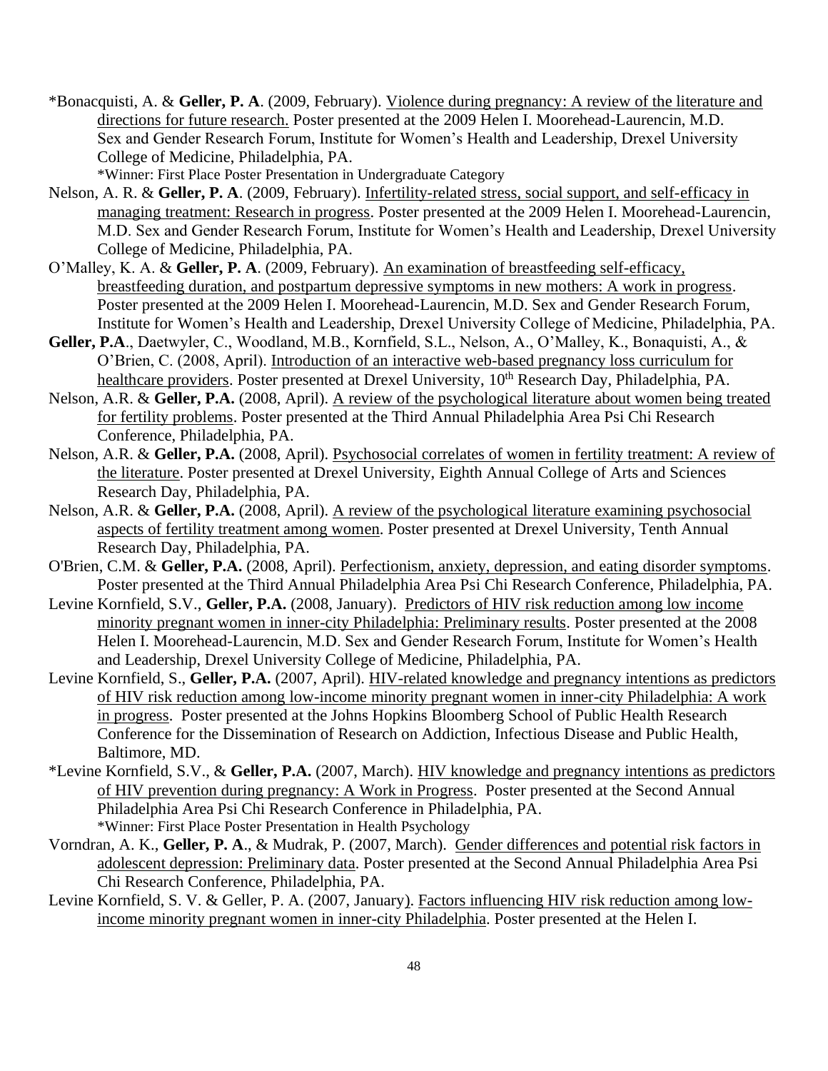*Bonacquisti, A. & **Geller, P. A**. (2009, February). Violence during pregnancy: A review of the literature and directions for future research. Poster presented at the 2009 Helen I. Moorehead-Laurencin, M.D. Sex and Gender Research Forum, Institute for Women's Health and Leadership, Drexel University College of Medicine, Philadelphia, PA.
*Winner: First Place Poster Presentation in Undergraduate Category

Nelson, A. R. & **Geller, P. A**. (2009, February). Infertility-related stress, social support, and self-efficacy in managing treatment: Research in progress. Poster presented at the 2009 Helen I. Moorehead-Laurencin, M.D. Sex and Gender Research Forum, Institute for Women's Health and Leadership, Drexel University College of Medicine, Philadelphia, PA.

O'Malley, K. A. & **Geller, P. A**. (2009, February). An examination of breastfeeding self-efficacy, breastfeeding duration, and postpartum depressive symptoms in new mothers: A work in progress. Poster presented at the 2009 Helen I. Moorehead-Laurencin, M.D. Sex and Gender Research Forum, Institute for Women's Health and Leadership, Drexel University College of Medicine, Philadelphia, PA.

**Geller, P.A**., Daetwyler, C., Woodland, M.B., Kornfield, S.L., Nelson, A., O'Malley, K., Bonaquisti, A., & O'Brien, C. (2008, April). Introduction of an interactive web-based pregnancy loss curriculum for healthcare providers. Poster presented at Drexel University, 10th Research Day, Philadelphia, PA.

Nelson, A.R. & **Geller, P.A.** (2008, April). A review of the psychological literature about women being treated for fertility problems. Poster presented at the Third Annual Philadelphia Area Psi Chi Research Conference, Philadelphia, PA.

Nelson, A.R. & **Geller, P.A.** (2008, April). Psychosocial correlates of women in fertility treatment: A review of the literature. Poster presented at Drexel University, Eighth Annual College of Arts and Sciences Research Day, Philadelphia, PA.

Nelson, A.R. & **Geller, P.A.** (2008, April). A review of the psychological literature examining psychosocial aspects of fertility treatment among women. Poster presented at Drexel University, Tenth Annual Research Day, Philadelphia, PA.

O'Brien, C.M. & **Geller, P.A.** (2008, April). Perfectionism, anxiety, depression, and eating disorder symptoms. Poster presented at the Third Annual Philadelphia Area Psi Chi Research Conference, Philadelphia, PA.

Levine Kornfield, S.V., **Geller, P.A.** (2008, January). Predictors of HIV risk reduction among low income minority pregnant women in inner-city Philadelphia: Preliminary results. Poster presented at the 2008 Helen I. Moorehead-Laurencin, M.D. Sex and Gender Research Forum, Institute for Women's Health and Leadership, Drexel University College of Medicine, Philadelphia, PA.

Levine Kornfield, S., **Geller, P.A.** (2007, April). HIV-related knowledge and pregnancy intentions as predictors of HIV risk reduction among low-income minority pregnant women in inner-city Philadelphia: A work in progress. Poster presented at the Johns Hopkins Bloomberg School of Public Health Research Conference for the Dissemination of Research on Addiction, Infectious Disease and Public Health, Baltimore, MD.

*Levine Kornfield, S.V., & **Geller, P.A.** (2007, March). HIV knowledge and pregnancy intentions as predictors of HIV prevention during pregnancy: A Work in Progress. Poster presented at the Second Annual Philadelphia Area Psi Chi Research Conference in Philadelphia, PA.
*Winner: First Place Poster Presentation in Health Psychology

Vorndran, A. K., **Geller, P. A**., & Mudrak, P. (2007, March). Gender differences and potential risk factors in adolescent depression: Preliminary data. Poster presented at the Second Annual Philadelphia Area Psi Chi Research Conference, Philadelphia, PA.

Levine Kornfield, S. V. & Geller, P. A. (2007, January). Factors influencing HIV risk reduction among low-income minority pregnant women in inner-city Philadelphia. Poster presented at the Helen I.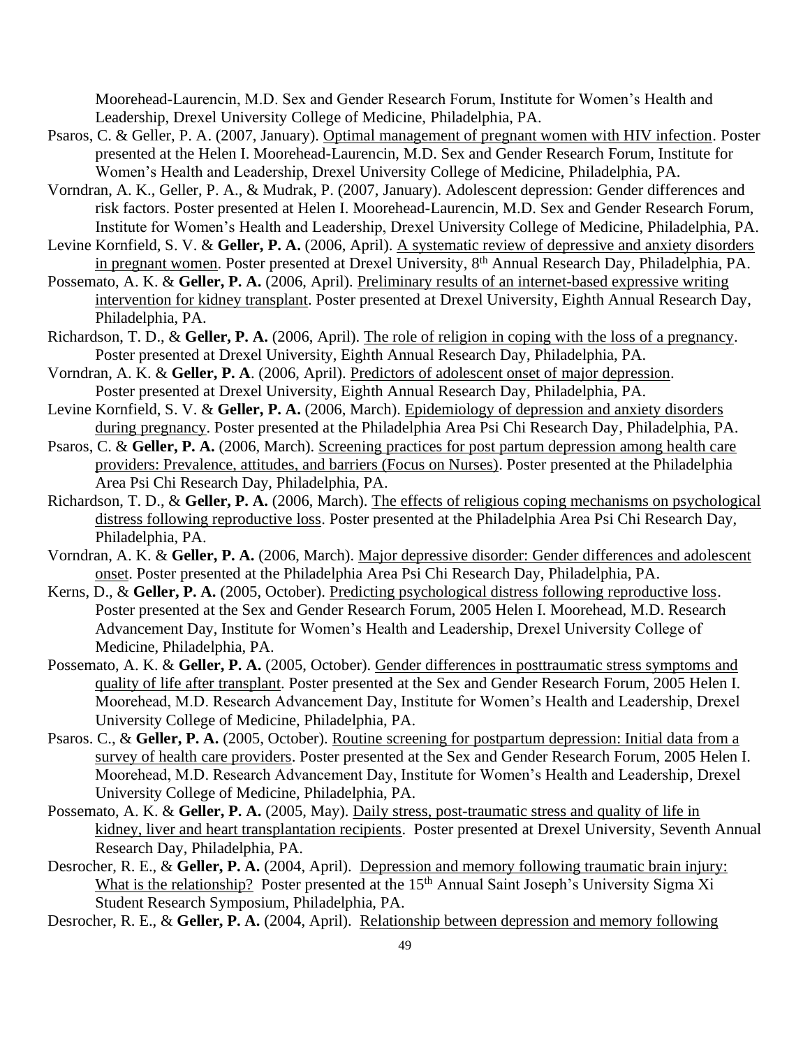Moorehead-Laurencin, M.D. Sex and Gender Research Forum, Institute for Women's Health and Leadership, Drexel University College of Medicine, Philadelphia, PA.

Psaros, C. & Geller, P. A. (2007, January). Optimal management of pregnant women with HIV infection. Poster presented at the Helen I. Moorehead-Laurencin, M.D. Sex and Gender Research Forum, Institute for Women's Health and Leadership, Drexel University College of Medicine, Philadelphia, PA.

Vorndran, A. K., Geller, P. A., & Mudrak, P. (2007, January). Adolescent depression: Gender differences and risk factors. Poster presented at Helen I. Moorehead-Laurencin, M.D. Sex and Gender Research Forum, Institute for Women's Health and Leadership, Drexel University College of Medicine, Philadelphia, PA.

Levine Kornfield, S. V. & **Geller, P. A.** (2006, April). A systematic review of depressive and anxiety disorders in pregnant women. Poster presented at Drexel University, 8th Annual Research Day, Philadelphia, PA.

Possemato, A. K. & **Geller, P. A.** (2006, April). Preliminary results of an internet-based expressive writing intervention for kidney transplant. Poster presented at Drexel University, Eighth Annual Research Day, Philadelphia, PA.

Richardson, T. D., & **Geller, P. A.** (2006, April). The role of religion in coping with the loss of a pregnancy. Poster presented at Drexel University, Eighth Annual Research Day, Philadelphia, PA.

Vorndran, A. K. & **Geller, P. A**. (2006, April). Predictors of adolescent onset of major depression. Poster presented at Drexel University, Eighth Annual Research Day, Philadelphia, PA.

Levine Kornfield, S. V. & **Geller, P. A.** (2006, March). Epidemiology of depression and anxiety disorders during pregnancy. Poster presented at the Philadelphia Area Psi Chi Research Day, Philadelphia, PA.

Psaros, C. & **Geller, P. A.** (2006, March). Screening practices for post partum depression among health care providers: Prevalence, attitudes, and barriers (Focus on Nurses). Poster presented at the Philadelphia Area Psi Chi Research Day, Philadelphia, PA.

Richardson, T. D., & **Geller, P. A.** (2006, March). The effects of religious coping mechanisms on psychological distress following reproductive loss. Poster presented at the Philadelphia Area Psi Chi Research Day, Philadelphia, PA.

Vorndran, A. K. & **Geller, P. A.** (2006, March). Major depressive disorder: Gender differences and adolescent onset. Poster presented at the Philadelphia Area Psi Chi Research Day, Philadelphia, PA.

Kerns, D., & **Geller, P. A.** (2005, October). Predicting psychological distress following reproductive loss. Poster presented at the Sex and Gender Research Forum, 2005 Helen I. Moorehead, M.D. Research Advancement Day, Institute for Women's Health and Leadership, Drexel University College of Medicine, Philadelphia, PA.

Possemato, A. K. & **Geller, P. A.** (2005, October). Gender differences in posttraumatic stress symptoms and quality of life after transplant. Poster presented at the Sex and Gender Research Forum, 2005 Helen I. Moorehead, M.D. Research Advancement Day, Institute for Women's Health and Leadership, Drexel University College of Medicine, Philadelphia, PA.

Psaros. C., & **Geller, P. A.** (2005, October). Routine screening for postpartum depression: Initial data from a survey of health care providers. Poster presented at the Sex and Gender Research Forum, 2005 Helen I. Moorehead, M.D. Research Advancement Day, Institute for Women's Health and Leadership, Drexel University College of Medicine, Philadelphia, PA.

Possemato, A. K. & **Geller, P. A.** (2005, May). Daily stress, post-traumatic stress and quality of life in kidney, liver and heart transplantation recipients. Poster presented at Drexel University, Seventh Annual Research Day, Philadelphia, PA.

Desrocher, R. E., & **Geller, P. A.** (2004, April). Depression and memory following traumatic brain injury: What is the relationship? Poster presented at the 15th Annual Saint Joseph's University Sigma Xi Student Research Symposium, Philadelphia, PA.

Desrocher, R. E., & **Geller, P. A.** (2004, April). Relationship between depression and memory following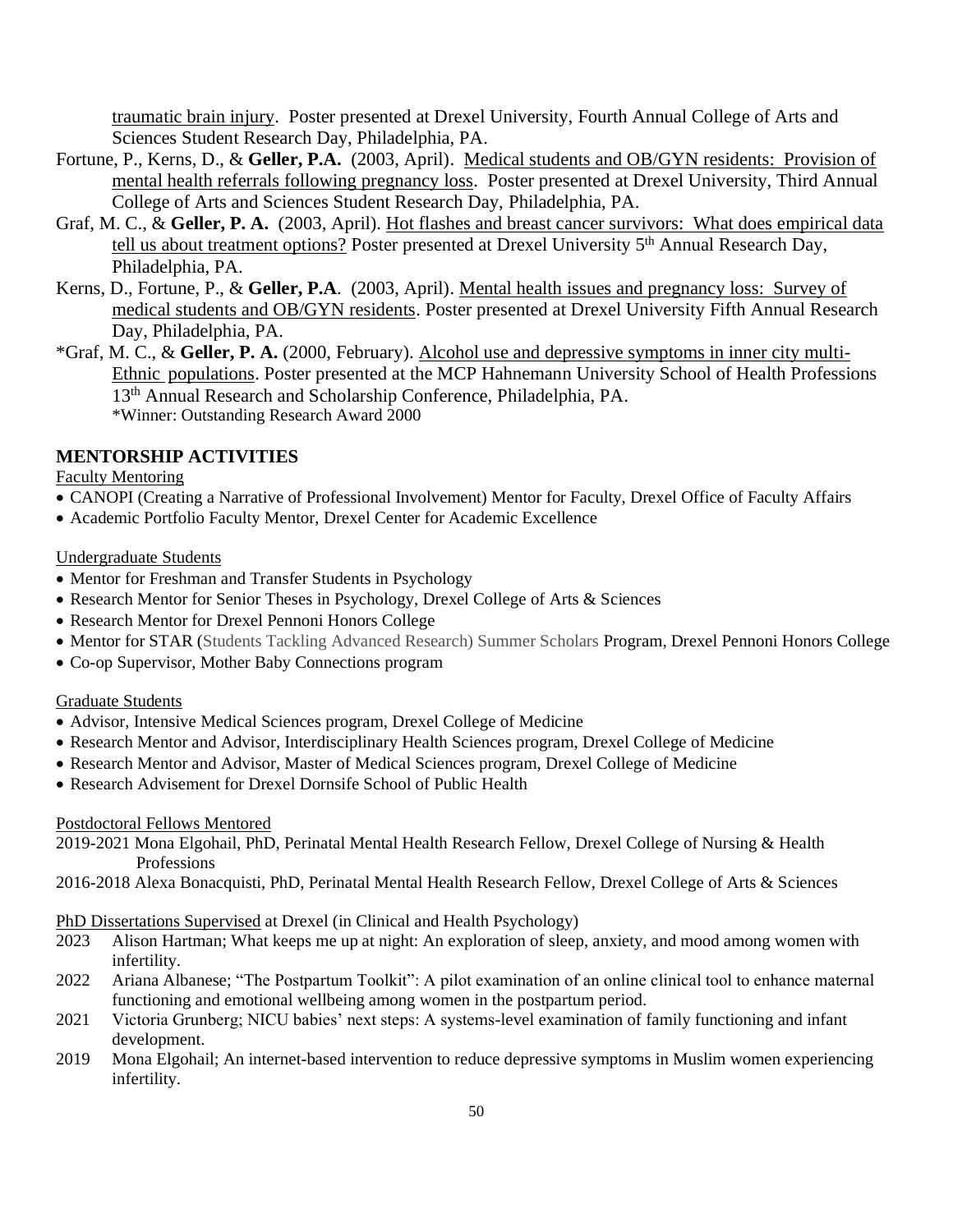traumatic brain injury. Poster presented at Drexel University, Fourth Annual College of Arts and Sciences Student Research Day, Philadelphia, PA.

Fortune, P., Kerns, D., & **Geller, P.A.** (2003, April). Medical students and OB/GYN residents: Provision of mental health referrals following pregnancy loss. Poster presented at Drexel University, Third Annual College of Arts and Sciences Student Research Day, Philadelphia, PA.

Graf, M. C., & **Geller, P. A.** (2003, April). Hot flashes and breast cancer survivors: What does empirical data tell us about treatment options? Poster presented at Drexel University 5th Annual Research Day, Philadelphia, PA.

Kerns, D., Fortune, P., & **Geller, P.A**. (2003, April). Mental health issues and pregnancy loss: Survey of medical students and OB/GYN residents. Poster presented at Drexel University Fifth Annual Research Day, Philadelphia, PA.

*Graf, M. C., & **Geller, P. A.** (2000, February). Alcohol use and depressive symptoms in inner city multi-Ethnic populations. Poster presented at the MCP Hahnemann University School of Health Professions 13th Annual Research and Scholarship Conference, Philadelphia, PA.
*Winner: Outstanding Research Award 2000

## MENTORSHIP ACTIVITIES

Faculty Mentoring

- CANOPI (Creating a Narrative of Professional Involvement) Mentor for Faculty, Drexel Office of Faculty Affairs
- Academic Portfolio Faculty Mentor, Drexel Center for Academic Excellence

Undergraduate Students

- Mentor for Freshman and Transfer Students in Psychology
- Research Mentor for Senior Theses in Psychology, Drexel College of Arts & Sciences
- Research Mentor for Drexel Pennoni Honors College
- Mentor for STAR (Students Tackling Advanced Research) Summer Scholars Program, Drexel Pennoni Honors College
- Co-op Supervisor, Mother Baby Connections program

Graduate Students

- Advisor, Intensive Medical Sciences program, Drexel College of Medicine
- Research Mentor and Advisor, Interdisciplinary Health Sciences program, Drexel College of Medicine
- Research Mentor and Advisor, Master of Medical Sciences program, Drexel College of Medicine
- Research Advisement for Drexel Dornsife School of Public Health

Postdoctoral Fellows Mentored

2019-2021 Mona Elgohail, PhD, Perinatal Mental Health Research Fellow, Drexel College of Nursing & Health Professions

2016-2018 Alexa Bonacquisti, PhD, Perinatal Mental Health Research Fellow, Drexel College of Arts & Sciences

PhD Dissertations Supervised at Drexel (in Clinical and Health Psychology)

2023 Alison Hartman; What keeps me up at night: An exploration of sleep, anxiety, and mood among women with infertility.

2022 Ariana Albanese; "The Postpartum Toolkit": A pilot examination of an online clinical tool to enhance maternal functioning and emotional wellbeing among women in the postpartum period.

2021 Victoria Grunberg; NICU babies' next steps: A systems-level examination of family functioning and infant development.

2019 Mona Elgohail; An internet-based intervention to reduce depressive symptoms in Muslim women experiencing infertility.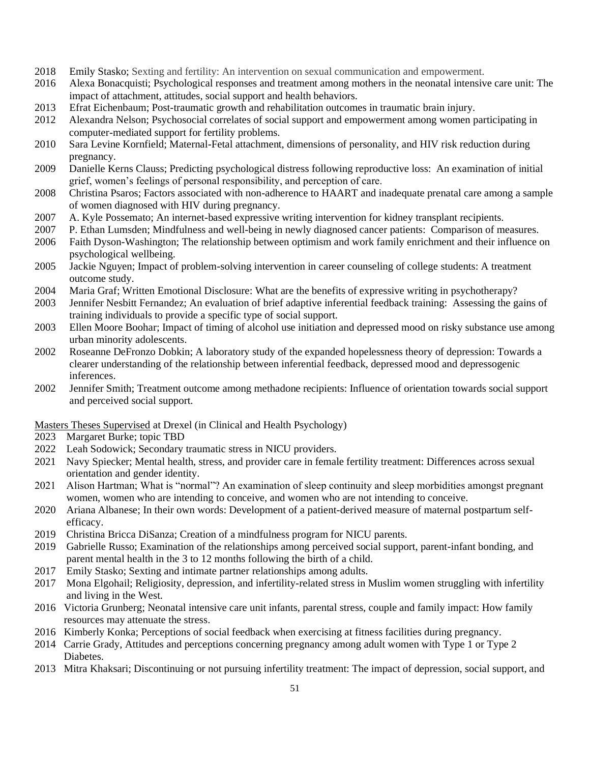2018 Emily Stasko; Sexting and fertility: An intervention on sexual communication and empowerment.

2016 Alexa Bonacquisti; Psychological responses and treatment among mothers in the neonatal intensive care unit: The impact of attachment, attitudes, social support and health behaviors.

2013 Efrat Eichenbaum; Post-traumatic growth and rehabilitation outcomes in traumatic brain injury.

2012 Alexandra Nelson; Psychosocial correlates of social support and empowerment among women participating in computer-mediated support for fertility problems.

2010 Sara Levine Kornfield; Maternal-Fetal attachment, dimensions of personality, and HIV risk reduction during pregnancy.

2009 Danielle Kerns Clauss; Predicting psychological distress following reproductive loss: An examination of initial grief, women's feelings of personal responsibility, and perception of care.

2008 Christina Psaros; Factors associated with non-adherence to HAART and inadequate prenatal care among a sample of women diagnosed with HIV during pregnancy.

2007 A. Kyle Possemato; An internet-based expressive writing intervention for kidney transplant recipients.

2007 P. Ethan Lumsden; Mindfulness and well-being in newly diagnosed cancer patients: Comparison of measures.

2006 Faith Dyson-Washington; The relationship between optimism and work family enrichment and their influence on psychological wellbeing.

2005 Jackie Nguyen; Impact of problem-solving intervention in career counseling of college students: A treatment outcome study.

2004 Maria Graf; Written Emotional Disclosure: What are the benefits of expressive writing in psychotherapy?

2003 Jennifer Nesbitt Fernandez; An evaluation of brief adaptive inferential feedback training: Assessing the gains of training individuals to provide a specific type of social support.

2003 Ellen Moore Boohar; Impact of timing of alcohol use initiation and depressed mood on risky substance use among urban minority adolescents.

2002 Roseanne DeFronzo Dobkin; A laboratory study of the expanded hopelessness theory of depression: Towards a clearer understanding of the relationship between inferential feedback, depressed mood and depressogenic inferences.

2002 Jennifer Smith; Treatment outcome among methadone recipients: Influence of orientation towards social support and perceived social support.

<u>Masters Theses Supervised</u> at Drexel (in Clinical and Health Psychology)

2023 Margaret Burke; topic TBD

2022 Leah Sodowick; Secondary traumatic stress in NICU providers.

2021 Navy Spiecker; Mental health, stress, and provider care in female fertility treatment: Differences across sexual orientation and gender identity.

2021 Alison Hartman; What is "normal"? An examination of sleep continuity and sleep morbidities amongst pregnant women, women who are intending to conceive, and women who are not intending to conceive.

2020 Ariana Albanese; In their own words: Development of a patient-derived measure of maternal postpartum self-efficacy.

2019 Christina Bricca DiSanza; Creation of a mindfulness program for NICU parents.

2019 Gabrielle Russo; Examination of the relationships among perceived social support, parent-infant bonding, and parent mental health in the 3 to 12 months following the birth of a child.

2017 Emily Stasko; Sexting and intimate partner relationships among adults.

2017 Mona Elgohail; Religiosity, depression, and infertility-related stress in Muslim women struggling with infertility and living in the West.

2016 Victoria Grunberg; Neonatal intensive care unit infants, parental stress, couple and family impact: How family resources may attenuate the stress.

2016 Kimberly Konka; Perceptions of social feedback when exercising at fitness facilities during pregnancy.

2014 Carrie Grady, Attitudes and perceptions concerning pregnancy among adult women with Type 1 or Type 2 Diabetes.

2013 Mitra Khaksari; Discontinuing or not pursuing infertility treatment: The impact of depression, social support, and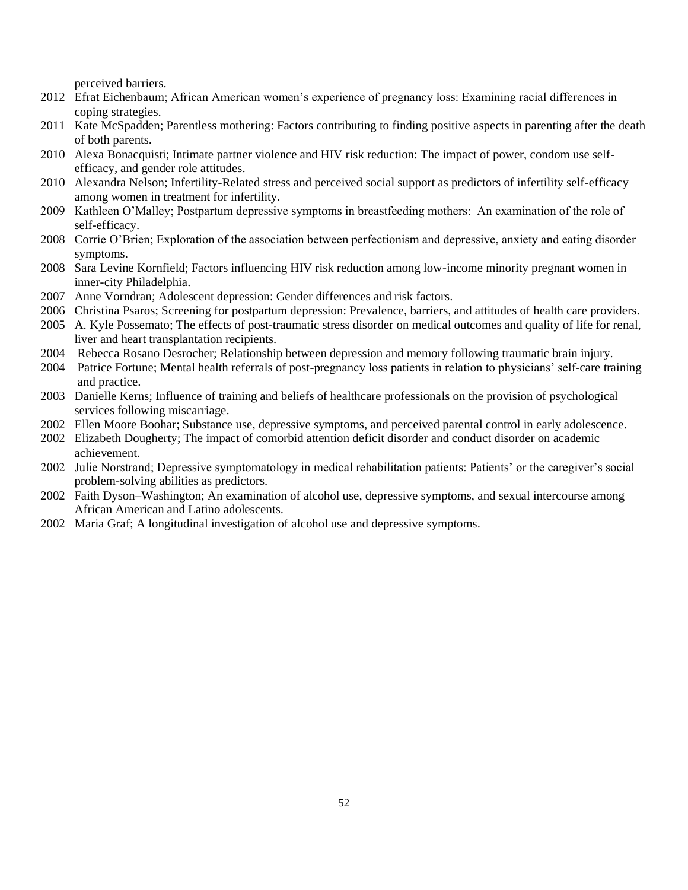perceived barriers.

2012 Efrat Eichenbaum; African American women's experience of pregnancy loss: Examining racial differences in coping strategies.

2011 Kate McSpadden; Parentless mothering: Factors contributing to finding positive aspects in parenting after the death of both parents.

2010 Alexa Bonacquisti; Intimate partner violence and HIV risk reduction: The impact of power, condom use self-efficacy, and gender role attitudes.

2010 Alexandra Nelson; Infertility-Related stress and perceived social support as predictors of infertility self-efficacy among women in treatment for infertility.

2009 Kathleen O'Malley; Postpartum depressive symptoms in breastfeeding mothers: An examination of the role of self-efficacy.

2008 Corrie O'Brien; Exploration of the association between perfectionism and depressive, anxiety and eating disorder symptoms.

2008 Sara Levine Kornfield; Factors influencing HIV risk reduction among low-income minority pregnant women in inner-city Philadelphia.

2007 Anne Vorndran; Adolescent depression: Gender differences and risk factors.

2006 Christina Psaros; Screening for postpartum depression: Prevalence, barriers, and attitudes of health care providers.

2005 A. Kyle Possemato; The effects of post-traumatic stress disorder on medical outcomes and quality of life for renal, liver and heart transplantation recipients.

2004 Rebecca Rosano Desrocher; Relationship between depression and memory following traumatic brain injury.

2004 Patrice Fortune; Mental health referrals of post-pregnancy loss patients in relation to physicians' self-care training and practice.

2003 Danielle Kerns; Influence of training and beliefs of healthcare professionals on the provision of psychological services following miscarriage.

2002 Ellen Moore Boohar; Substance use, depressive symptoms, and perceived parental control in early adolescence.

2002 Elizabeth Dougherty; The impact of comorbid attention deficit disorder and conduct disorder on academic achievement.

2002 Julie Norstrand; Depressive symptomatology in medical rehabilitation patients: Patients' or the caregiver's social problem-solving abilities as predictors.

2002 Faith Dyson–Washington; An examination of alcohol use, depressive symptoms, and sexual intercourse among African American and Latino adolescents.

2002 Maria Graf; A longitudinal investigation of alcohol use and depressive symptoms.